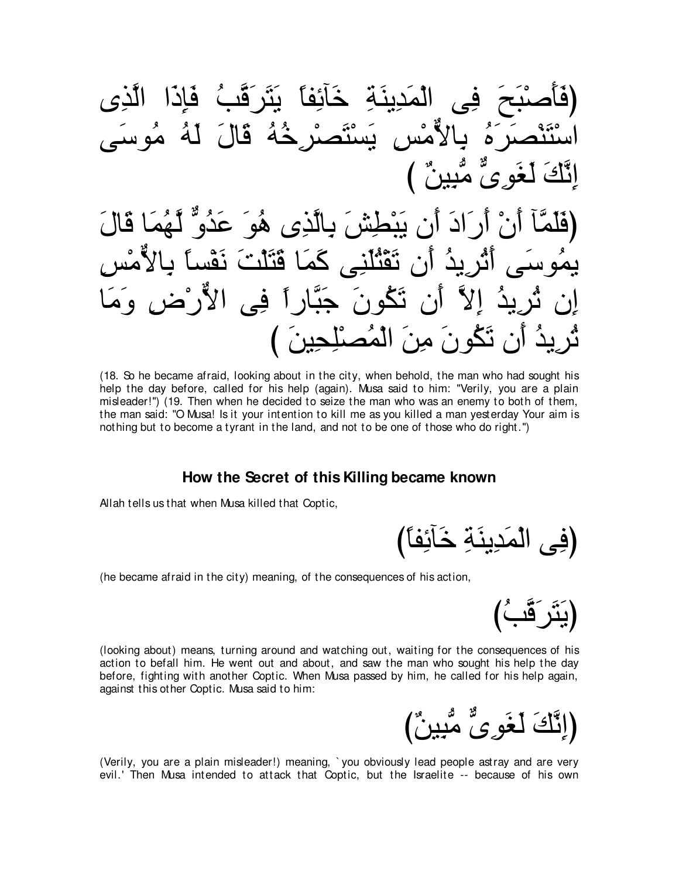(فَأَصْبَحَ فِى الْمَدِينَةِ خَآئِفاً يَتَرَقَّبُ فَإِذَا الَّذِى اسْتَنْصَرَهُ بِالاٌّمْسِ يَسْتَصْرِخُهُ قَالَ لَهُ مُوسَى إِنَّكَ لَغَوِىٌّ مُّبِينٌ )

(فَلَمَّآ أَنْ أَرَادَ أَن يَبْطِشَ بِالَّذِى هُوَ عَدُوٌّ لَّهُمَا قَالَ يمُوسَى أَتُرِيدُ أَن تَقْتُلَنِى كَمَا قَتَلْتَ نَفْساً بِالاٌّمْسِ إِن تُرِيدُ إِلاَّ أَن تَكُونَ جَبَّاراً فِى الاٌّرْضِ وَمَا تُرِيدُ أَن تَكُونَ مِنَ الْمُصْلِحِينَ )

(18. So he became afraid, looking about in the city, when behold, the man who had sought his help the day before, called for his help (again). Musa said to him: "Verily, you are a plain misleader!") (19. Then when he decided to seize the man who was an enemy to both of them, the man said: "O Musa! Is it your intention to kill me as you killed a man yesterday Your aim is nothing but to become a tyrant in the land, and not to be one of those who do right.")

### How the Secret of this Killing became known

Allah tells us that when Musa killed that Coptic,

(فِى الْمَدِينَةِ خَآئِفاً)

(he became afraid in the city) meaning, of the consequences of his action,

(يَتَرَقَّبُ)

(looking about) means, turning around and watching out, waiting for the consequences of his action to befall him. He went out and about, and saw the man who sought his help the day before, fighting with another Coptic. When Musa passed by him, he called for his help again, against this other Coptic. Musa said to him:

(إِنَّكَ لَغَوِىٌّ مُّبِينٌ)

(Verily, you are a plain misleader!) meaning, `you obviously lead people astray and are very evil.' Then Musa intended to attack that Coptic, but the Israelite -- because of his own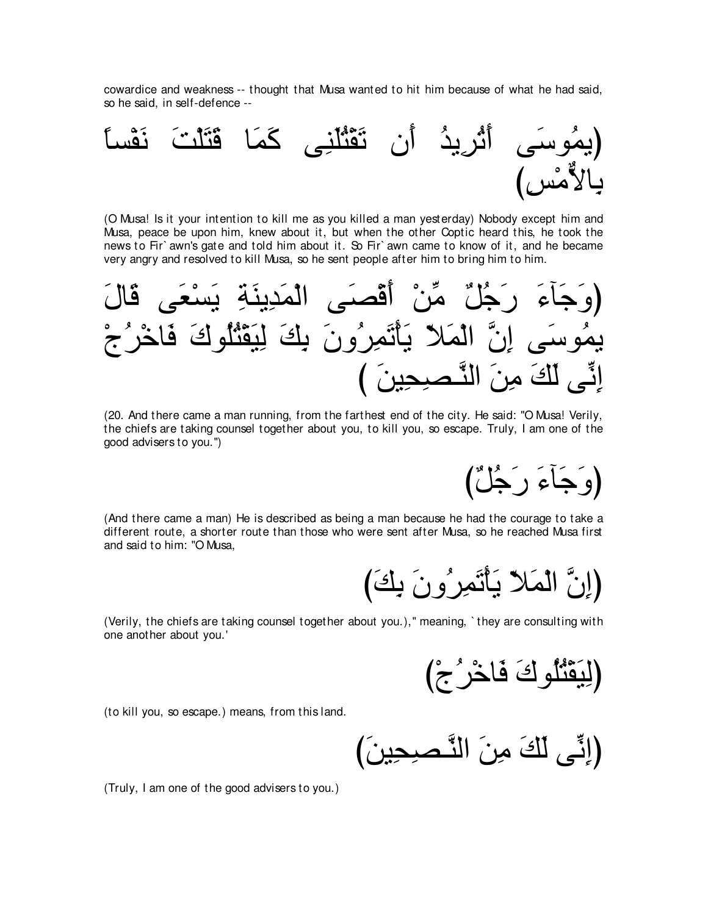cowardice and weakness -- thought that Musa wanted to hit him because of what he had said, so he said, in self-defence --

(يمُوسَى أَتُرِيدُ أَن تَقْتُلَنِى كَمَا قَتَلْتَ نَفْساً بِالاٌّمْسِ)

(O Musa! Is it your intention to kill me as you killed a man yesterday) Nobody except him and Musa, peace be upon him, knew about it, but when the other Coptic heard this, he took the news to Fir`awn's gate and told him about it. So Fir`awn came to know of it, and he became very angry and resolved to kill Musa, so he sent people after him to bring him to him.

(وَجَآءَ رَجُلٌ مِّنْ أَقْصَى الْمَدِينَةِ يَسْعَى قَالَ يمُوسَى إِنَّ الْمَلاَ يَأْتَمِرُونَ بِكَ لِيَقْتُلُوكَ فَاخْرُجْ إِنِّى لَكَ مِنَ النَّـصِحِينَ )

(20. And there came a man running, from the farthest end of the city. He said: "O Musa! Verily, the chiefs are taking counsel together about you, to kill you, so escape. Truly, I am one of the good advisers to you.")

(وَجَآءَ رَجُلٌ)

(And there came a man) He is described as being a man because he had the courage to take a different route, a shorter route than those who were sent after Musa, so he reached Musa first and said to him: "O Musa,

(إِنَّ الْمَلاَ يَأْتَمِرُونَ بِكَ)

(Verily, the chiefs are taking counsel together about you.)," meaning, `they are consulting with one another about you.'

(لِيَقْتُلُوكَ فَاخْرُجْ)

(to kill you, so escape.) means, from this land.

(إِنِّى لَكَ مِنَ النَّـصِحِينَ)

(Truly, I am one of the good advisers to you.)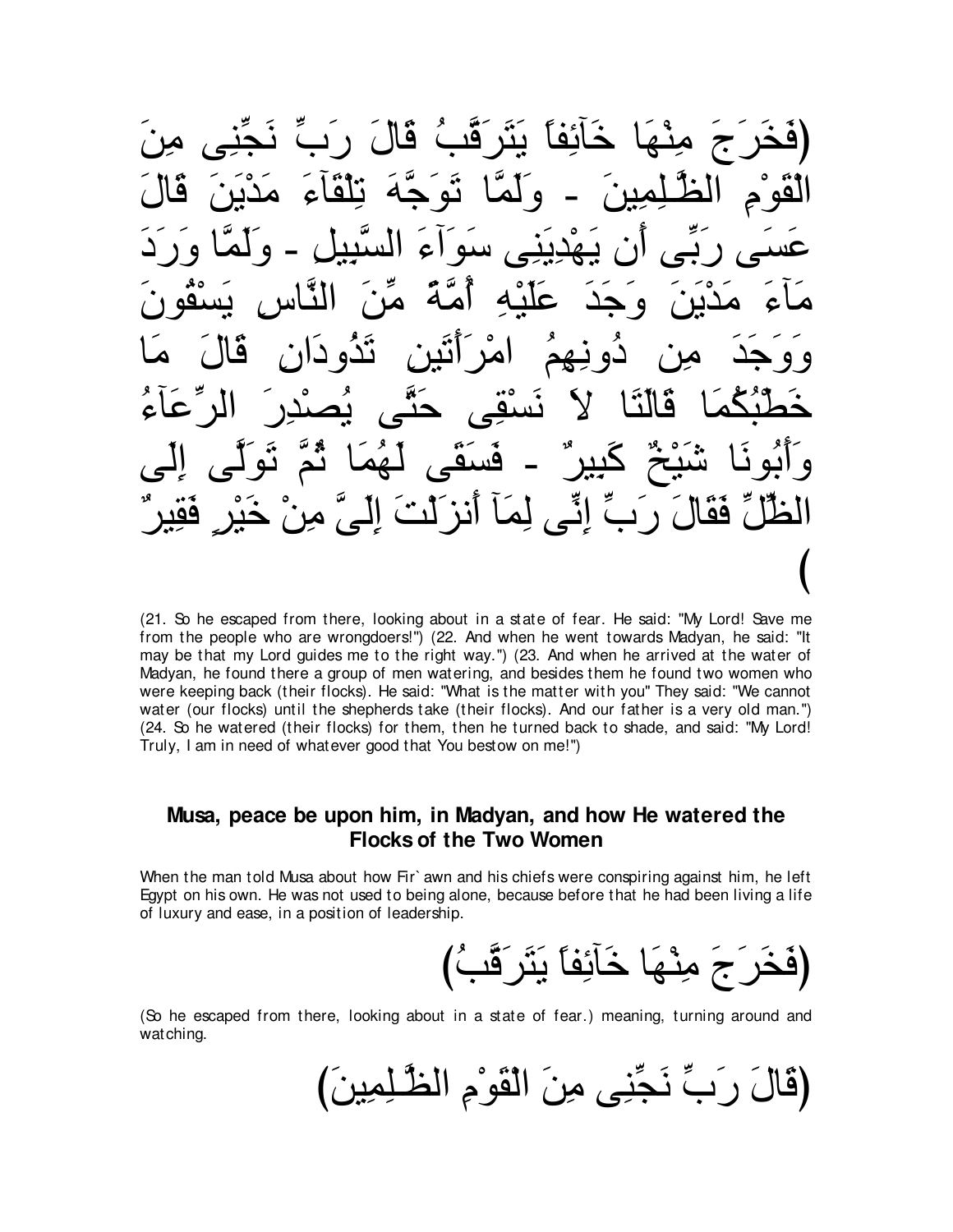(فَخَرَجَ مِنْهَا خَآئِفاً يَتَرَقَّبُ قَالَ رَبِّ نَجِّنِى مِنَ الْقَوْمِ الظَّـلِمِينَ - وَلَمَّا تَوَجَّهَ تِلْقَآءَ مَدْيَنَ قَالَ عَسَى رَبِّى أَن يَهْدِيَنِى سَوَآءَ السَّبِيلِ - وَلَمَّا وَرَدَ مَآءَ مَدْيَنَ وَجَدَ عَلَيْهِ أُمَّةً مِّنَ النَّاسِ يَسْقُونَ وَوَجَدَ مِن دُونِهِمُ امْرَأَتَينِ تَذُودَانِ قَالَ مَا خَطْبُكُمَا قَالَتَا لاَ نَسْقِى حَتَّى يُصْدِرَ الرِّعَآءُ وَأَبُونَا شَيْخٌ كَبِيرٌ - فَسَقَى لَهُمَا ثُمَّ تَوَلَّى إِلَى الظِّلِّ فَقَالَ رَبِّ إِنِّى لِمَآ أَنزَلْتَ إِلَىَّ مِنْ خَيْرٍ فَقِيرٌ)

(21. So he escaped from there, looking about in a state of fear. He said: "My Lord! Save me from the people who are wrongdoers!") (22. And when he went towards Madyan, he said: "It may be that my Lord guides me to the right way.") (23. And when he arrived at the water of Madyan, he found there a group of men watering, and besides them he found two women who were keeping back (their flocks). He said: "What is the matter with you" They said: "We cannot water (our flocks) until the shepherds take (their flocks). And our father is a very old man.") (24. So he watered (their flocks) for them, then he turned back to shade, and said: "My Lord! Truly, I am in need of whatever good that You bestow on me!")

### Musa, peace be upon him, in Madyan, and how He watered the Flocks of the Two Women

When the man told Musa about how Fir`awn and his chiefs were conspiring against him, he left Egypt on his own. He was not used to being alone, because before that he had been living a life of luxury and ease, in a position of leadership.

(فَخَرَجَ مِنْهَا خَآئِفاً يَتَرَقَّبُ)

(So he escaped from there, looking about in a state of fear.) meaning, turning around and watching.

(قَالَ رَبِّ نَجِّنِى مِنَ الْقَوْمِ الظَّـلِمِينَ)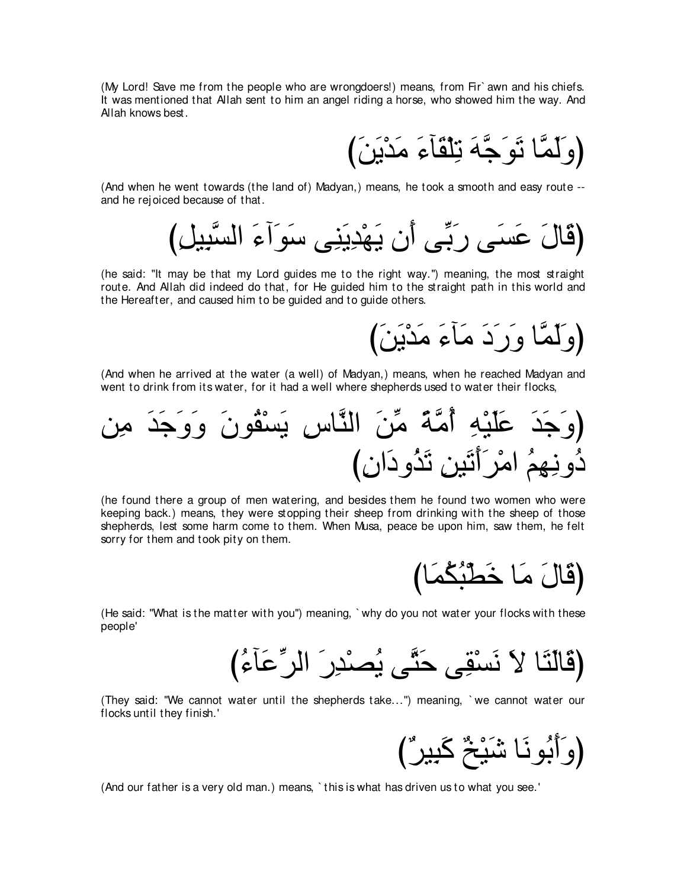(My Lord! Save me from the people who are wrongdoers!) means, from Fir`awn and his chiefs. It was mentioned that Allah sent to him an angel riding a horse, who showed him the way. And Allah knows best.

(وَلَمَّا تَوَجَّهَ تِلْقَآءَ مَدْيَنَ)

(And when he went towards (the land of) Madyan,) means, he took a smooth and easy route -- and he rejoiced because of that.

(قَالَ عَسَى رَبِّى أَن يَهْدِيَنِى سَوَآءَ السَّبِيلِ)

(he said: "It may be that my Lord guides me to the right way.") meaning, the most straight route. And Allah did indeed do that, for He guided him to the straight path in this world and the Hereafter, and caused him to be guided and to guide others.

(وَلَمَّا وَرَدَ مَآءَ مَدْيَنَ)

(And when he arrived at the water (a well) of Madyan,) means, when he reached Madyan and went to drink from its water, for it had a well where shepherds used to water their flocks,

(وَجَدَ عَلَيْهِ أُمَّةً مِّنَ النَّاسِ يَسْقُونَ وَوَجَدَ مِن دُونِهِمُ امْرَأَتَينِ تَذُودَانِ)

(he found there a group of men watering, and besides them he found two women who were keeping back.) means, they were stopping their sheep from drinking with the sheep of those shepherds, lest some harm come to them. When Musa, peace be upon him, saw them, he felt sorry for them and took pity on them.

(قَالَ مَا خَطْبُكُمَا)

(He said: "What is the matter with you") meaning, `why do you not water your flocks with these people'

(قَالَتَا لاَ نَسْقِى حَتَّى يُصْدِرَ الرِّعَآءُ)

(They said: "We cannot water until the shepherds take...") meaning, `we cannot water our flocks until they finish.'

(وَأَبُونَا شَيْخٌ كَبِيرٌ)

(And our father is a very old man.) means, `this is what has driven us to what you see.'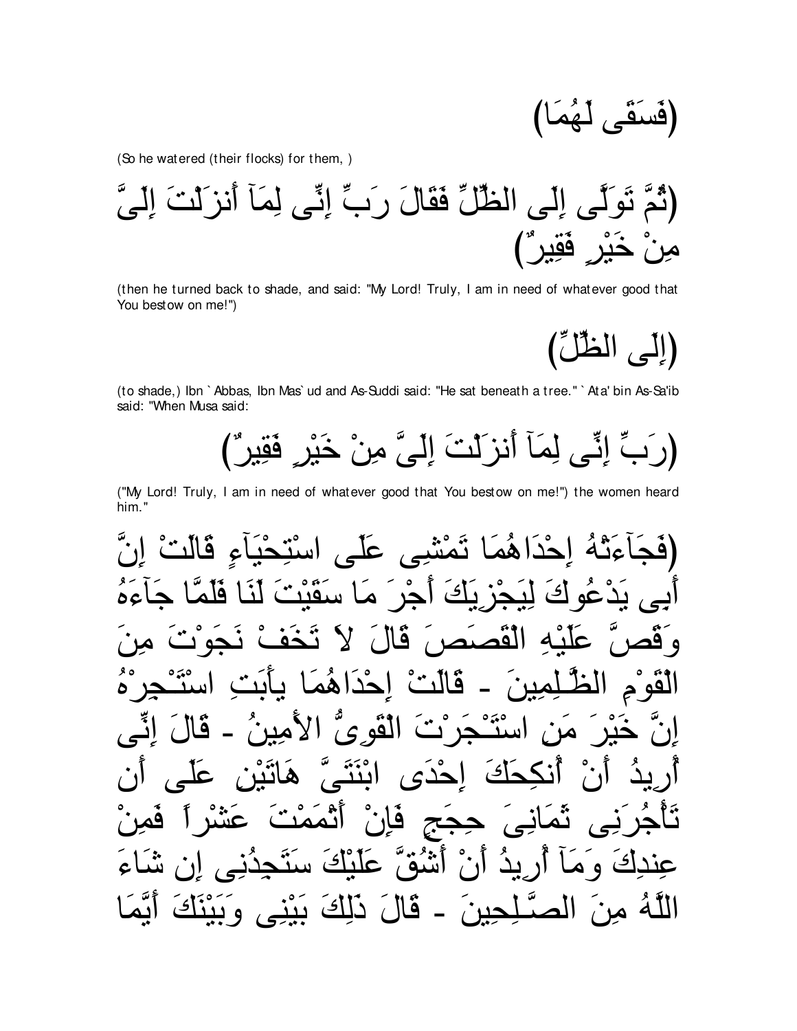(فَسَقَى لَهُمَا)

(So he watered (their flocks) for them, )

(ثُمَّ تَوَلَّى إِلَى الظِّلِّ فَقَالَ رَبِّ إِنِّى لِمَآ أَنزَلْتَ إِلَيَّ مِنْ خَيْرٍ فَقِيرٌ)

(then he turned back to shade, and said: "My Lord! Truly, I am in need of whatever good that You bestow on me!")

(إِلَى الظِّلِّ)

(to shade,) Ibn `Abbas, Ibn Mas`ud and As-Suddi said: "He sat beneath a tree." `Ata' bin As-Sa'ib said: "When Musa said:

(رَبِّ إِنِّى لِمَآ أَنزَلْتَ إِلَيَّ مِنْ خَيْرٍ فَقِيرٌ)

("My Lord! Truly, I am in need of whatever good that You bestow on me!") the women heard him."

(فَجَآءَتْهُ إِحْدَاهُمَا تَمْشِى عَلَى اسْتِحْيَآءٍ قَالَتْ إِنَّ أَبِى يَدْعُوكَ لِيَجْزِيَكَ أَجْرَ مَا سَقَيْتَ لَنَا فَلَمَّا جَآءَهُ وَقَصَّ عَلَيْهِ الْقَصَصَ قَالَ لاَ تَخَفْ نَجَوْتَ مِنَ الْقَوْمِ الظَّـلِمِينَ - قَالَتْ إِحْدَاهُمَا يأَبَتِ اسْتَـْجِرْهُ إِنَّ خَيْرَ مَنِ اسْتَـْجَرْتَ الْقَوِىُّ الأَمِينُ - قَالَ إِنِّى أُرِيدُ أَنْ أُنكِحَكَ إِحْدَى ابْنَتَىَّ هَاتَيْنِ عَلَى أَن تَأْجُرَنِى ثَمَانِىَ حِجَجٍ فَإِنْ أَتْمَمْتَ عَشْراً فَمِنْ عِندِكَ وَمَآ أُرِيدُ أَنْ أَشُقَّ عَلَيْكَ سَتَجِدُنِى إِن شَآءَ اللَّهُ مِنَ الصَّـلِحِينَ - قَالَ ذَلِكَ بَيْنِى وَبَيْنَكَ أَيَّمَا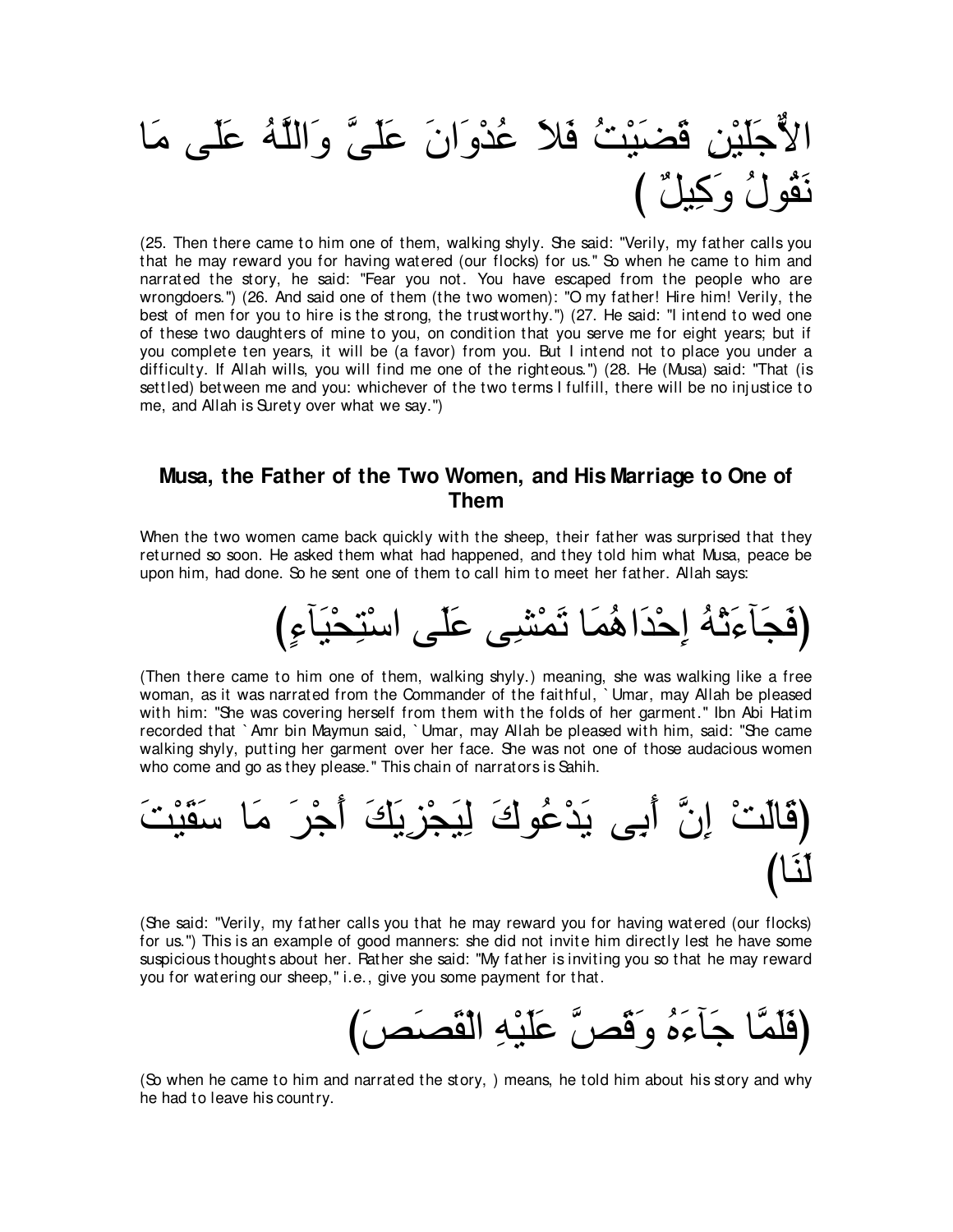الاٌّجَلَيْنِ قَضَيْتُ فَلاَ عُدْوَانَ عَلَىَّ وَاللَّهُ عَلَى مَا نَقُولُ وَكِيلٌ )

(25. Then there came to him one of them, walking shyly. She said: "Verily, my father calls you that he may reward you for having watered (our flocks) for us." So when he came to him and narrated the story, he said: "Fear you not. You have escaped from the people who are wrongdoers.") (26. And said one of them (the two women): "O my father! Hire him! Verily, the best of men for you to hire is the strong, the trustworthy.") (27. He said: "I intend to wed one of these two daughters of mine to you, on condition that you serve me for eight years; but if you complete ten years, it will be (a favor) from you. But I intend not to place you under a difficulty. If Allah wills, you will find me one of the righteous.") (28. He (Musa) said: "That (is settled) between me and you: whichever of the two terms I fulfill, there will be no injustice to me, and Allah is Surety over what we say.")

## Musa, the Father of the Two Women, and His Marriage to One of Them

When the two women came back quickly with the sheep, their father was surprised that they returned so soon. He asked them what had happened, and they told him what Musa, peace be upon him, had done. So he sent one of them to call him to meet her father. Allah says:

(فَجَآءَتْهُ إِحْدَاهُمَا تَمْشِى عَلَى اسْتِحْيَآءٍ)

(Then there came to him one of them, walking shyly.) meaning, she was walking like a free woman, as it was narrated from the Commander of the faithful, `Umar, may Allah be pleased with him: "She was covering herself from them with the folds of her garment." Ibn Abi Hatim recorded that `Amr bin Maymun said, `Umar, may Allah be pleased with him, said: "She came walking shyly, putting her garment over her face. She was not one of those audacious women who come and go as they please." This chain of narrators is Sahih.

(قَالَتْ إِنَّ أَبِى يَدْعُوكَ لِيَجْزِيَكَ أَجْرَ مَا سَقَيْتَ لَنَا)

(She said: "Verily, my father calls you that he may reward you for having watered (our flocks) for us.") This is an example of good manners: she did not invite him directly lest he have some suspicious thoughts about her. Rather she said: "My father is inviting you so that he may reward you for watering our sheep," i.e., give you some payment for that.

(فَلَمَّا جَآءَهُ وَقَصَّ عَلَيْهِ الْقَصَصَ)

(So when he came to him and narrated the story, ) means, he told him about his story and why he had to leave his country.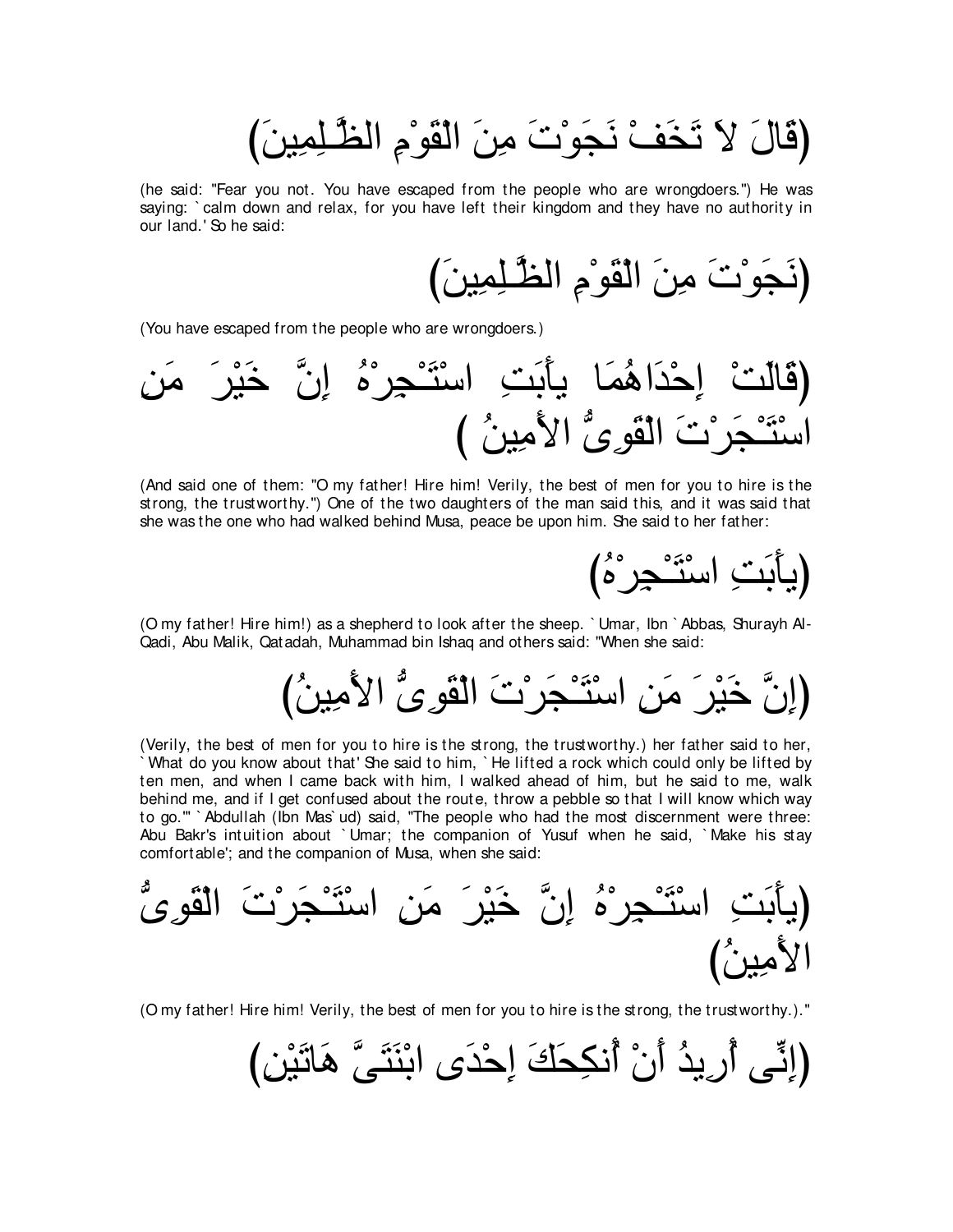(قَالَ لاَ تَخَفْ نَجَوْتَ مِنَ الْقَوْمِ الظَّـلِمِينَ)

(he said: "Fear you not. You have escaped from the people who are wrongdoers.") He was saying: `calm down and relax, for you have left their kingdom and they have no authority in our land.' So he said:

(نَجَوْتَ مِنَ الْقَوْمِ الظَّـلِمِينَ)

(You have escaped from the people who are wrongdoers.)

(قَالَتْ إِحْدَاهُمَا يأَبَتِ اسْتَـْجِرْهُ إِنَّ خَيْرَ مَنِ اسْتَـْجَرْتَ الْقَوِىُّ الأَمِينُ )

(And said one of them: "O my father! Hire him! Verily, the best of men for you to hire is the strong, the trustworthy.") One of the two daughters of the man said this, and it was said that she was the one who had walked behind Musa, peace be upon him. She said to her father:

(يأَبَتِ اسْتَـْجِرْهُ)

(O my father! Hire him!) as a shepherd to look after the sheep. `Umar, Ibn `Abbas, Shurayh Al-Qadi, Abu Malik, Qatadah, Muhammad bin Ishaq and others said: "When she said:

(إِنَّ خَيْرَ مَنِ اسْتَـْجَرْتَ الْقَوِىُّ الأَمِينُ)

(Verily, the best of men for you to hire is the strong, the trustworthy.) her father said to her, `What do you know about that' She said to him, `He lifted a rock which could only be lifted by ten men, and when I came back with him, I walked ahead of him, but he said to me, walk behind me, and if I get confused about the route, throw a pebble so that I will know which way to go.'" `Abdullah (Ibn Mas`ud) said, "The people who had the most discernment were three: Abu Bakr's intuition about `Umar; the companion of Yusuf when he said, `Make his stay comfortable'; and the companion of Musa, when she said:

(يأَبَتِ اسْتَـْجِرْهُ إِنَّ خَيْرَ مَنِ اسْتَـْجَرْتَ الْقَوِىُّ الأَمِينُ)

(O my father! Hire him! Verily, the best of men for you to hire is the strong, the trustworthy.)."

(إِنِّى أُرِيدُ أَنْ أُنكِحَكَ إِحْدَى ابْنَتَىَّ هَاتَيْنِ)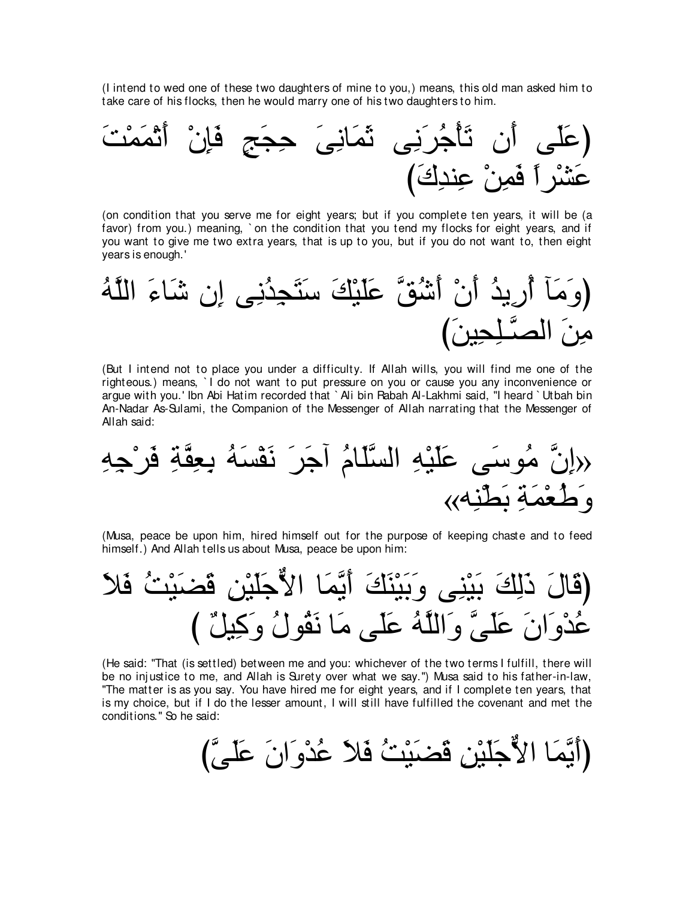(I intend to wed one of these two daughters of mine to you,) means, this old man asked him to take care of his flocks, then he would marry one of his two daughters to him.

(عَلَى أَن تَأْجُرَنِى ثَمَانِىَ حِجَجٍ فَإِنْ أَتْمَمْتَ عَشْراً فَمِنْ عِندِكَ)

(on condition that you serve me for eight years; but if you complete ten years, it will be (a favor) from you.) meaning, `on the condition that you tend my flocks for eight years, and if you want to give me two extra years, that is up to you, but if you do not want to, then eight years is enough.'

(وَمَآ أُرِيدُ أَنْ أَشُقَّ عَلَيْكَ سَتَجِدُنِى إِن شَآءَ اللَّهُ مِنَ الصَّـلِحِينَ)

(But I intend not to place you under a difficulty. If Allah wills, you will find me one of the righteous.) means, `I do not want to put pressure on you or cause you any inconvenience or argue with you.' Ibn Abi Hatim recorded that `Ali bin Rabah Al-Lakhmi said, "I heard `Utbah bin An-Nadar As-Sulami, the Companion of the Messenger of Allah narrating that the Messenger of Allah said:

«إِنَّ مُوسَى عَلَيْهِ السَّلَامُ آجَرَ نَفْسَهُ بِعِفَّةِ فَرْجِهِ وَطُعْمَةِ بَطْنِه»

(Musa, peace be upon him, hired himself out for the purpose of keeping chaste and to feed himself.) And Allah tells us about Musa, peace be upon him:

(قَالَ ذَلِكَ بَيْنِى وَبَيْنَكَ أَيَّمَا الاٌّجَلَيْنِ قَضَيْتُ فَلاَ عُدْوَانَ عَلَىَّ وَاللَّهُ عَلَى مَا نَقُولُ وَكِيلٌ )

(He said: "That (is settled) between me and you: whichever of the two terms I fulfill, there will be no injustice to me, and Allah is Surety over what we say.") Musa said to his father-in-law, "The matter is as you say. You have hired me for eight years, and if I complete ten years, that is my choice, but if I do the lesser amount, I will still have fulfilled the covenant and met the conditions." So he said:

(أَيَّمَا الاٌّجَلَيْنِ قَضَيْتُ فَلاَ عُدْوَانَ عَلَىَّ)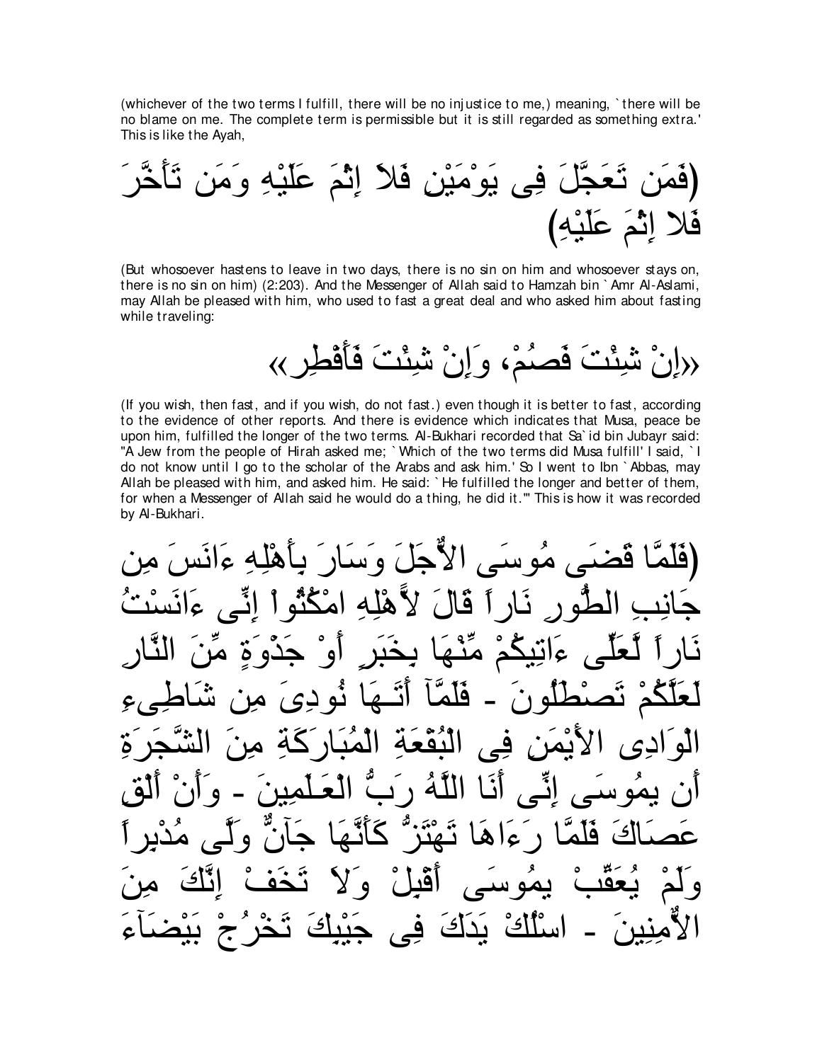(whichever of the two terms I fulfill, there will be no injustice to me,) meaning, `there will be no blame on me. The complete term is permissible but it is still regarded as something extra.' This is like the Ayah,

(فَمَن تَعَجَّلَ فِى يَوْمَيْنِ فَلاَ إِثْمَ عَلَيْهِ وَمَن تَأَخَّرَ فَلا إِثْمَ عَلَيْهِ)

(But whosoever hastens to leave in two days, there is no sin on him and whosoever stays on, there is no sin on him) (2:203). And the Messenger of Allah said to Hamzah bin `Amr Al-Aslami, may Allah be pleased with him, who used to fast a great deal and who asked him about fasting while traveling:

«إِنْ شِئْتَ فَصُمْ، وَإِنْ شِئْتَ فَأَفْطِر»

(If you wish, then fast, and if you wish, do not fast.) even though it is better to fast, according to the evidence of other reports. And there is evidence which indicates that Musa, peace be upon him, fulfilled the longer of the two terms. Al-Bukhari recorded that Sa`id bin Jubayr said: "A Jew from the people of Hirah asked me; `Which of the two terms did Musa fulfill' I said, `I do not know until I go to the scholar of the Arabs and ask him.' So I went to Ibn `Abbas, may Allah be pleased with him, and asked him. He said: `He fulfilled the longer and better of them, for when a Messenger of Allah said he would do a thing, he did it.'" This is how it was recorded by Al-Bukhari.

(فَلَمَّا قَضَى مُوسَى الاٌّجَلَ وَسَارَ بِأَهْلِهِ ءَانَسَ مِن جَانِبِ الطُّورِ نَاراً قَالَ لاًّهْلِهِ امْكُثُواْ إِنِّى ءَانَسْتُ نَاراً لَّعَلِّى ءَاتِيكُمْ مِّنْهَا بِخَبَرٍ أَوْ جَذْوَةٍ مِّنَ النَّارِ لَعَلَّكُمْ تَصْطَلُونَ - فَلَمَّآ أَتَـهَا نُودِىَ مِن شَاطِىءِ الْوَادِى الأَيْمَنِ فِى الْبُقْعَةِ الْمُبَارَكَةِ مِنَ الشَّجَرَةِ أَن يمُوسَى إِنِّى أَنَا اللَّهُ رَبُّ الْعَـلَمِينَ - وَأَنْ أَلْقِ عَصَاكَ فَلَمَّا رَءَاهَا تَهْتَزُّ كَأَنَّهَا جَآنٌّ وَلَّى مُدْبِراً وَلَمْ يُعَقِّبْ يمُوسَى أَقْبِلْ وَلاَ تَخَفْ إِنَّكَ مِنَ الاٌّمِنِينَ - اسْلُكْ يَدَكَ فِى جَيْبِكَ تَخْرُجْ بَيْضَآءَ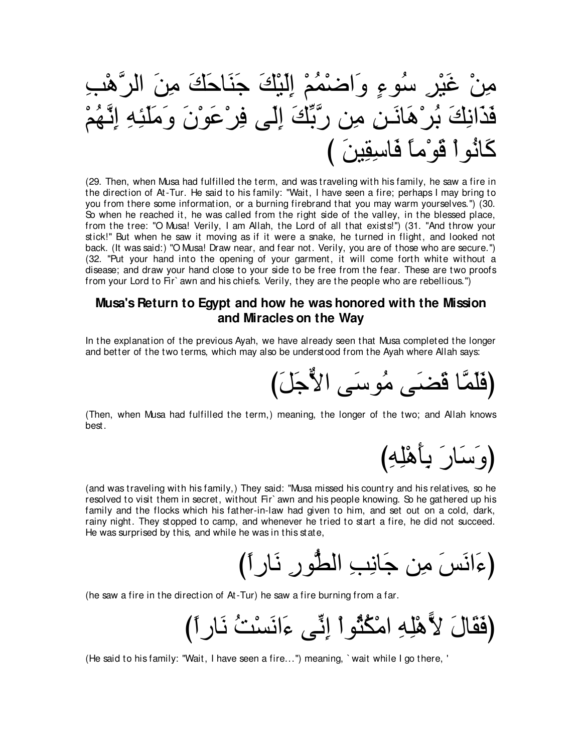مِنْ غَيْرِ سُوءٍ وَاضْمُمْ إِلَيْكَ جَنَاحَكَ مِنَ الرَّهْبِ فَذَانِكَ بُرْهَانَـنِ مِن رَّبِّكَ إِلَى فِرْعَوْنَ وَمَلَئِهِ إِنَّهُمْ كَانُواْ قَوْماً فَاسِقِينَ )

(29. Then, when Musa had fulfilled the term, and was traveling with his family, he saw a fire in the direction of At-Tur. He said to his family: "Wait, I have seen a fire; perhaps I may bring to you from there some information, or a burning firebrand that you may warm yourselves.") (30. So when he reached it, he was called from the right side of the valley, in the blessed place, from the tree: "O Musa! Verily, I am Allah, the Lord of all that exists!") (31. "And throw your stick!" But when he saw it moving as if it were a snake, he turned in flight, and looked not back. (It was said:) "O Musa! Draw near, and fear not. Verily, you are of those who are secure.") (32. "Put your hand into the opening of your garment, it will come forth white without a disease; and draw your hand close to your side to be free from the fear. These are two proofs from your Lord to Fir` awn and his chiefs. Verily, they are the people who are rebellious.")

## Musa's Return to Egypt and how he was honored with the Mission and Miracles on the Way

In the explanation of the previous Ayah, we have already seen that Musa completed the longer and better of the two terms, which may also be understood from the Ayah where Allah says:

(فَلَمَّا قَضَى مُوسَى الاٌّجَلَ)

(Then, when Musa had fulfilled the term,) meaning, the longer of the two; and Allah knows best.

(وَسَارَ بِأَهْلِهِ)

(and was traveling with his family,) They said: "Musa missed his country and his relatives, so he resolved to visit them in secret, without Fir` awn and his people knowing. So he gathered up his family and the flocks which his father-in-law had given to him, and set out on a cold, dark, rainy night. They stopped to camp, and whenever he tried to start a fire, he did not succeed. He was surprised by this, and while he was in this state,

(ءَانَسَ مِن جَانِبِ الطُّورِ نَاراً)

(he saw a fire in the direction of At-Tur) he saw a fire burning from a far.

(فَقَالَ لاًّهْلِهِ امْكُثُواْ إِنِّى ءَانَسْتُ نَاراً)

(He said to his family: "Wait, I have seen a fire...") meaning, ` wait while I go there, '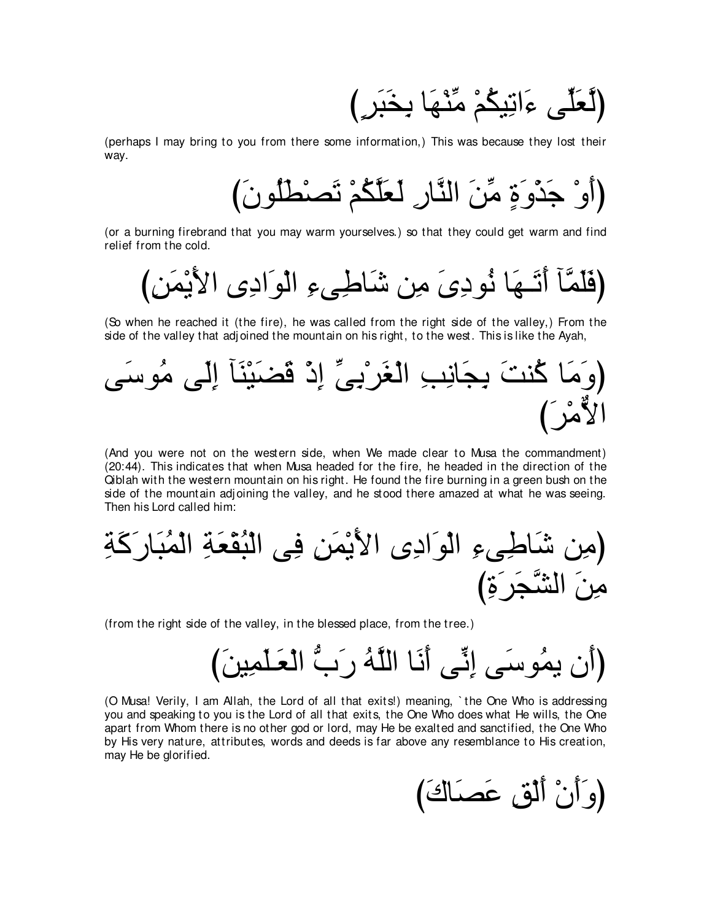(لَّعَلِّى ءَاتِيكُمْ مِّنْهَا بِخَبَرٍ)

(perhaps I may bring to you from there some information,) This was because they lost their way.

(أَوْ جَذْوَةٍ مِّنَ النَّارِ لَعَلَّكُمْ تَصْطَلُونَ)

(or a burning firebrand that you may warm yourselves.) so that they could get warm and find relief from the cold.

(فَلَمَّآ أَتَـهَا نُودِىَ مِن شَاطِىءِ الْوَادِى الأَيْمَنِ)

(So when he reached it (the fire), he was called from the right side of the valley,) From the side of the valley that adjoined the mountain on his right, to the west. This is like the Ayah,

(وَمَا كُنتَ بِجَانِبِ الْغَرْبِىِّ إِذْ قَضَيْنَآ إِلَى مُوسَى الاٌّمْرَ)

(And you were not on the western side, when We made clear to Musa the commandment) (20:44). This indicates that when Musa headed for the fire, he headed in the direction of the Qiblah with the western mountain on his right. He found the fire burning in a green bush on the side of the mountain adjoining the valley, and he stood there amazed at what he was seeing. Then his Lord called him:

(مِن شَاطِىءِ الْوَادِى الأَيْمَنِ فِى الْبُقْعَةِ الْمُبَارَكَةِ مِنَ الشَّجَرَةِ)

(from the right side of the valley, in the blessed place, from the tree.)

(أَن يمُوسَى إِنِّى أَنَا اللَّهُ رَبُّ الْعَـلَمِينَ)

(O Musa! Verily, I am Allah, the Lord of all that exits!) meaning, `the One Who is addressing you and speaking to you is the Lord of all that exits, the One Who does what He wills, the One apart from Whom there is no other god or lord, may He be exalted and sanctified, the One Who by His very nature, attributes, words and deeds is far above any resemblance to His creation, may He be glorified.

(وَأَنْ أَلْقِ عَصَاكَ)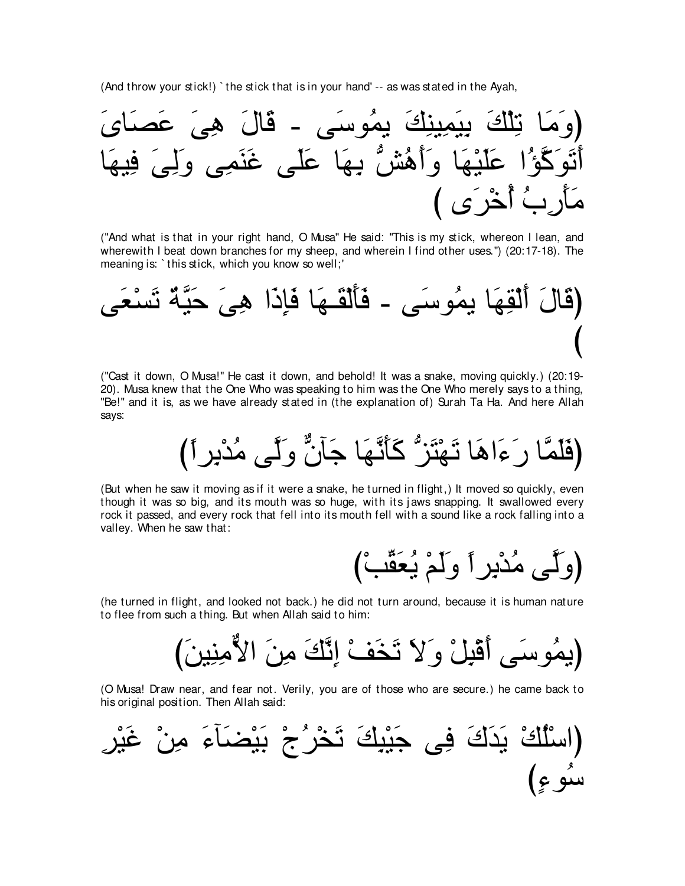(And throw your stick!) `the stick that is in your hand' -- as was stated in the Ayah,

(وَمَا تِلْكَ بِيَمِينِكَ يمُوسَى - قَالَ هِىَ عَصَاىَ أَتَوَكَّؤُا عَلَيْهَا وَأَهُشُّ بِهَا عَلَى غَنَمِى وَلِىَ فِيهَا مَأَرِبُ أُخْرَى )

("And what is that in your right hand, O Musa" He said: "This is my stick, whereon I lean, and wherewith I beat down branches for my sheep, and wherein I find other uses.") (20:17-18). The meaning is: `this stick, which you know so well;'

(قَالَ أَلْقِهَا يمُوسَى - فَأَلْقَـهَا فَإِذَا هِىَ حَيَّةٌ تَسْعَى )

("Cast it down, O Musa!" He cast it down, and behold! It was a snake, moving quickly.) (20:19-20). Musa knew that the One Who was speaking to him was the One Who merely says to a thing, "Be!" and it is, as we have already stated in (the explanation of) Surah Ta Ha. And here Allah says:

(فَلَمَّا رَءَاهَا تَهْتَزُّ كَأَنَّهَا جَآنٌّ وَلَّى مُدْبِراً)

(But when he saw it moving as if it were a snake, he turned in flight,) It moved so quickly, even though it was so big, and its mouth was so huge, with its jaws snapping. It swallowed every rock it passed, and every rock that fell into its mouth fell with a sound like a rock falling into a valley. When he saw that:

(وَلَّى مُدْبِراً وَلَمْ يُعَقِّبْ)

(he turned in flight, and looked not back.) he did not turn around, because it is human nature to flee from such a thing. But when Allah said to him:

(يمُوسَى أَقْبِلْ وَلاَ تَخَفْ إِنَّكَ مِنَ الاٌّمِنِينَ)

(O Musa! Draw near, and fear not. Verily, you are of those who are secure.) he came back to his original position. Then Allah said:

(اسْلُكْ يَدَكَ فِى جَيْبِكَ تَخْرُجْ بَيْضَآءَ مِنْ غَيْرِ سُوءٍ)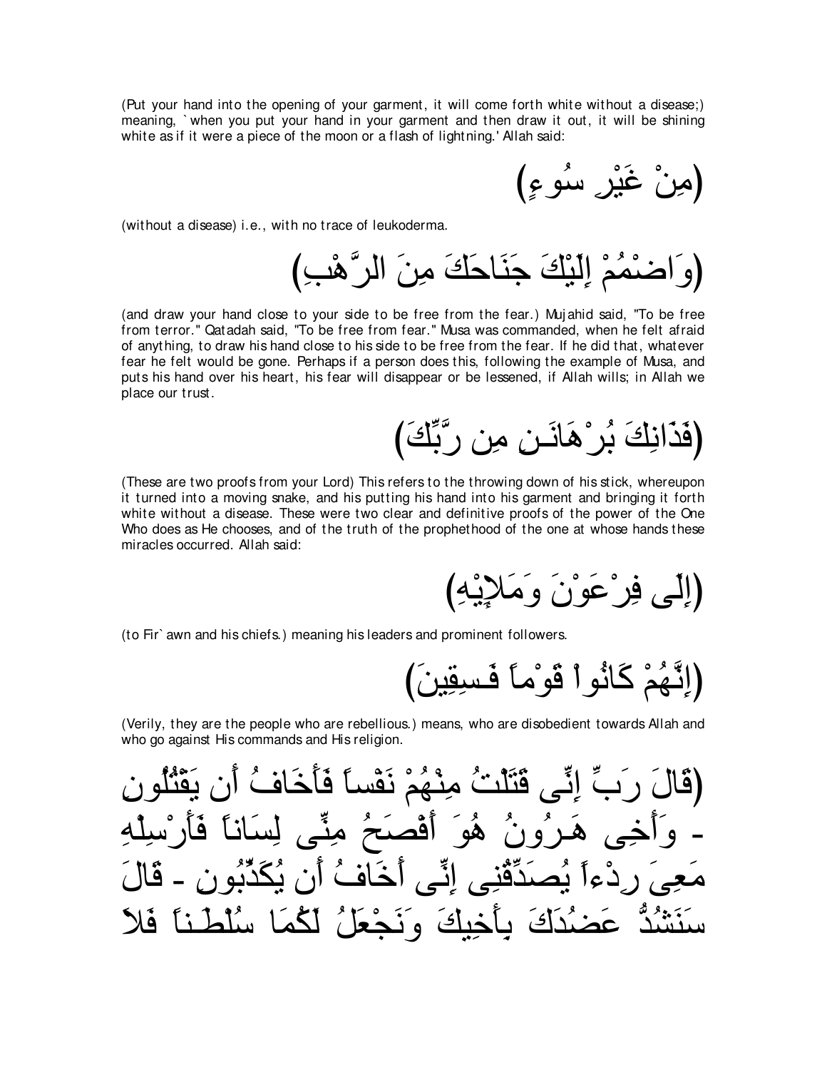(Put your hand into the opening of your garment, it will come forth white without a disease;) meaning, `when you put your hand in your garment and then draw it out, it will be shining white as if it were a piece of the moon or a flash of lightning.' Allah said:

(مِنْ غَيْرِ سُوءٍ)

(without a disease) i.e., with no trace of leukoderma.

(وَاضْمُمْ إِلَيْكَ جَنَاحَكَ مِنَ الرَّهْبِ)

(and draw your hand close to your side to be free from the fear.) Mujahid said, "To be free from terror." Qatadah said, "To be free from fear." Musa was commanded, when he felt afraid of anything, to draw his hand close to his side to be free from the fear. If he did that, whatever fear he felt would be gone. Perhaps if a person does this, following the example of Musa, and puts his hand over his heart, his fear will disappear or be lessened, if Allah wills; in Allah we place our trust.

(فَذَانِكَ بُرْهَانَـنِ مِن رَّبِّكَ)

(These are two proofs from your Lord) This refers to the throwing down of his stick, whereupon it turned into a moving snake, and his putting his hand into his garment and bringing it forth white without a disease. These were two clear and definitive proofs of the power of the One Who does as He chooses, and of the truth of the prophethood of the one at whose hands these miracles occurred. Allah said:

(إِلَى فِرْعَوْنَ وَمَلإِيْهِ)

(to Fir`awn and his chiefs.) meaning his leaders and prominent followers.

(إِنَّهُمْ كَانُواْ قَوْماً فَـسِقِينَ)

(Verily, they are the people who are rebellious.) means, who are disobedient towards Allah and who go against His commands and His religion.

(قَالَ رَبِّ إِنِّى قَتَلْتُ مِنْهُمْ نَفْساً فَأَخَافُ أَن يَقْتُلُونِ - وَأَخِى هَـرُونُ هُوَ أَفْصَحُ مِنِّى لِسَاناً فَأَرْسِلْهِ مَعِىَ رِدْءاً يُصَدِّقُنِى إِنِّى أَخَافُ أَن يُكَذِّبُونِ - قَالَ سَنَشُدُّ عَضُدَكَ بِأَخِيكَ وَنَجْعَلُ لَكُمَا سُلْطَـناً فَلاَ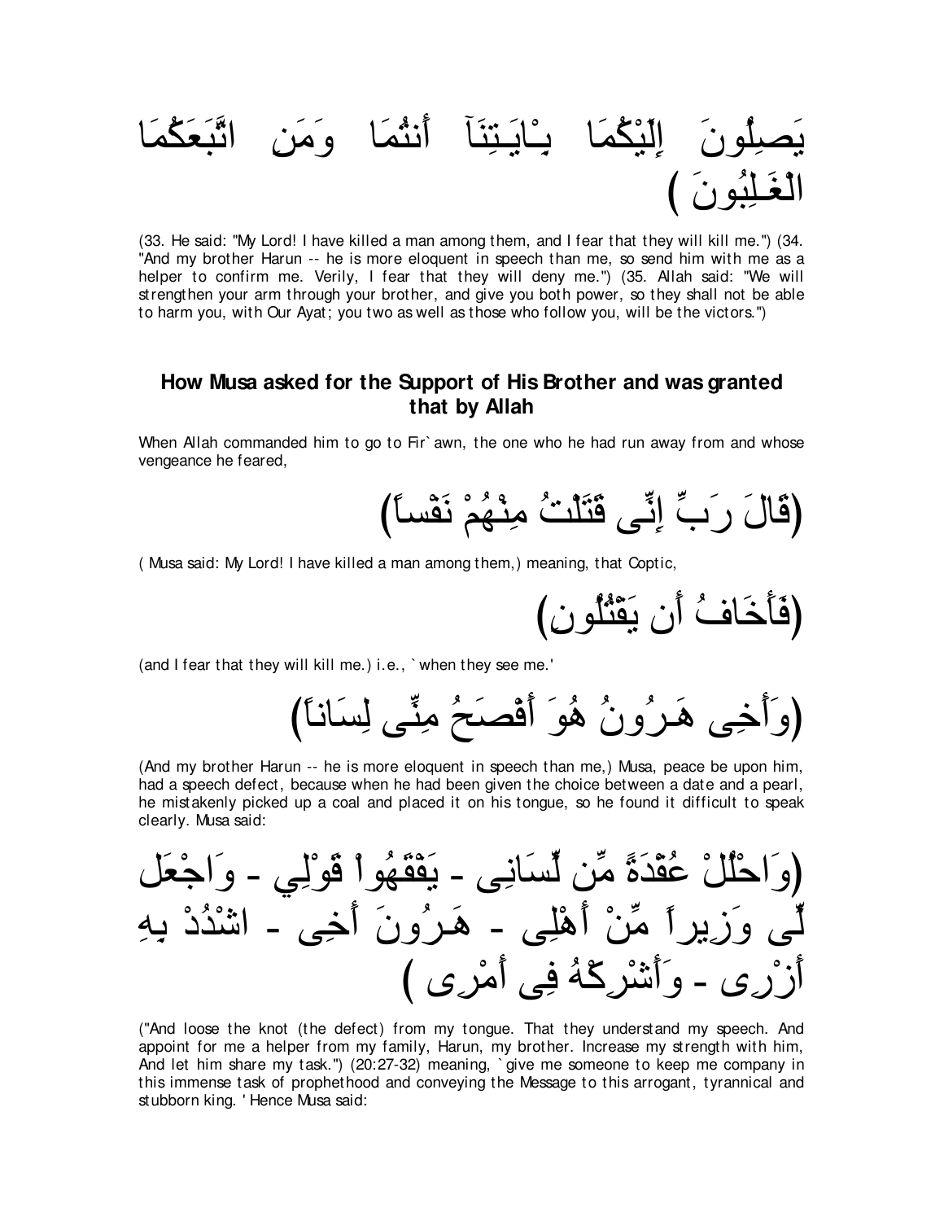يَصِلُونَ إِلَيْكُمَا بِـَايَـتِنَآ أَنتُمَا وَمَنِ اتَّبَعَكُمَا الْغَـلِبُونَ )

(33. He said: "My Lord! I have killed a man among them, and I fear that they will kill me.") (34. "And my brother Harun -- he is more eloquent in speech than me, so send him with me as a helper to confirm me. Verily, I fear that they will deny me.") (35. Allah said: "We will strengthen your arm through your brother, and give you both power, so they shall not be able to harm you, with Our Ayat; you two as well as those who follow you, will be the victors.")

### How Musa asked for the Support of His Brother and was granted that by Allah

When Allah commanded him to go to Fir`awn, the one who he had run away from and whose vengeance he feared,

(قَالَ رَبِّ إِنِّى قَتَلْتُ مِنْهُمْ نَفْساً)

( Musa said: My Lord! I have killed a man among them,) meaning, that Coptic,

(فَأَخَافُ أَن يَقْتُلُونِ)

(and I fear that they will kill me.) i.e., `when they see me.'

(وَأَخِى هَـرُونُ هُوَ أَفْصَحُ مِنِّى لِسَاناً)

(And my brother Harun -- he is more eloquent in speech than me,) Musa, peace be upon him, had a speech defect, because when he had been given the choice between a date and a pearl, he mistakenly picked up a coal and placed it on his tongue, so he found it difficult to speak clearly. Musa said:

(وَاحْلُلْ عُقْدَةً مِّن لِّسَانِى - يَفْقَهُواْ قَوْلِي - وَاجْعَل لِّى وَزِيراً مِّنْ أَهْلِى - هَـرُونَ أَخِى - اشْدُدْ بِهِ أَزْرِى - وَأَشْرِكْهُ فِى أَمْرِى )

("And loose the knot (the defect) from my tongue. That they understand my speech. And appoint for me a helper from my family, Harun, my brother. Increase my strength with him, And let him share my task.") (20:27-32) meaning, `give me someone to keep me company in this immense task of prophethood and conveying the Message to this arrogant, tyrannical and stubborn king. ' Hence Musa said: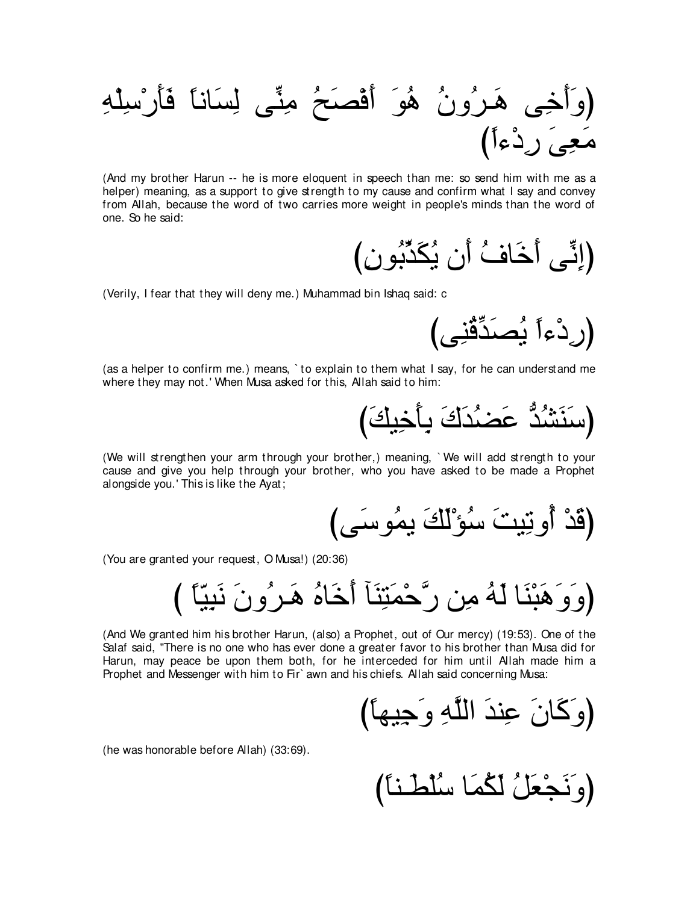(وَأَخِى هَـرُونُ هُوَ أَفْصَحُ مِنِّى لِسَاناً فَأَرْسِلْهِ مَعِىَ رِدْءاً)

(And my brother Harun -- he is more eloquent in speech than me: so send him with me as a helper) meaning, as a support to give strength to my cause and confirm what I say and convey from Allah, because the word of two carries more weight in people's minds than the word of one. So he said:

(إِنِّى أَخَافُ أَن يُكَذِّبُونِ)

(Verily, I fear that they will deny me.) Muhammad bin Ishaq said: c

(رِدْءاً يُصَدِّقُنِى)

(as a helper to confirm me.) means, `to explain to them what I say, for he can understand me where they may not.' When Musa asked for this, Allah said to him:

(سَنَشُدُّ عَضُدَكَ بِأَخِيكَ)

(We will strengthen your arm through your brother,) meaning, `We will add strength to your cause and give you help through your brother, who you have asked to be made a Prophet alongside you.' This is like the Ayat;

(قَدْ أُوتِيتَ سُؤْلَكَ يمُوسَى)

(You are granted your request, O Musa!) (20:36)

(وَوَهَبْنَا لَهُ مِن رَّحْمَتِنَآ أَخَاهُ هَـرُونَ نَبِيّاً )

(And We granted him his brother Harun, (also) a Prophet, out of Our mercy) (19:53). One of the Salaf said, "There is no one who has ever done a greater favor to his brother than Musa did for Harun, may peace be upon them both, for he interceded for him until Allah made him a Prophet and Messenger with him to Fir`awn and his chiefs. Allah said concerning Musa:

(وَكَانَ عِندَ اللَّهِ وَجِيهاً)

(he was honorable before Allah) (33:69).

(وَنَجْعَلُ لَكُمَا سُلْطَـناً)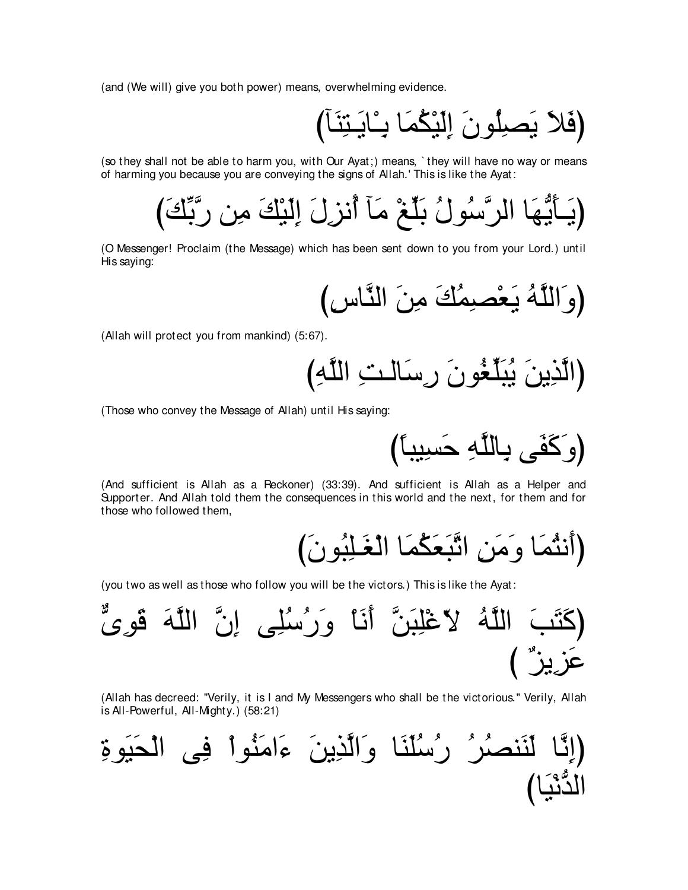(and (We will) give you both power) means, overwhelming evidence.

(فَلاَ يَصِلُونَ إِلَيْكُمَا بِـْايَـتِنَآ)

(so they shall not be able to harm you, with Our Ayat;) means, `they will have no way or means of harming you because you are conveying the signs of Allah.' This is like the Ayat:

(يَـأَيُّهَا الرَّسُولُ بَلِّغْ مَآ أُنزِلَ إِلَيْكَ مِن رَّبِّكَ)

(O Messenger! Proclaim (the Message) which has been sent down to you from your Lord.) until His saying:

(وَاللَّهُ يَعْصِمُكَ مِنَ النَّاسِ)

(Allah will protect you from mankind) (5:67).

(الَّذِينَ يُبَلِّغُونَ رِسَالـتِ اللَّهِ)

(Those who convey the Message of Allah) until His saying:

(وَكَفَى بِاللَّهِ حَسِيباً)

(And sufficient is Allah as a Reckoner) (33:39). And sufficient is Allah as a Helper and Supporter. And Allah told them the consequences in this world and the next, for them and for those who followed them,

(أَنتُمَا وَمَنِ اتَّبَعَكُمَا الْغَـلِبُونَ)

(you two as well as those who follow you will be the victors.) This is like the Ayat:

(كَتَبَ اللَّهُ لاّغْلِبَنَّ أَنَاْ وَرُسُلِى إِنَّ اللَّهَ قَوِىٌّ عَزِيزٌ )

(Allah has decreed: "Verily, it is I and My Messengers who shall be the victorious." Verily, Allah is All-Powerful, All-Mighty.) (58:21)

(إِنَّا لَنَنصُرُ رُسُلَنَا وَالَّذِينَ ءَامَنُواْ فِى الْحَيَوةِ الدُّنْيَا)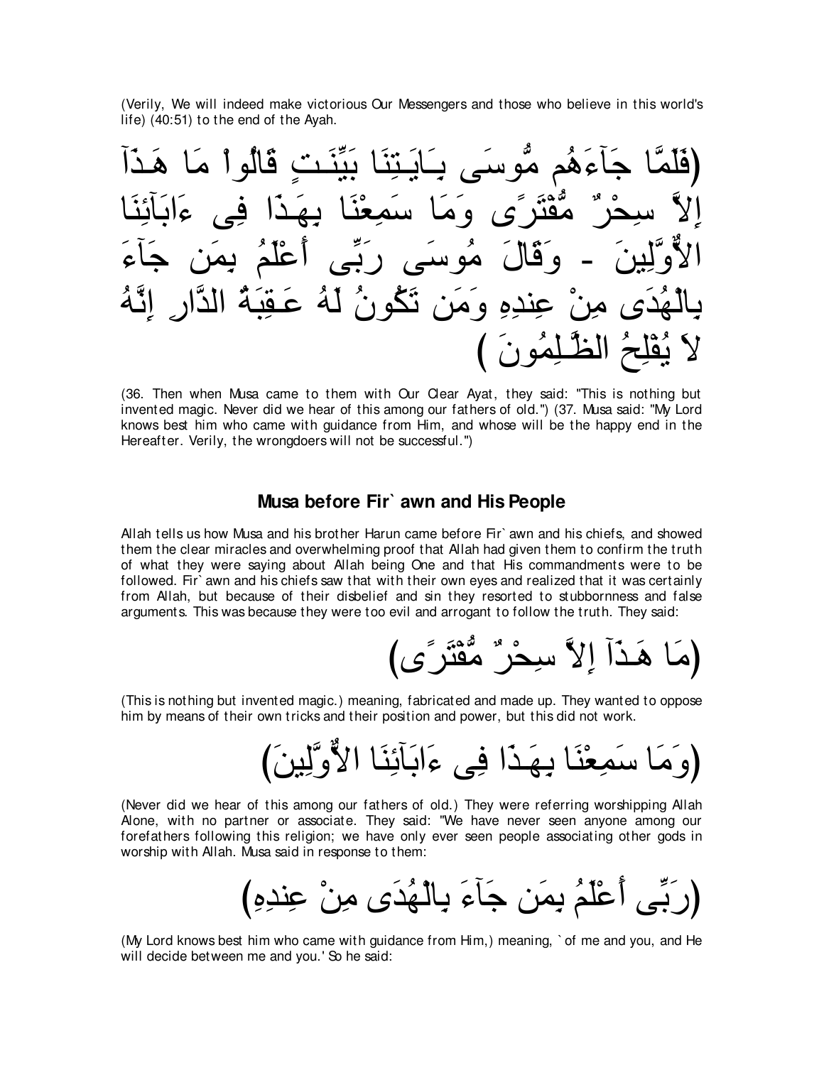(Verily, We will indeed make victorious Our Messengers and those who believe in this world's life) (40:51) to the end of the Ayah.

(فَلَمَّا جَآءَهُم مُّوسَى بِـَايَـتِنَا بَيِّنَـتٍ قَالُواْ مَا هَـذَآ إِلاَّ سِحْرٌ مُّفْتَرًى وَمَا سَمِعْنَا بِهَـذَا فِى ءَابَآئِنَا الاٌّوَّلِينَ - وَقَالَ مُوسَى رَبِّى أَعْلَمُ بِمَن جَآءَ بِالْهُدَى مِنْ عِندِهِ وَمَن تَكُونُ لَهُ عَـقِبَةُ الدَّارِ إِنَّهُ لاَ يُفْلِحُ الظَّـلِمُونَ )

(36. Then when Musa came to them with Our Clear Ayat, they said: "This is nothing but invented magic. Never did we hear of this among our fathers of old.") (37. Musa said: "My Lord knows best him who came with guidance from Him, and whose will be the happy end in the Hereafter. Verily, the wrongdoers will not be successful.")

### Musa before Fir` awn and His People

Allah tells us how Musa and his brother Harun came before Fir` awn and his chiefs, and showed them the clear miracles and overwhelming proof that Allah had given them to confirm the truth of what they were saying about Allah being One and that His commandments were to be followed. Fir` awn and his chiefs saw that with their own eyes and realized that it was certainly from Allah, but because of their disbelief and sin they resorted to stubbornness and false arguments. This was because they were too evil and arrogant to follow the truth. They said:

(مَا هَـذَآ إِلاَّ سِحْرٌ مُّفْتَرًى)

(This is nothing but invented magic.) meaning, fabricated and made up. They wanted to oppose him by means of their own tricks and their position and power, but this did not work.

(وَمَا سَمِعْنَا بِهَـذَا فِى ءَابَآئِنَا الاٌّوَّلِينَ)

(Never did we hear of this among our fathers of old.) They were referring worshipping Allah Alone, with no partner or associate. They said: "We have never seen anyone among our forefathers following this religion; we have only ever seen people associating other gods in worship with Allah. Musa said in response to them:

(رَبِّى أَعْلَمُ بِمَن جَآءَ بِالْهُدَى مِنْ عِندِهِ)

(My Lord knows best him who came with guidance from Him,) meaning, ` of me and you, and He will decide between me and you.' So he said: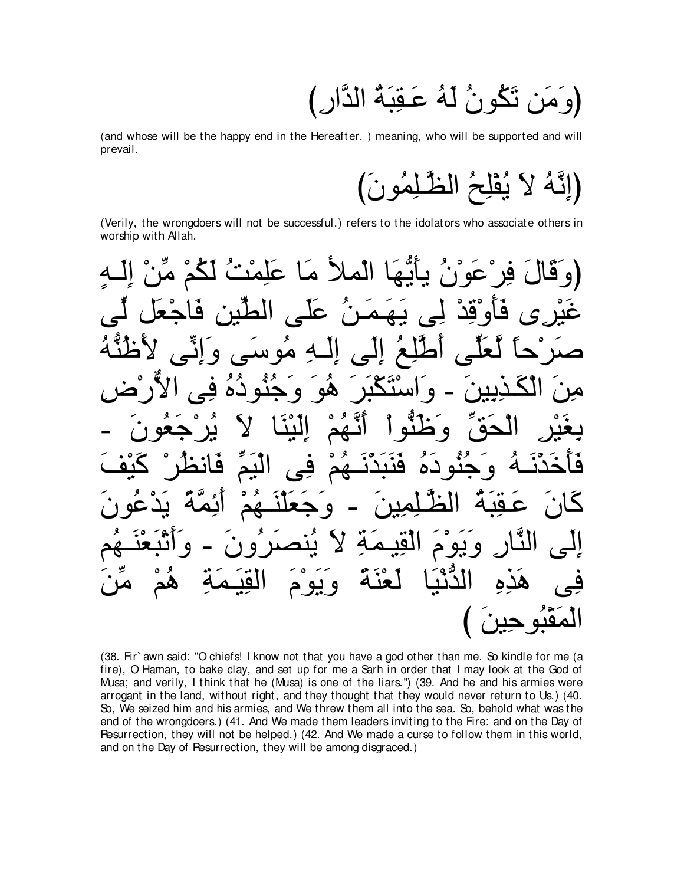(وَمَن تَكُونُ لَهُ عَـقِبَةُ الدَّارِ)

(and whose will be the happy end in the Hereafter. ) meaning, who will be supported and will prevail.

(إِنَّهُ لاَ يُفْلِحُ الظَّـلِمُونَ)

(Verily, the wrongdoers will not be successful.) refers to the idolators who associate others in worship with Allah.

(وَقَالَ فِرْعَوْنُ يأَيُّهَا الْملأُ مَا عَلِمْتُ لَكُمْ مِّنْ إِلَـهٍ غَيْرِى فَأَوْقِدْ لِى يَهَـمَنُ عَلَى الطِّينِ فَاجْعَل لِّى صَرْحاً لَّعَلِّى أَطَّلِعُ إِلَى إِلَـهِ مُوسَى وَإِنِّى لأَظُنُّهُ مِنَ الْكَـذِبِينَ - وَاسْتَكْبَرَ هُوَ وَجُنُودُهُ فِى الاٌّرْضِ بِغَيْرِ الْحَقِّ وَظَنُّواْ أَنَّهُمْ إِلَيْنَا لاَ يُرْجَعُونَ - فَأَخَذْنَـهُ وَجُنُودَهُ فَنَبَذْنَـهُمْ فِى الْيَمِّ فَانظُرْ كَيْفَ كَانَ عَـقِبَةُ الظَّـلِمِينَ - وَجَعَلْنَـهُمْ أَئِمَّةً يَدْعُونَ إِلَى النَّارِ وَيَوْمَ الْقِيـمَةِ لاَ يُنصَرُونَ - وَأَتْبَعْنَـهُم فِى هَذِهِ الدُّنْيَا لَعْنَةً وَيَوْمَ الْقِيـمَةِ هُمْ مِّنَ الْمَقْبُوحِينَ )

(38. Fir`awn said: "O chiefs! I know not that you have a god other than me. So kindle for me (a fire), O Haman, to bake clay, and set up for me a Sarh in order that I may look at the God of Musa; and verily, I think that he (Musa) is one of the liars.") (39. And he and his armies were arrogant in the land, without right, and they thought that they would never return to Us.) (40. So, We seized him and his armies, and We threw them all into the sea. So, behold what was the end of the wrongdoers.) (41. And We made them leaders inviting to the Fire: and on the Day of Resurrection, they will not be helped.) (42. And We made a curse to follow them in this world, and on the Day of Resurrection, they will be among disgraced.)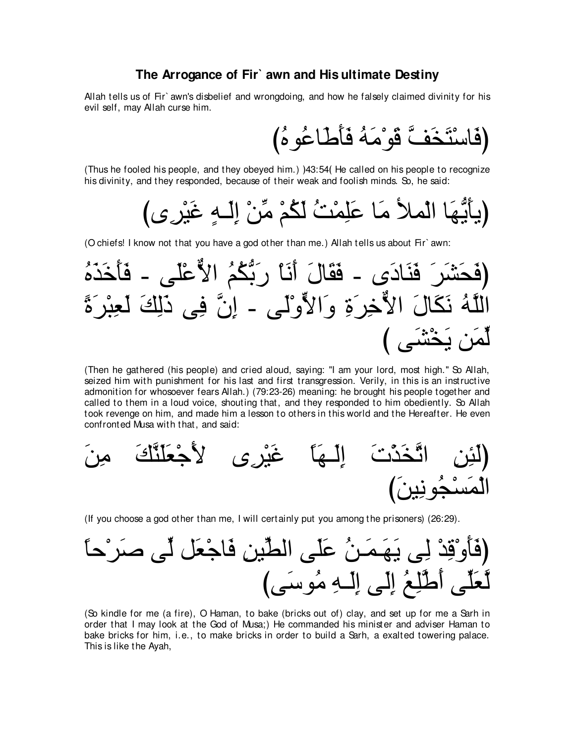## The Arrogance of Fir` awn and His ultimate Destiny

Allah tells us of Fir` awn's disbelief and wrongdoing, and how he falsely claimed divinity for his evil self, may Allah curse him.

(فَاسْتَخَفَّ قَوْمَهُ فَأَطَاعُوهُ)

(Thus he fooled his people, and they obeyed him.) )43:54( He called on his people to recognize his divinity, and they responded, because of their weak and foolish minds. So, he said:

(يأَيُّهَا الْملأُ مَا عَلِمْتُ لَكُمْ مِّنْ إِلَـهٍ غَيْرِى)

(O chiefs! I know not that you have a god other than me.) Allah tells us about Fir` awn:

(فَحَشَرَ فَنَادَى - فَقَالَ أَنَاْ رَبُّكُمُ الاٌّعْلَى - فَأَخَذَهُ اللَّهُ نَكَالَ الاٌّخِرَةِ وَالاٍّوْلَى - إِنَّ فِى ذَلِكَ لَعِبْرَةً لِّمَن يَخْشَى )

(Then he gathered (his people) and cried aloud, saying: "I am your lord, most high." So Allah, seized him with punishment for his last and first transgression. Verily, in this is an instructive admonition for whosoever fears Allah.) (79:23-26) meaning: he brought his people together and called to them in a loud voice, shouting that, and they responded to him obediently. So Allah took revenge on him, and made him a lesson to others in this world and the Hereafter. He even confronted Musa with that, and said:

(لَئِنِ اتَّخَذْتَ إِلَـهَاً غَيْرِى لأَجْعَلَنَّكَ مِنَ الْمَسْجُونِينَ)

(If you choose a god other than me, I will certainly put you among the prisoners) (26:29).

(فَأَوْقِدْ لِى يَهَـمَـنُ عَلَى الطِّينِ فَاجْعَل لِّى صَرْحاً لَّعَلِّى أَطَّلِعُ إِلَى إِلَـهِ مُوسَى)

(So kindle for me (a fire), O Haman, to bake (bricks out of) clay, and set up for me a Sarh in order that I may look at the God of Musa;) He commanded his minister and adviser Haman to bake bricks for him, i.e., to make bricks in order to build a Sarh, a exalted towering palace. This is like the Ayah,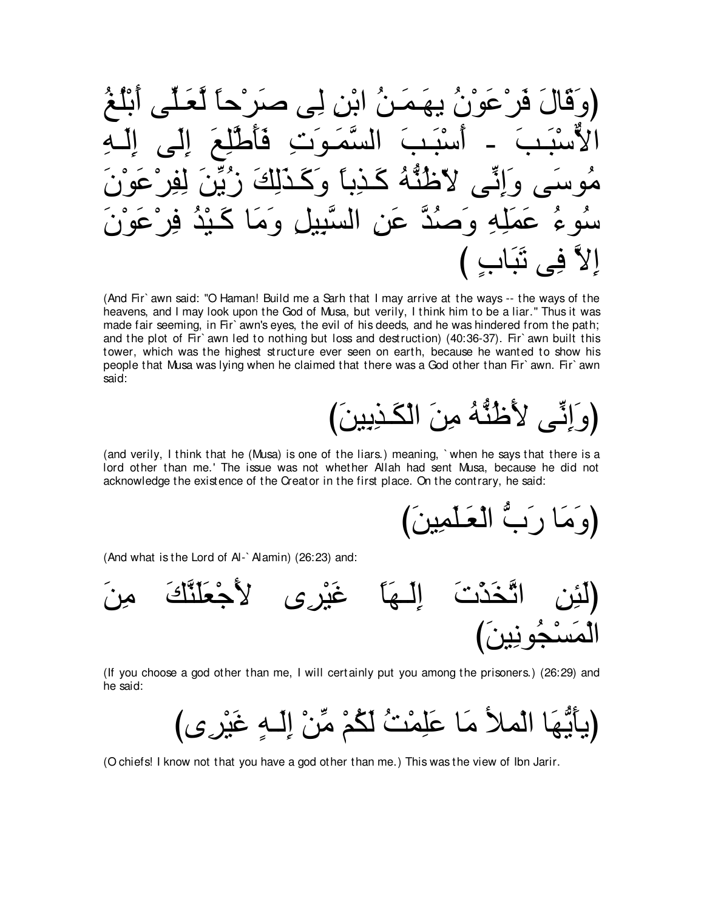(وَقَالَ فَرْعَوْنُ يهَـمَـنُ ابْنِ لِى صَرْحاً لَّعَلِّى أَبْلُغُ الاٌّسْبَـبَ - أَسْبَـبَ السَّمَـوَتِ فَأَطَّلِعَ إِلَى إِلَـهِ مُوسَى وَإِنِّى لاّظُنُّهُ كَـذِباً وَكَـذَلِكَ زُيِّنَ لِفِرْعَوْنَ سُوءُ عَمَلِهِ وَصُدَّ عَنِ السَّبِيلِ وَمَا كَيْدُ فِرْعَوْنَ إِلاَّ فِى تَبَابٍ )

(And Fir`awn said: "O Haman! Build me a Sarh that I may arrive at the ways -- the ways of the heavens, and I may look upon the God of Musa, but verily, I think him to be a liar." Thus it was made fair seeming, in Fir`awn's eyes, the evil of his deeds, and he was hindered from the path; and the plot of Fir`awn led to nothing but loss and destruction) (40:36-37). Fir`awn built this tower, which was the highest structure ever seen on earth, because he wanted to show his people that Musa was lying when he claimed that there was a God other than Fir`awn. Fir`awn said:

(وَإِنِّى لأَظُنُّهُ مِنَ الْكَـذِبِينَ)

(and verily, I think that he (Musa) is one of the liars.) meaning, `when he says that there is a lord other than me.' The issue was not whether Allah had sent Musa, because he did not acknowledge the existence of the Creator in the first place. On the contrary, he said:

(وَمَا رَبُّ الْعَـلَمِينَ)

(And what is the Lord of Al-`Alamin) (26:23) and:

(لَئِنِ اتَّخَذْتَ إِلَـهَاً غَيْرِى لأَجْعَلَنَّكَ مِنَ الْمَسْجُونِينَ)

(If you choose a god other than me, I will certainly put you among the prisoners.) (26:29) and he said:

(يأَيُّهَا الْملأُ مَا عَلِمْتُ لَكُمْ مِّنْ إِلَـهٍ غَيْرِى)

(O chiefs! I know not that you have a god other than me.) This was the view of Ibn Jarir.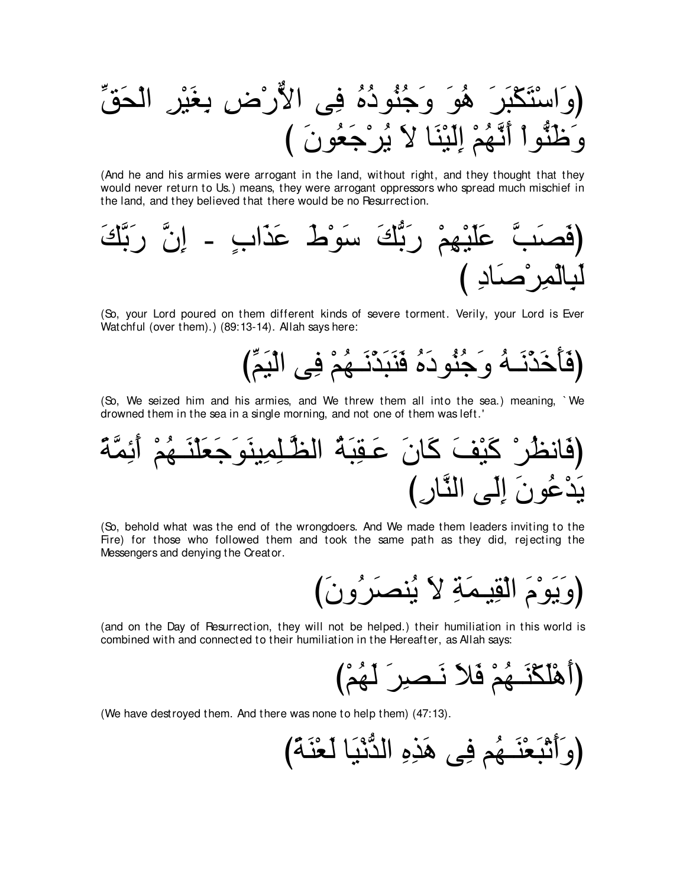(وَاسْتَكْبَرَ هُوَ وَجُنُودُهُ فِى الاٌّرْضِ بِغَيْرِ الْحَقِّ وَظَنُّواْ أَنَّهُمْ إِلَيْنَا لاَ يُرْجَعُونَ )

(And he and his armies were arrogant in the land, without right, and they thought that they would never return to Us.) means, they were arrogant oppressors who spread much mischief in the land, and they believed that there would be no Resurrection.

(فَصَبَّ عَلَيْهِمْ رَبُّكَ سَوْطَ عَذَابٍ - إِنَّ رَبَّكَ لَبِالْمِرْصَادِ )

(So, your Lord poured on them different kinds of severe torment. Verily, your Lord is Ever Watchful (over them).) (89:13-14). Allah says here:

(فَأَخَذْنَـهُ وَجُنُودَهُ فَنَبَذْنَـهُمْ فِى الْيَمِّ)

(So, We seized him and his armies, and We threw them all into the sea.) meaning, `We drowned them in the sea in a single morning, and not one of them was left.'

(فَانظُرْ كَيْفَ كَانَ عَـقِبَةُ الظَّـلِمِينَوَجَعَلْنَـهُمْ أَئِمَّةً يَدْعُونَ إِلَى النَّارِ)

(So, behold what was the end of the wrongdoers. And We made them leaders inviting to the Fire) for those who followed them and took the same path as they did, rejecting the Messengers and denying the Creator.

(وَيَوْمَ الْقِيـمَةِ لاَ يُنصَرُونَ)

(and on the Day of Resurrection, they will not be helped.) their humiliation in this world is combined with and connected to their humiliation in the Hereafter, as Allah says:

(أَهْلَكْنَـهُمْ فَلاَ نَـصِرَ لَهُمْ)

(We have destroyed them. And there was none to help them) (47:13).

(وَأَتْبَعْنَـهُم فِى هَذِهِ الدُّنْيَا لَعْنَةً)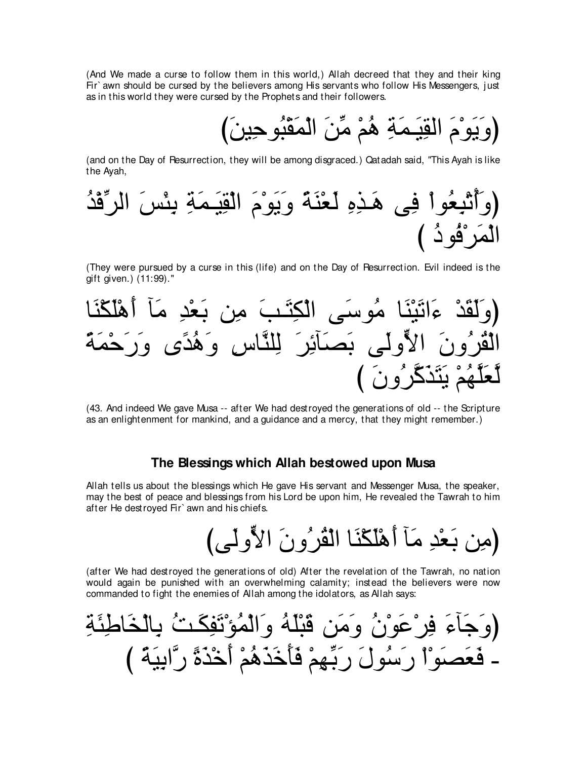(And We made a curse to follow them in this world,) Allah decreed that they and their king Fir`awn should be cursed by the believers among His servants who follow His Messengers, just as in this world they were cursed by the Prophets and their followers.

(وَيَوْمَ الْقِيَـمَةِ هُمْ مِّنَ الْمَقْبُوحِينَ)

(and on the Day of Resurrection, they will be among disgraced.) Qatadah said, "This Ayah is like the Ayah,

(وَأُتْبِعُواْ فِى هَـذِهِ لَعْنَةً وَيَوْمَ الْقِيَـمَةِ بِئْسَ الرِّفْدُ الْمَرْفُودُ )

(They were pursued by a curse in this (life) and on the Day of Resurrection. Evil indeed is the gift given.) (11:99)."

(وَلَقَدْ ءَاتَيْنَا مُوسَى الْكِتَـبَ مِن بَعْدِ مَآ أَهْلَكْنَا الْقُرُونَ الاٍّولَى بَصَآئِرَ لِلنَّاسِ وَهُدًى وَرَحْمَةً لَّعَلَّهُمْ يَتَذَكَّرُونَ )

(43. And indeed We gave Musa -- after We had destroyed the generations of old -- the Scripture as an enlightenment for mankind, and a guidance and a mercy, that they might remember.)

### The Blessings which Allah bestowed upon Musa

Allah tells us about the blessings which He gave His servant and Messenger Musa, the speaker, may the best of peace and blessings from his Lord be upon him, He revealed the Tawrah to him after He destroyed Fir`awn and his chiefs.

(مِن بَعْدِ مَآ أَهْلَكْنَا الْقُرُونَ الاٍّولَى)

(after We had destroyed the generations of old) After the revelation of the Tawrah, no nation would again be punished with an overwhelming calamity; instead the believers were now commanded to fight the enemies of Allah among the idolators, as Allah says:

(وَجَآءَ فِرْعَوْنُ وَمَن قَبْلَهُ وَالْمُؤْتَفِكَـتُ بِالْخَاطِئَةِ - فَعَصَوْاْ رَسُولَ رَبِّهِمْ فَأَخَذَهُمْ أَخْذَةً رَّابِيَةً )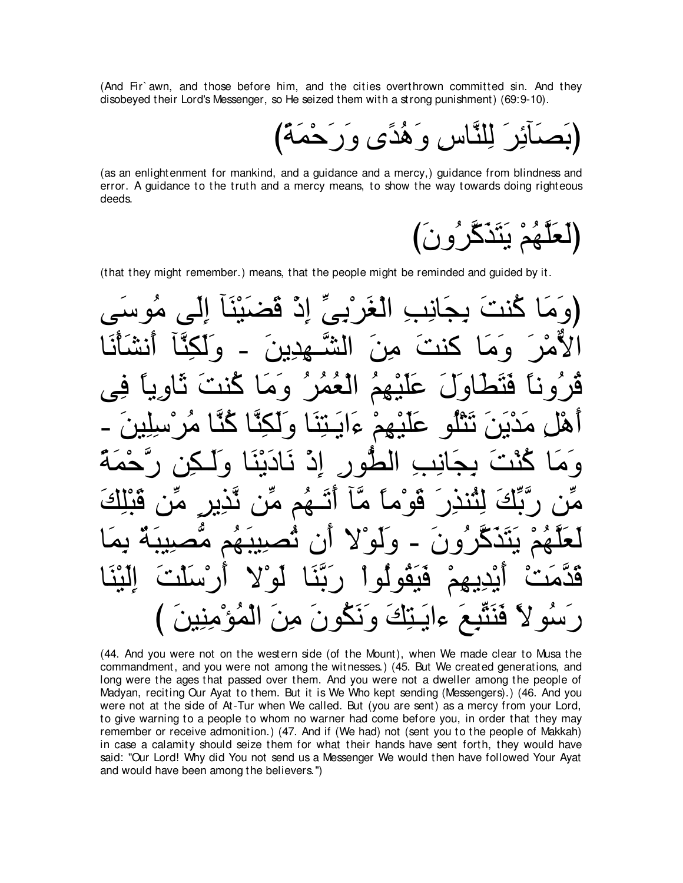(And Fir`awn, and those before him, and the cities overthrown committed sin. And they disobeyed their Lord's Messenger, so He seized them with a strong punishment) (69:9-10).

(بَصَآئِرَ لِلنَّاسِ وَهُدًى وَرَحْمَةً)

(as an enlightenment for mankind, and a guidance and a mercy,) guidance from blindness and error. A guidance to the truth and a mercy means, to show the way towards doing righteous deeds.

(لَعَلَّهُمْ يَتَذَكَّرُونَ)

(that they might remember.) means, that the people might be reminded and guided by it.

(وَمَا كُنتَ بِجَانِبِ الْغَرْبِىِّ إِذْ قَضَيْنَآ إِلَى مُوسَى الاٌّمْرَ وَمَا كنتَ مِنَ الشَّـهِدِينَ - وَلَكِنَّآ أَنشَأْنَا قُرُوناً فَتَطَاوَلَ عَلَيْهِمُ الْعُمُرُ وَمَا كُنتَ ثَاوِياً فِى أَهْلِ مَدْيَنَ تَتْلُو عَلَيْهِمْ ءَايَـتِنَا وَلَكِنَّا كُنَّا مُرْسِلِينَ - وَمَا كُنْتَ بِجَانِبِ الطُّورِ إِذْ نَادَيْنَا وَلَـكِن رَّحْمَةً مِّن رَّبِّكَ لِتُنذِرَ قَوْماً مَّآ أَتَـهُم مِّن نَّذِيرٍ مِّن قَبْلِكَ لَعَلَّهُمْ يَتَذَكَّرُونَ - وَلَوْلا أَن تُصِيبَهُم مُّصِيبَةٌ بِمَا قَدَّمَتْ أَيْدِيهِمْ فَيَقُولُواْ رَبَّنَا لَوْلا أَرْسَلْتَ إِلَيْنَا رَسُولاً فَنَتَّبِعَ ءايَـتِكَ وَنَكُونَ مِنَ الْمُؤْمِنِينَ )

(44. And you were not on the western side (of the Mount), when We made clear to Musa the commandment, and you were not among the witnesses.) (45. But We created generations, and long were the ages that passed over them. And you were not a dweller among the people of Madyan, reciting Our Ayat to them. But it is We Who kept sending (Messengers).) (46. And you were not at the side of At-Tur when We called. But (you are sent) as a mercy from your Lord, to give warning to a people to whom no warner had come before you, in order that they may remember or receive admonition.) (47. And if (We had) not (sent you to the people of Makkah) in case a calamity should seize them for what their hands have sent forth, they would have said: "Our Lord! Why did You not send us a Messenger We would then have followed Your Ayat and would have been among the believers.")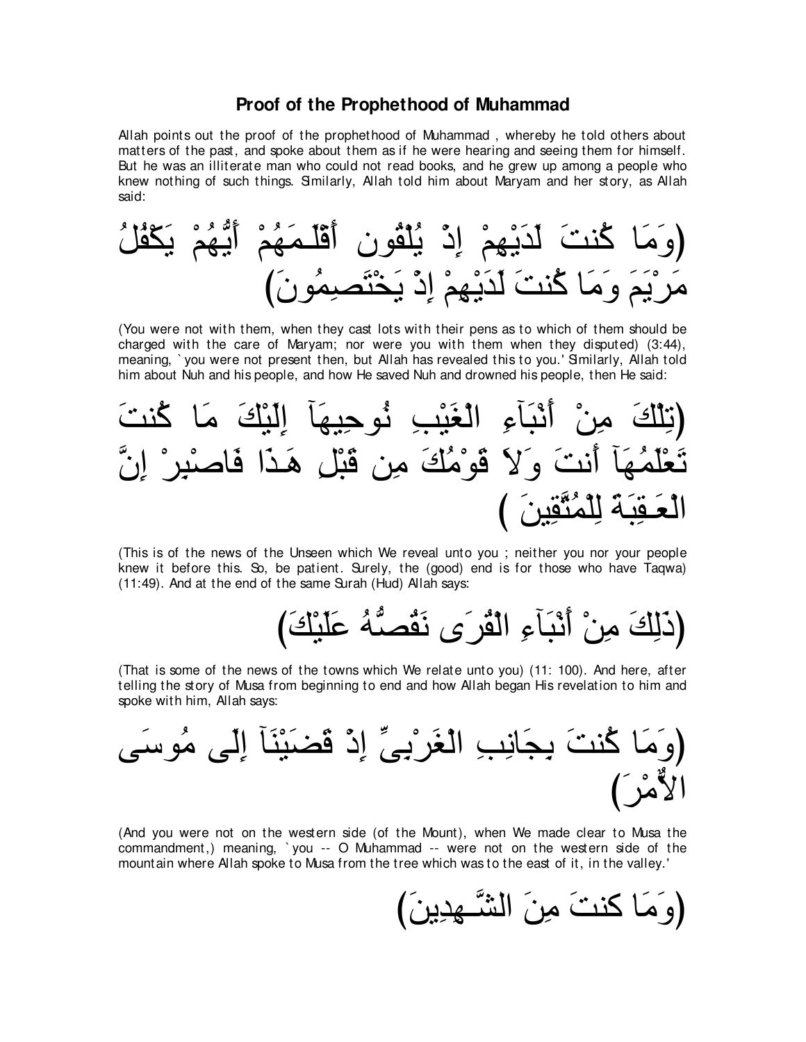## Proof of the Prophethood of Muhammad

Allah points out the proof of the prophethood of Muhammad , whereby he told others about matters of the past, and spoke about them as if he were hearing and seeing them for himself. But he was an illiterate man who could not read books, and he grew up among a people who knew nothing of such things. Similarly, Allah told him about Maryam and her story, as Allah said:

(وَمَا كُنتَ لَدَيْهِمْ إِذْ يُلْقُون أَقْلَـمَهُمْ أَيُّهُمْ يَكْفُلُ مَرْيَمَ وَمَا كُنتَ لَدَيْهِمْ إِذْ يَخْتَصِمُونَ)

(You were not with them, when they cast lots with their pens as to which of them should be charged with the care of Maryam; nor were you with them when they disputed) (3:44), meaning, `you were not present then, but Allah has revealed this to you.' Similarly, Allah told him about Nuh and his people, and how He saved Nuh and drowned his people, then He said:

(تِلْكَ مِنْ أَنْبَآءِ الْغَيْبِ نُوحِيهَآ إِلَيْكَ مَا كُنتَ تَعْلَمُهَآ أَنتَ وَلاَ قَوْمُكَ مِن قَبْلِ هَـذَا فَاصْبِرْ إِنَّ الْعَـقِبَةَ لِلْمُتَّقِينَ )

(This is of the news of the Unseen which We reveal unto you ; neither you nor your people knew it before this. So, be patient. Surely, the (good) end is for those who have Taqwa) (11:49). And at the end of the same Surah (Hud) Allah says:

(ذَلِكَ مِنْ أَنْبَآءِ الْقُرَى نَقُصُّهُ عَلَيْكَ)

(That is some of the news of the towns which We relate unto you) (11: 100). And here, after telling the story of Musa from beginning to end and how Allah began His revelation to him and spoke with him, Allah says:

(وَمَا كُنتَ بِجَانِبِ الْغَرْبِىِّ إِذْ قَضَيْنَآ إِلَى مُوسَى الأَمْرَ)

(And you were not on the western side (of the Mount), when We made clear to Musa the commandment,) meaning, `you -- O Muhammad -- were not on the western side of the mountain where Allah spoke to Musa from the tree which was to the east of it, in the valley.'

(وَمَا كنتَ مِنَ الشَّـهِدِينَ)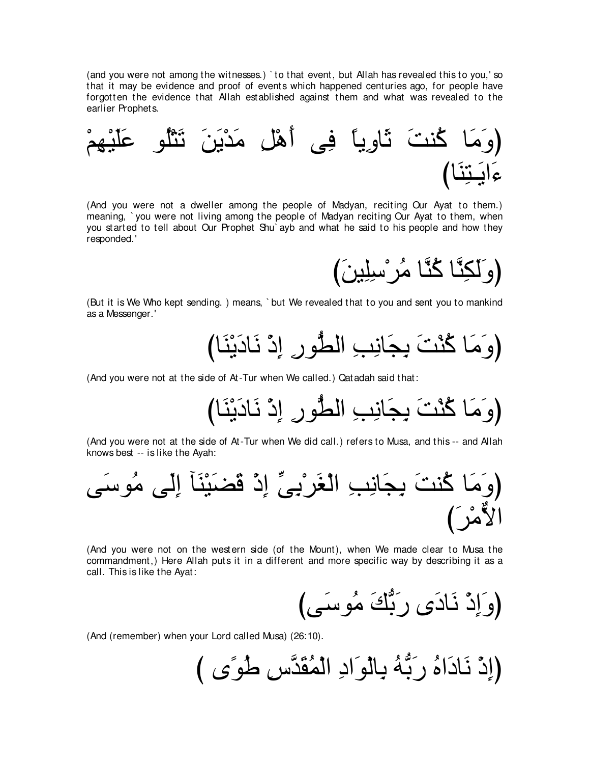(and you were not among the witnesses.) `to that event, but Allah has revealed this to you,' so that it may be evidence and proof of events which happened centuries ago, for people have forgotten the evidence that Allah established against them and what was revealed to the earlier Prophets.

(وَمَا كُنتَ ثَاوِياً فِى أَهْلِ مَدْيَنَ تَتْلُو عَلَيْهِمْ ءَايَـتِنَا)

(And you were not a dweller among the people of Madyan, reciting Our Ayat to them.) meaning, `you were not living among the people of Madyan reciting Our Ayat to them, when you started to tell about Our Prophet Shu`ayb and what he said to his people and how they responded.'

(وَلَكِنَّا كُنَّا مُرْسِلِينَ)

(But it is We Who kept sending. ) means, `but We revealed that to you and sent you to mankind as a Messenger.'

(وَمَا كُنْتَ بِجَانِبِ الطُّورِ إِذْ نَادَيْنَا)

(And you were not at the side of At-Tur when We called.) Qatadah said that:

(وَمَا كُنْتَ بِجَانِبِ الطُّورِ إِذْ نَادَيْنَا)

(And you were not at the side of At-Tur when We did call.) refers to Musa, and this -- and Allah knows best -- is like the Ayah:

(وَمَا كُنتَ بِجَانِبِ الْغَرْبِىِّ إِذْ قَضَيْنَآ إِلَى مُوسَى الاٌّمْرَ)

(And you were not on the western side (of the Mount), when We made clear to Musa the commandment,) Here Allah puts it in a different and more specific way by describing it as a call. This is like the Ayat:

(وَإِذْ نَادَى رَبُّكَ مُوسَى)

(And (remember) when your Lord called Musa) (26:10).

(إِذْ نَادَاهُ رَبُّهُ بِالْوَادِ الْمُقَدَّسِ طُوًى )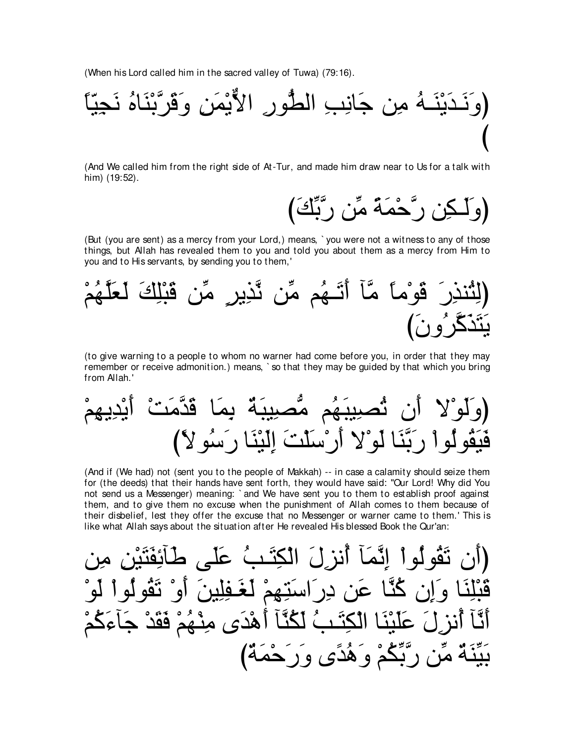(When his Lord called him in the sacred valley of Tuwa) (79:16).

(وَنَـدَيْنَـهُ مِن جَانِبِ الطُّورِ الأَيْمَنِ وَقَرَّبْنَاهُ نَجِيّاً)

(And We called him from the right side of At-Tur, and made him draw near to Us for a talk with him) (19:52).

(وَلَـكِن رَّحْمَةً مِّن رَّبِّكَ)

(But (you are sent) as a mercy from your Lord,) means, `you were not a witness to any of those things, but Allah has revealed them to you and told you about them as a mercy from Him to you and to His servants, by sending you to them,'

(لِتُنذِرَ قَوْماً مَّآ أَتَـهُم مِّن نَّذِيرٍ مِّن قَبْلِكَ لَعَلَّهُمْ يَتَذَكَّرُونَ)

(to give warning to a people to whom no warner had come before you, in order that they may remember or receive admonition.) means, `so that they may be guided by that which you bring from Allah.'

(وَلَوْلا أَن تُصِيبَهُم مُّصِيبَةٌ بِمَا قَدَّمَتْ أَيْدِيهِمْ فَيَقُولُواْ رَبَّنَا لَوْلا أَرْسَلْتَ إِلَيْنَا رَسُولاً)

(And if (We had) not (sent you to the people of Makkah) -- in case a calamity should seize them for (the deeds) that their hands have sent forth, they would have said: "Our Lord! Why did You not send us a Messenger) meaning: `and We have sent you to them to establish proof against them, and to give them no excuse when the punishment of Allah comes to them because of their disbelief, lest they offer the excuse that no Messenger or warner came to them.' This is like what Allah says about the situation after He revealed His blessed Book the Qur'an:

(أَن تَقُولُواْ إِنَّمَآ أُنزِلَ الْكِتَـبُ عَلَى طَآئِفَتَيْنِ مِن قَبْلِنَا وَإِن كُنَّا عَن دِرَاسَتِهِمْ لَغَـفِلِينَ أَوْ تَقُولُواْ لَوْ أَنَّآ أُنزِلَ عَلَيْنَا الْكِتَـبُ لَكُنَّآ أَهْدَى مِنْهُمْ فَقَدْ جَآءَكُمْ بَيِّنَةٌ مِّن رَّبِّكُمْ وَهُدًى وَرَحْمَةٌ)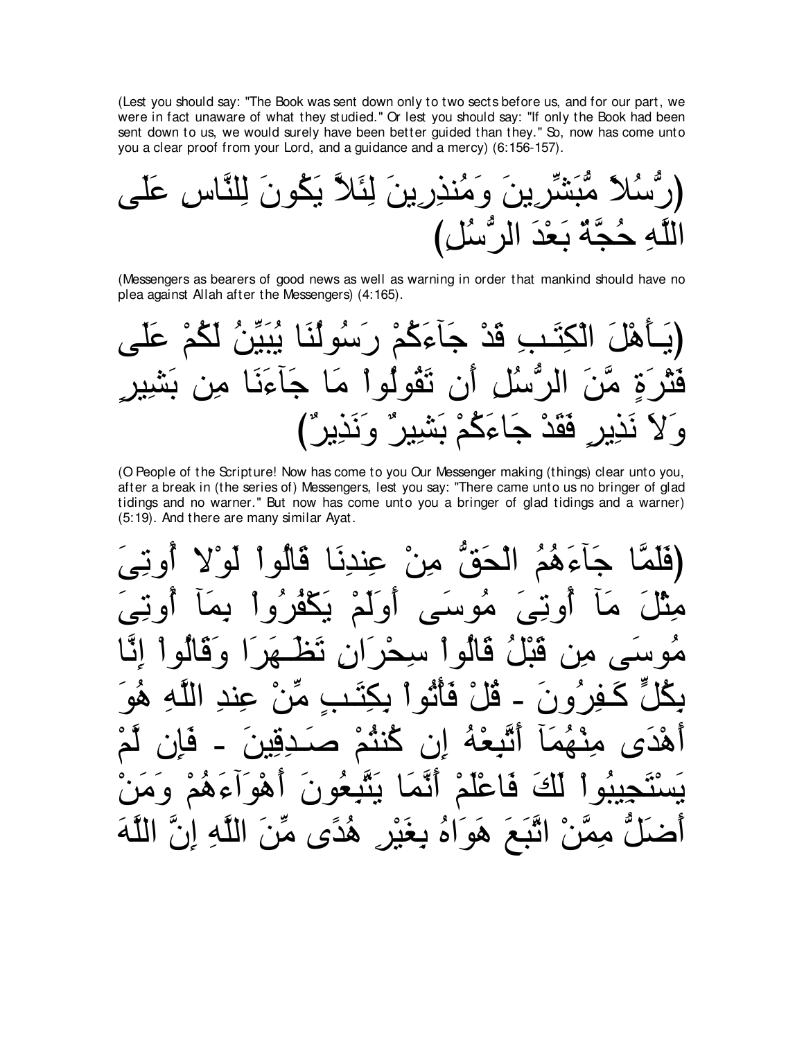(Lest you should say: "The Book was sent down only to two sects before us, and for our part, we were in fact unaware of what they studied." Or lest you should say: "If only the Book had been sent down to us, we would surely have been better guided than they." So, now has come unto you a clear proof from your Lord, and a guidance and a mercy) (6:156-157).

(رُّسُلاً مُّبَشِّرِينَ وَمُنذِرِينَ لِئَلاَّ يَكُونَ لِلنَّاسِ عَلَى اللَّهِ حُجَّةٌ بَعْدَ الرُّسُلِ)

(Messengers as bearers of good news as well as warning in order that mankind should have no plea against Allah after the Messengers) (4:165).

(يَـأَهْلَ الْكِتَـبِ قَدْ جَآءَكُمْ رَسُولُنَا يُبَيِّنُ لَكُمْ عَلَى فَتْرَةٍ مِّنَ الرُّسُلِ أَن تَقُولُواْ مَا جَآءَنَا مِن بَشِيرٍ وَلاَ نَذِيرٍ فَقَدْ جَاءَكُمْ بَشِيرٌ وَنَذِيرٌ)

(O People of the Scripture! Now has come to you Our Messenger making (things) clear unto you, after a break in (the series of) Messengers, lest you say: "There came unto us no bringer of glad tidings and no warner." But now has come unto you a bringer of glad tidings and a warner) (5:19). And there are many similar Ayat.

(فَلَمَّا جَآءَهُمُ الْحَقُّ مِنْ عِندِنَا قَالُواْ لَوْلا أُوتِىَ مِثْلَ مَآ أُوتِىَ مُوسَى أَوَلَمْ يَكْفُرُواْ بِمَآ أُوتِىَ مُوسَى مِن قَبْلُ قَالُواْ سِحْرَانِ تَظَـهَرَا وَقَالُواْ إِنَّا بِكُلٍّ كَـفِرُونَ - قُلْ فَأْتُواْ بِكِتَـبٍ مِّنْ عِندِ اللَّهِ هُوَ أَهْدَى مِنْهُمَآ أَتَّبِعْهُ إِن كُنتُمْ صَـدِقِينَ - فَإِن لَّمْ يَسْتَجِيبُواْ لَكَ فَاعْلَمْ أَنَّمَا يَتَّبِعُونَ أَهْوَآءَهُمْ وَمَنْ أَضَلُّ مِمَّنْ اتَّبَعَ هَوَاهُ بِغَيْرِ هُدًى مِّنَ اللَّهِ إِنَّ اللَّهَ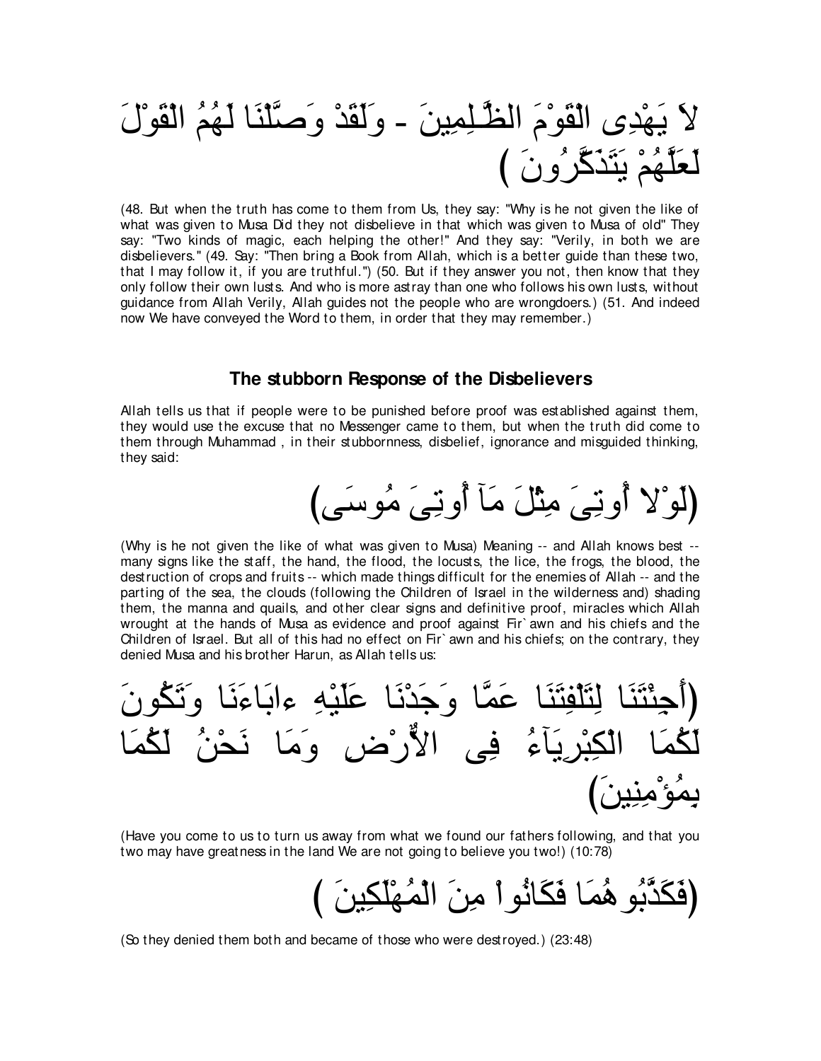لاَ يَهْدِى الْقَوْمَ الظَّـلِمِينَ - وَلَقَدْ وَصَّلْنَا لَهُمُ الْقَوْلَ لَعَلَّهُمْ يَتَذَكَّرُونَ )

(48. But when the truth has come to them from Us, they say: "Why is he not given the like of what was given to Musa Did they not disbelieve in that which was given to Musa of old" They say: "Two kinds of magic, each helping the other!" And they say: "Verily, in both we are disbelievers." (49. Say: "Then bring a Book from Allah, which is a better guide than these two, that I may follow it, if you are truthful.") (50. But if they answer you not, then know that they only follow their own lusts. And who is more astray than one who follows his own lusts, without guidance from Allah Verily, Allah guides not the people who are wrongdoers.) (51. And indeed now We have conveyed the Word to them, in order that they may remember.)

### The stubborn Response of the Disbelievers

Allah tells us that if people were to be punished before proof was established against them, they would use the excuse that no Messenger came to them, but when the truth did come to them through Muhammad , in their stubbornness, disbelief, ignorance and misguided thinking, they said:

(لَوْلا أُوتِىَ مِثْلَ مَآ أُوتِىَ مُوسَى)

(Why is he not given the like of what was given to Musa) Meaning -- and Allah knows best -- many signs like the staff, the hand, the flood, the locusts, the lice, the frogs, the blood, the destruction of crops and fruits -- which made things difficult for the enemies of Allah -- and the parting of the sea, the clouds (following the Children of Israel in the wilderness and) shading them, the manna and quails, and other clear signs and definitive proof, miracles which Allah wrought at the hands of Musa as evidence and proof against Fir`awn and his chiefs and the Children of Israel. But all of this had no effect on Fir`awn and his chiefs; on the contrary, they denied Musa and his brother Harun, as Allah tells us:

(أَجِئْتَنَا لِتَلْفِتَنَا عَمَّا وَجَدْنَا عَلَيْهِ ءابَاءَنَا وَتَكُونَ لَكُمَا الْكِبْرِيَآءُ فِى الاٌّرْضِ وَمَا نَحْنُ لَكُمَا بِمُؤْمِنِينَ)

(Have you come to us to turn us away from what we found our fathers following, and that you two may have greatness in the land We are not going to believe you two!) (10:78)

(فَكَذَّبُوهُمَا فَكَانُواْ مِنَ الْمُهْلَكِينَ )

(So they denied them both and became of those who were destroyed.) (23:48)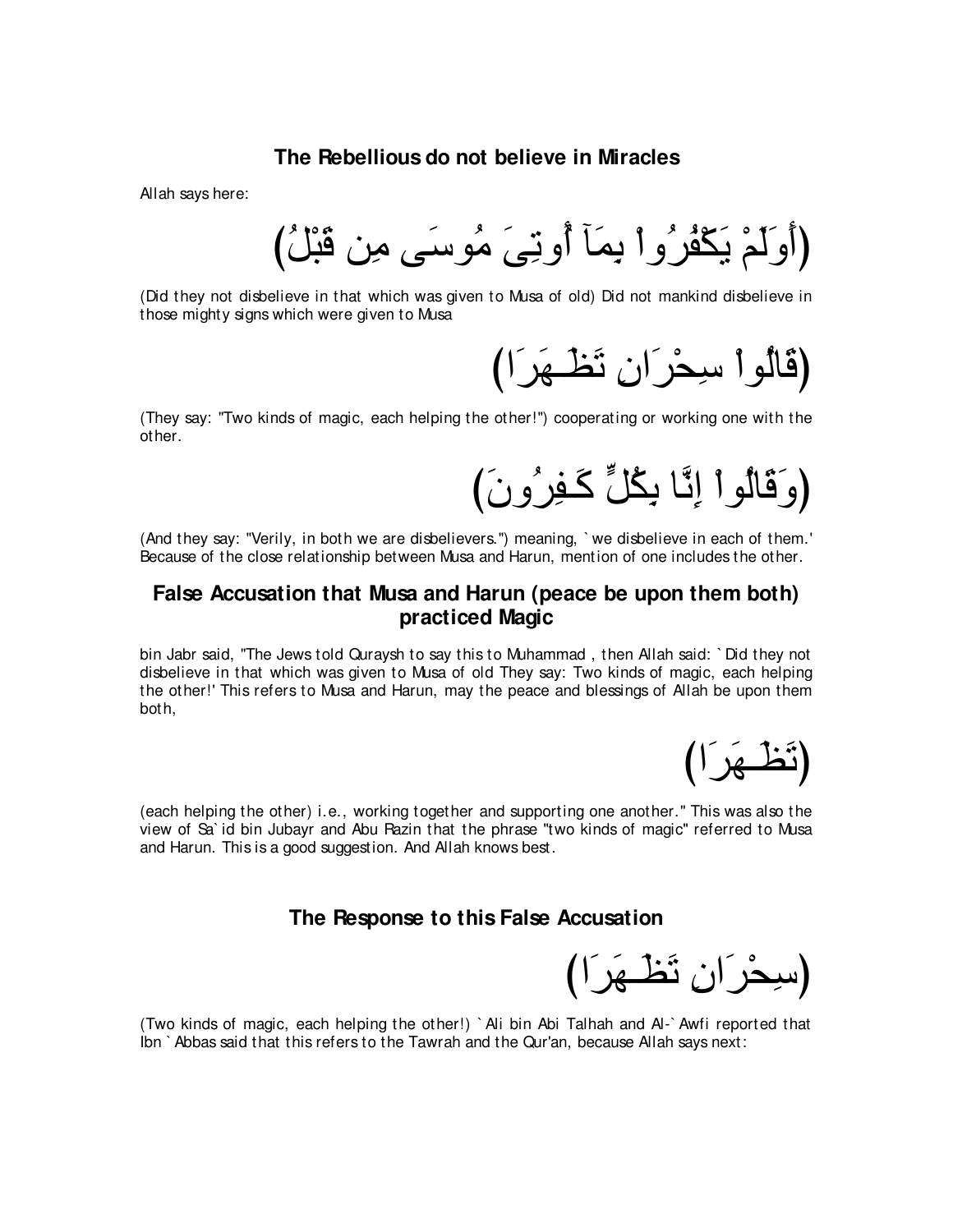## The Rebellious do not believe in Miracles

Allah says here:

(أَوَلَمْ يَكْفُرُواْ بِمَآ أُوتِىَ مُوسَى مِن قَبْلُ)

(Did they not disbelieve in that which was given to Musa of old) Did not mankind disbelieve in those mighty signs which were given to Musa

(قَالُواْ سِحْرَانِ تَظَـهَرَا)

(They say: "Two kinds of magic, each helping the other!") cooperating or working one with the other.

(وَقَالُواْ إِنَّا بِكُلٍّ كَـفِرُونَ)

(And they say: "Verily, in both we are disbelievers.") meaning, `we disbelieve in each of them.' Because of the close relationship between Musa and Harun, mention of one includes the other.

## False Accusation that Musa and Harun (peace be upon them both) practiced Magic

bin Jabr said, "The Jews told Quraysh to say this to Muhammad , then Allah said: `Did they not disbelieve in that which was given to Musa of old They say: Two kinds of magic, each helping the other!' This refers to Musa and Harun, may the peace and blessings of Allah be upon them both,

(تَظَـهَرَا)

(each helping the other) i.e., working together and supporting one another." This was also the view of Sa`id bin Jubayr and Abu Razin that the phrase "two kinds of magic" referred to Musa and Harun. This is a good suggestion. And Allah knows best.

## The Response to this False Accusation

(سِحْرَانِ تَظَـهَرَا)

(Two kinds of magic, each helping the other!) `Ali bin Abi Talhah and Al-`Awfi reported that Ibn `Abbas said that this refers to the Tawrah and the Qur'an, because Allah says next: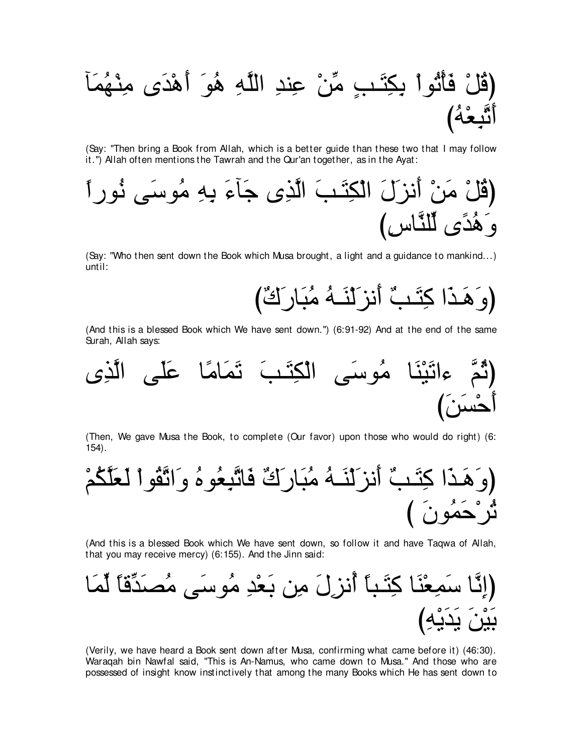(قُلْ فَأْتُواْ بِكِتَـبٍ مِّنْ عِندِ اللَّهِ هُوَ أَهْدَى مِنْهُمَآ أَتَّبِعْهُ)

(Say: "Then bring a Book from Allah, which is a better guide than these two that I may follow it.") Allah often mentions the Tawrah and the Qur'an together, as in the Ayat:

(قُلْ مَنْ أَنزَلَ الْكِتَـبَ الَّذِى جَآءَ بِهِ مُوسَى نُوراً وَهُدًى لِّلنَّاسِ)

(Say: "Who then sent down the Book which Musa brought, a light and a guidance to mankind...) until:

(وَهَـذَا كِتَـبٌ أَنزَلْنَـهُ مُبَارَكٌ)

(And this is a blessed Book which We have sent down.") (6:91-92) And at the end of the same Surah, Allah says:

(ثُمَّ ءاتَيْنَا مُوسَى الْكِتَـبَ تَمَامًا عَلَى الَّذِى أَحْسَنَ)

(Then, We gave Musa the Book, to complete (Our favor) upon those who would do right) (6: 154).

(وَهَـذَا كِتَـبٌ أَنزَلْنَـهُ مُبَارَكٌ فَاتَّبِعُوهُ وَاتَّقُواْ لَعَلَّكُمْ تُرْحَمُونَ )

(And this is a blessed Book which We have sent down, so follow it and have Taqwa of Allah, that you may receive mercy) (6:155). And the Jinn said:

(إِنَّا سَمِعْنَا كِتَـباً أُنزِلَ مِن بَعْدِ مُوسَى مُصَدِّقاً لِّمَا بَيْنَ يَدَيْهِ)

(Verily, we have heard a Book sent down after Musa, confirming what came before it) (46:30). Waraqah bin Nawfal said, "This is An-Namus, who came down to Musa." And those who are possessed of insight know instinctively that among the many Books which He has sent down to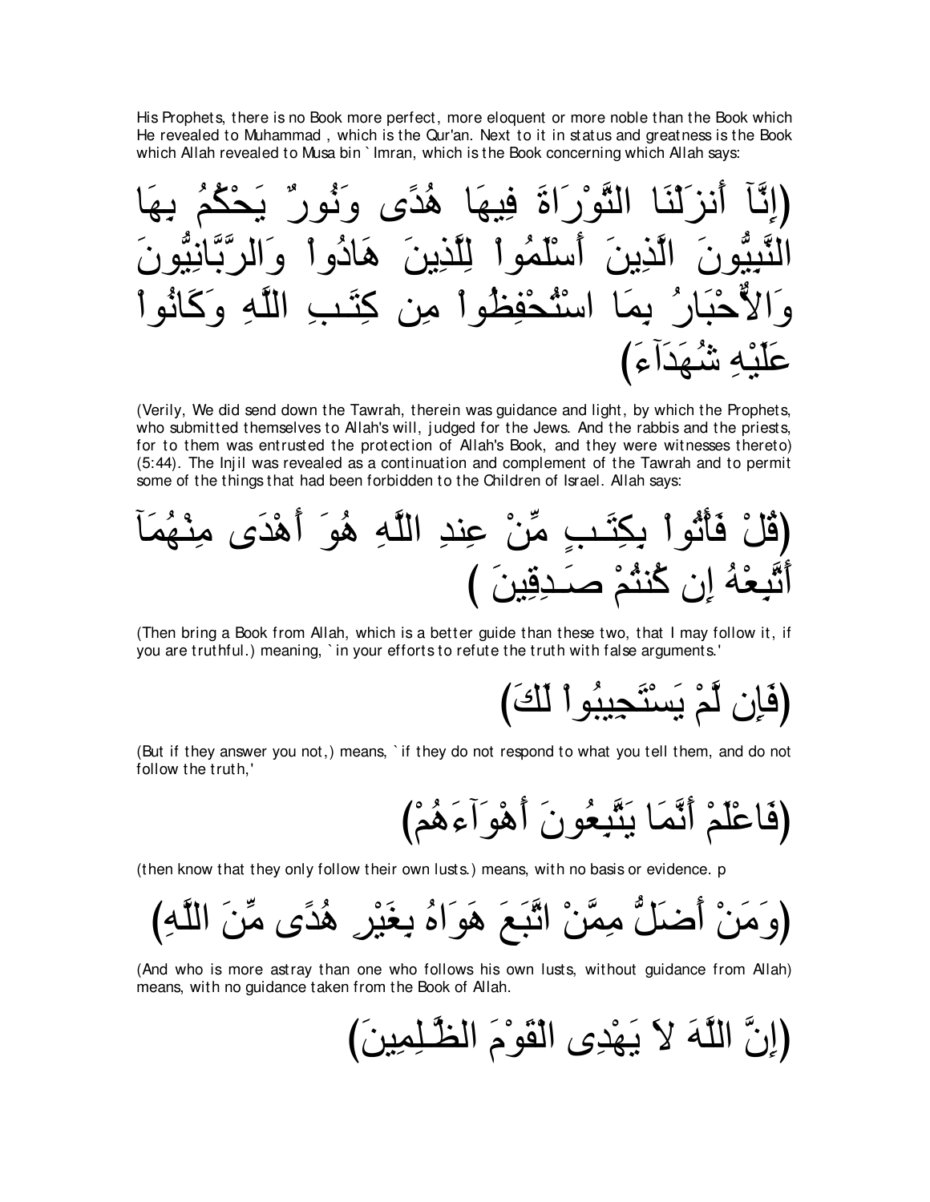His Prophets, there is no Book more perfect, more eloquent or more noble than the Book which He revealed to Muhammad , which is the Qur'an. Next to it in status and greatness is the Book which Allah revealed to Musa bin `Imran, which is the Book concerning which Allah says:

(إِنَّآ أَنزَلْنَا التَّوْرَاةَ فِيهَا هُدًى وَنُورٌ يَحْكُمُ بِهَا النَّبِيُّونَ الَّذِينَ أَسْلَمُواْ لِلَّذِينَ هَادُواْ وَالرَّبَّانِيُّونَ وَالاٌّحْبَارُ بِمَا اسْتُحْفِظُواْ مِن كِتَـبِ اللَّهِ وَكَانُواْ عَلَيْهِ شُهَدَآءَ)

(Verily, We did send down the Tawrah, therein was guidance and light, by which the Prophets, who submitted themselves to Allah's will, judged for the Jews. And the rabbis and the priests, for to them was entrusted the protection of Allah's Book, and they were witnesses thereto) (5:44). The Injil was revealed as a continuation and complement of the Tawrah and to permit some of the things that had been forbidden to the Children of Israel. Allah says:

(قُلْ فَأْتُواْ بِكِتَـبٍ مِّنْ عِندِ اللَّهِ هُوَ أَهْدَى مِنْهُمَآ أَتَّبِعْهُ إِن كُنتُمْ صَـدِقِينَ )

(Then bring a Book from Allah, which is a better guide than these two, that I may follow it, if you are truthful.) meaning, `in your efforts to refute the truth with false arguments.'

(فَإِن لَّمْ يَسْتَجِيبُواْ لَكَ)

(But if they answer you not,) means, `if they do not respond to what you tell them, and do not follow the truth,'

(فَاعْلَمْ أَنَّمَا يَتَّبِعُونَ أَهْوَآءَهُمْ)

(then know that they only follow their own lusts.) means, with no basis or evidence. p

(وَمَنْ أَضَلُّ مِمَّنْ اتَّبَعَ هَوَاهُ بِغَيْرِ هُدًى مِّنَ اللَّهِ)

(And who is more astray than one who follows his own lusts, without guidance from Allah) means, with no guidance taken from the Book of Allah.

(إِنَّ اللَّهَ لاَ يَهْدِى الْقَوْمَ الظَّـلِمِينَ)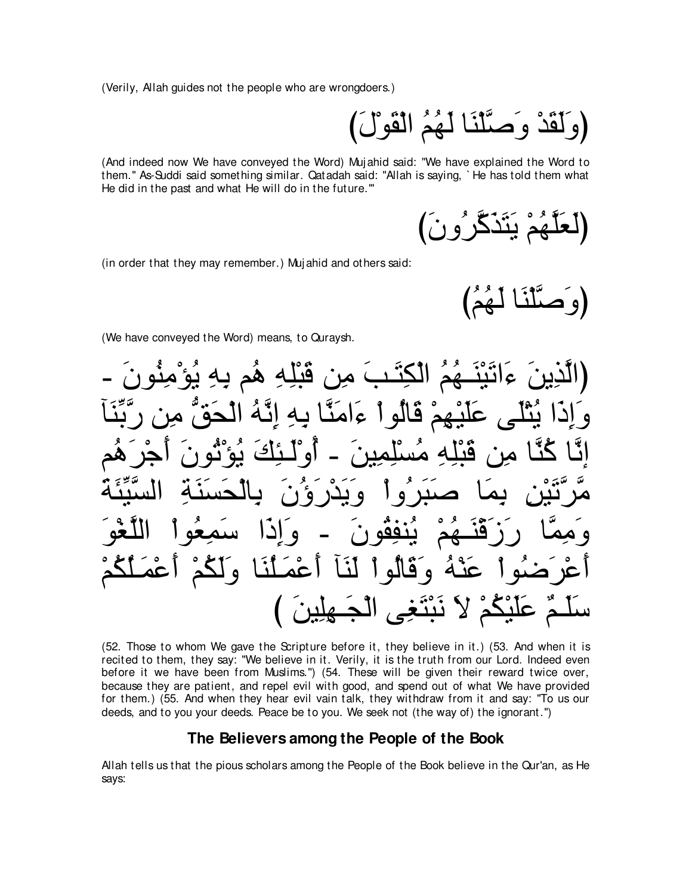(Verily, Allah guides not the people who are wrongdoers.)

(وَلَقَدْ وَصَّلْنَا لَهُمُ الْقَوْلَ)

(And indeed now We have conveyed the Word) Mujahid said: "We have explained the Word to them." As-Suddi said something similar. Qatadah said: "Allah is saying, `He has told them what He did in the past and what He will do in the future.'"

(لَعَلَّهُمْ يَتَذَكَّرُونَ)

(in order that they may remember.) Mujahid and others said:

(وَصَّلْنَا لَهُمُ)

(We have conveyed the Word) means, to Quraysh.

(الَّذِينَ ءَاتَيْنَـهُمُ الْكِتَـبَ مِن قَبْلِهِ هُم بِهِ يُؤْمِنُونَ - وَإِذَا يُتْلَى عَلَيْهِمْ قَالُواْ ءَامَنَّا بِهِ إِنَّهُ الْحَقُّ مِن رَّبِّنَآ إِنَّا كُنَّا مِن قَبْلِهِ مُسْلِمِينَ - أُوْلَـئِكَ يُؤْتُونَ أَجْرَهُم مَّرَّتَيْنِ بِمَا صَبَرُواْ وَيَدْرَؤُنَ بِالْحَسَنَةِ السَّيِّئَةَ وَمِمَّا رَزَقْنَـهُمْ يُنفِقُونَ - وَإِذَا سَمِعُواْ اللَّغْوَ أَعْرَضُواْ عَنْهُ وَقَالُواْ لَنَآ أَعْمَـلُنَا وَلَكُمْ أَعْمَـلُكُمْ سَلَـمٌ عَلَيْكُمْ لاَ نَبْتَغِى الْجَـهِلِينَ )

(52. Those to whom We gave the Scripture before it, they believe in it.) (53. And when it is recited to them, they say: "We believe in it. Verily, it is the truth from our Lord. Indeed even before it we have been from Muslims.") (54. These will be given their reward twice over, because they are patient, and repel evil with good, and spend out of what We have provided for them.) (55. And when they hear evil vain talk, they withdraw from it and say: "To us our deeds, and to you your deeds. Peace be to you. We seek not (the way of) the ignorant.")

## The Believers among the People of the Book

Allah tells us that the pious scholars among the People of the Book believe in the Qur'an, as He says: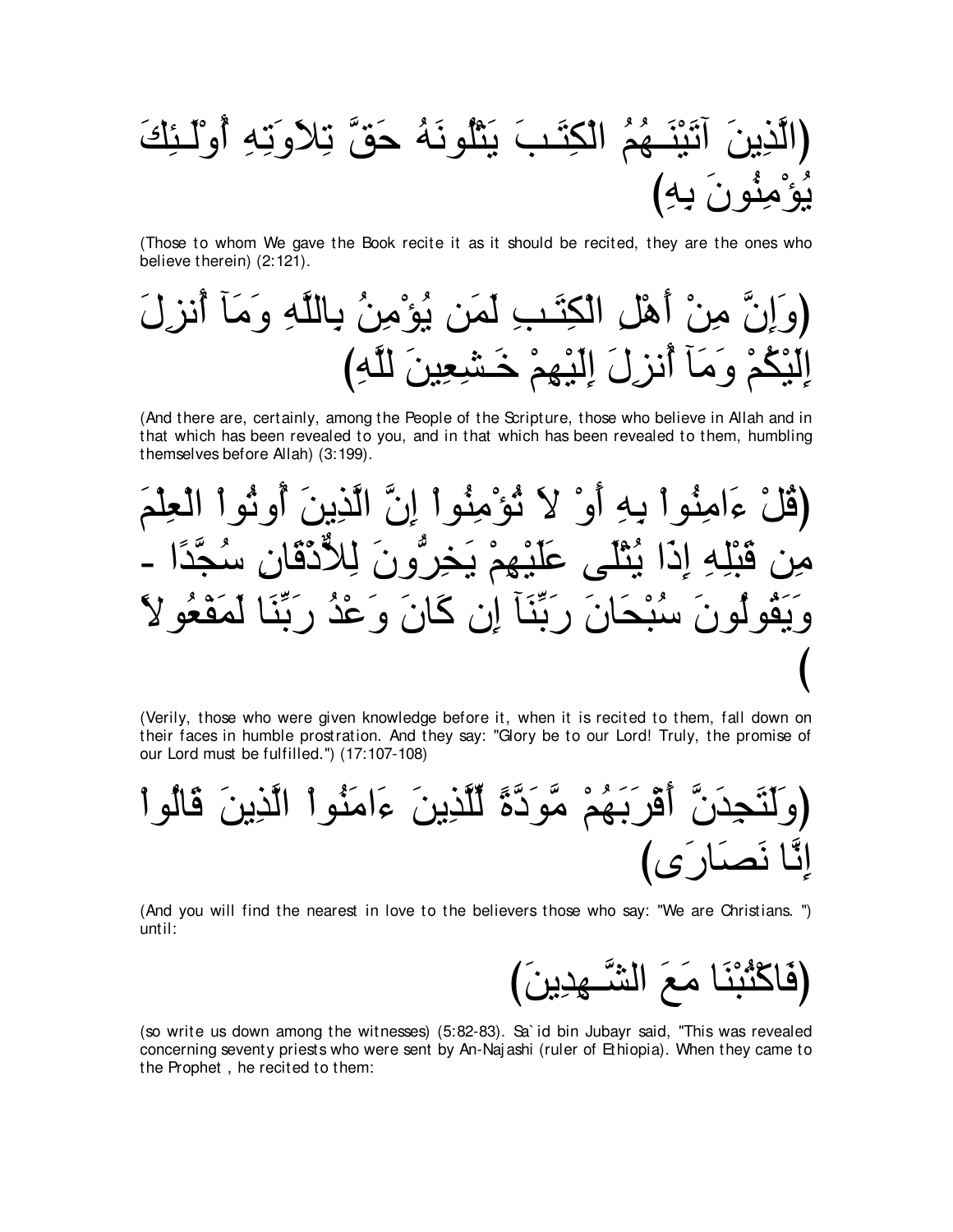(الَّذِينَ آتَيْنَـهُمُ الْكِتَـبَ يَتْلُونَهُ حَقَّ تِلاَوَتِهِ أُوْلَـئِكَ يُؤْمِنُونَ بِهِ)

(Those to whom We gave the Book recite it as it should be recited, they are the ones who believe therein) (2:121).

(وَإِنَّ مِنْ أَهْلِ الْكِتَـبِ لَمَن يُؤْمِنُ بِاللَّهِ وَمَآ أُنزِلَ إِلَيْكُمْ وَمَآ أُنزِلَ إِلَيْهِمْ خَـشِعِينَ للَّهِ)

(And there are, certainly, among the People of the Scripture, those who believe in Allah and in that which has been revealed to you, and in that which has been revealed to them, humbling themselves before Allah) (3:199).

(قُلْ ءَامِنُواْ بِهِ أَوْ لاَ تُؤْمِنُواْ إِنَّ الَّذِينَ أُوتُواْ الْعِلْمَ مِن قَبْلِهِ إِذَا يُتْلَى عَلَيْهِمْ يَخِرُّونَ لِلاٌّذْقَانِ سُجَّدًا - وَيَقُولُونَ سُبْحَانَ رَبِّنَآ إِن كَانَ وَعْدُ رَبِّنَا لَمَفْعُولاً )

(Verily, those who were given knowledge before it, when it is recited to them, fall down on their faces in humble prostration. And they say: "Glory be to our Lord! Truly, the promise of our Lord must be fulfilled.") (17:107-108)

(وَلَتَجِدَنَّ أَقْرَبَهُمْ مَّوَدَّةً لِّلَّذِينَ ءَامَنُواْ الَّذِينَ قَالُواْ إِنَّا نَصَارَى)

(And you will find the nearest in love to the believers those who say: "We are Christians. ") until:

(فَاكْتُبْنَا مَعَ الشَّـهِدِينَ)

(so write us down among the witnesses) (5:82-83). Sa`id bin Jubayr said, "This was revealed concerning seventy priests who were sent by An-Najashi (ruler of Ethiopia). When they came to the Prophet , he recited to them: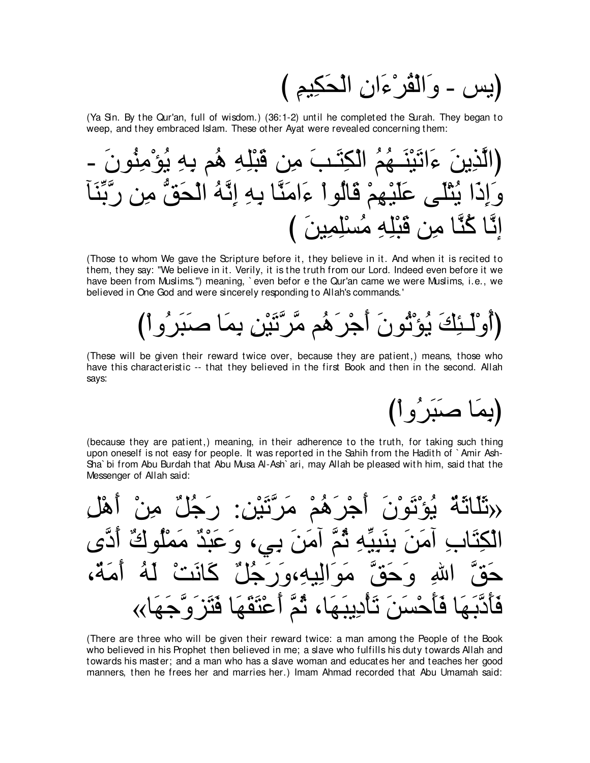(يس - وَالْقُرْءَانِ الْحَكِيمِ )

(Ya Sin. By the Qur'an, full of wisdom.) (36:1-2) until he completed the Surah. They began to weep, and they embraced Islam. These other Ayat were revealed concerning them:

(الَّذِينَ ءَاتَيْنَـهُمُ الْكِتَـبَ مِن قَبْلِهِ هُم بِهِ يُؤْمِنُونَ - وَإِذَا يُتْلَى عَلَيْهِمْ قَالُواْ ءَامَنَّا بِهِ إِنَّهُ الْحَقُّ مِن رَّبِّنَآ إِنَّا كُنَّا مِن قَبْلِهِ مُسْلِمِينَ )

(Those to whom We gave the Scripture before it, they believe in it. And when it is recited to them, they say: "We believe in it. Verily, it is the truth from our Lord. Indeed even before it we have been from Muslims.") meaning, `even before the Qur'an came we were Muslims, i.e., we believed in One God and were sincerely responding to Allah's commands.'

(أُوْلَـئِكَ يُؤْتُونَ أَجْرَهُم مَّرَّتَيْنِ بِمَا صَبَرُواْ)

(These will be given their reward twice over, because they are patient,) means, those who have this characteristic -- that they believed in the first Book and then in the second. Allah says:

(بِمَا صَبَرُواْ)

(because they are patient,) meaning, in their adherence to the truth, for taking such thing upon oneself is not easy for people. It was reported in the Sahih from the Hadith of `Amir Ash-Sha`bi from Abu Burdah that Abu Musa Al-Ash`ari, may Allah be pleased with him, said that the Messenger of Allah said:

«ثَلَاثَةٌ يُؤْتَوْنَ أَجْرَهُمْ مَرَّتَيْنِ: رَجُلٌ مِنْ أَهْلِ الْكِتَابِ آمَنَ بِنَبِيِّهِ ثُمَّ آمَنَ بِي، وَعَبْدٌ مَمْلُوكٌ أَدَّى حَقَّ اللهِ وَحَقَّ مَوَالِيهِ،وَرَجُلٌ كَانَتْ لَهُ أَمَةٌ، فَأَدَّبَهَا فَأَحْسَنَ تَأْدِيبَهَا، ثُمَّ أَعْتَقَهَا فَتَزَوَّجَهَا»

(There are three who will be given their reward twice: a man among the People of the Book who believed in his Prophet then believed in me; a slave who fulfills his duty towards Allah and towards his master; and a man who has a slave woman and educates her and teaches her good manners, then he frees her and marries her.) Imam Ahmad recorded that Abu Umamah said: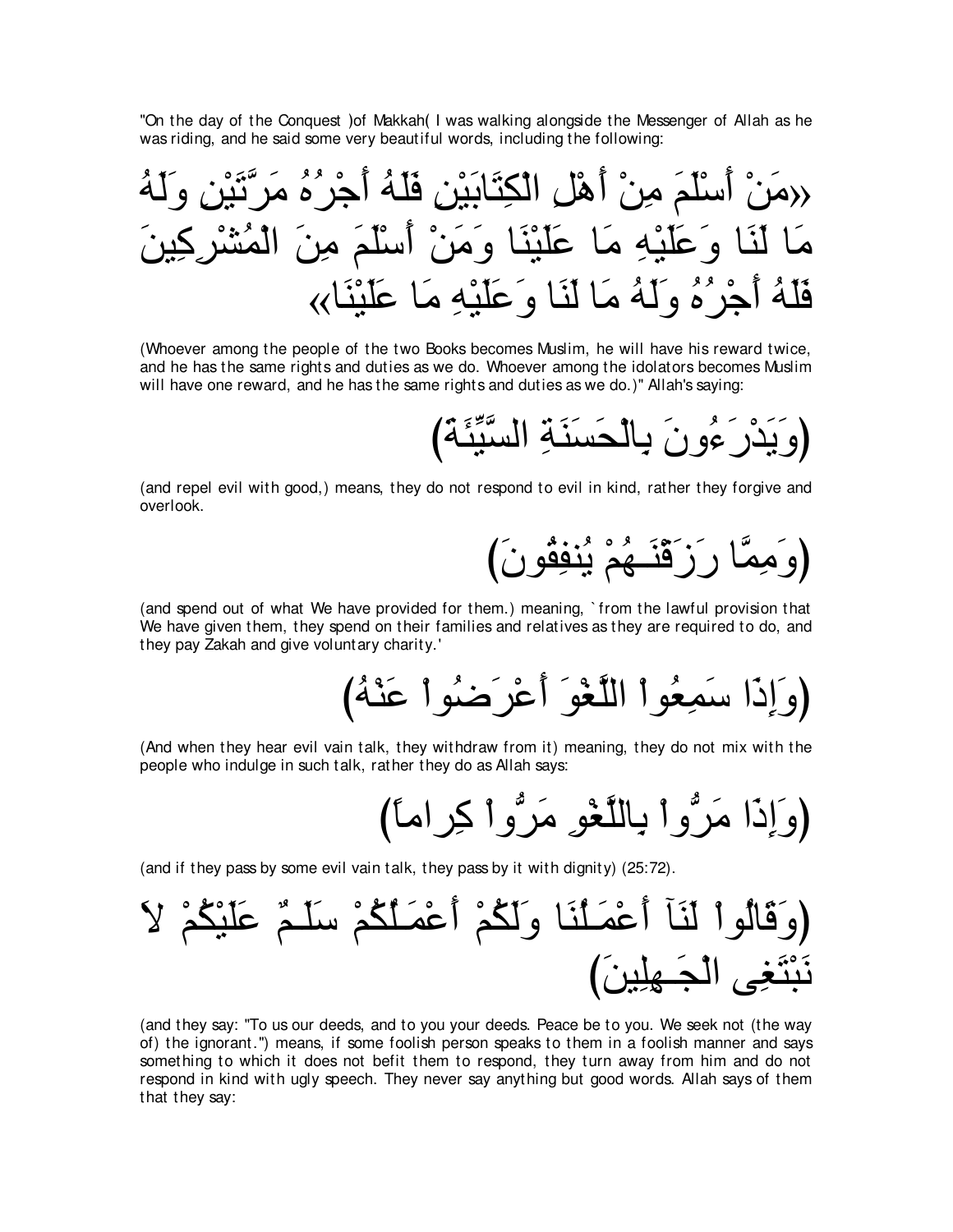"On the day of the Conquest )of Makkah( I was walking alongside the Messenger of Allah as he was riding, and he said some very beautiful words, including the following:

«مَنْ أَسْلَمَ مِنْ أَهْلِ الْكِتَابَيْنِ فَلَهُ أَجْرُهُ مَرَّتَيْنِ وَلَهُ مَا لَنَا وَعَلَيْهِ مَا عَلَيْنَا وَمَنْ أَسْلَمَ مِنَ الْمُشْرِكِينَ فَلَهُ أَجْرُهُ وَلَهُ مَا لَنَا وَعَلَيْهِ مَا عَلَيْنَا»

(Whoever among the people of the two Books becomes Muslim, he will have his reward twice, and he has the same rights and duties as we do. Whoever among the idolators becomes Muslim will have one reward, and he has the same rights and duties as we do.)" Allah's saying:

(وَيَدْرَءُونَ بِالْحَسَنَةِ السَّيِّئَةَ)

(and repel evil with good,) means, they do not respond to evil in kind, rather they forgive and overlook.

(وَمِمَّا رَزَقْنَـهُمْ يُنفِقُونَ)

(and spend out of what We have provided for them.) meaning, `from the lawful provision that We have given them, they spend on their families and relatives as they are required to do, and they pay Zakah and give voluntary charity.'

(وَإِذَا سَمِعُواْ اللَّغْوَ أَعْرَضُواْ عَنْهُ)

(And when they hear evil vain talk, they withdraw from it) meaning, they do not mix with the people who indulge in such talk, rather they do as Allah says:

(وَإِذَا مَرُّواْ بِاللَّغْوِ مَرُّواْ كِراماً)

(and if they pass by some evil vain talk, they pass by it with dignity) (25:72).

(وَقَالُواْ لَنَآ أَعْمَـلُنَا وَلَكُمْ أَعْمَـلُكُمْ سَلَـمٌ عَلَيْكُمْ لاَ نَبْتَغِى الْجَـهِلِينَ)

(and they say: "To us our deeds, and to you your deeds. Peace be to you. We seek not (the way of) the ignorant.") means, if some foolish person speaks to them in a foolish manner and says something to which it does not befit them to respond, they turn away from him and do not respond in kind with ugly speech. They never say anything but good words. Allah says of them that they say: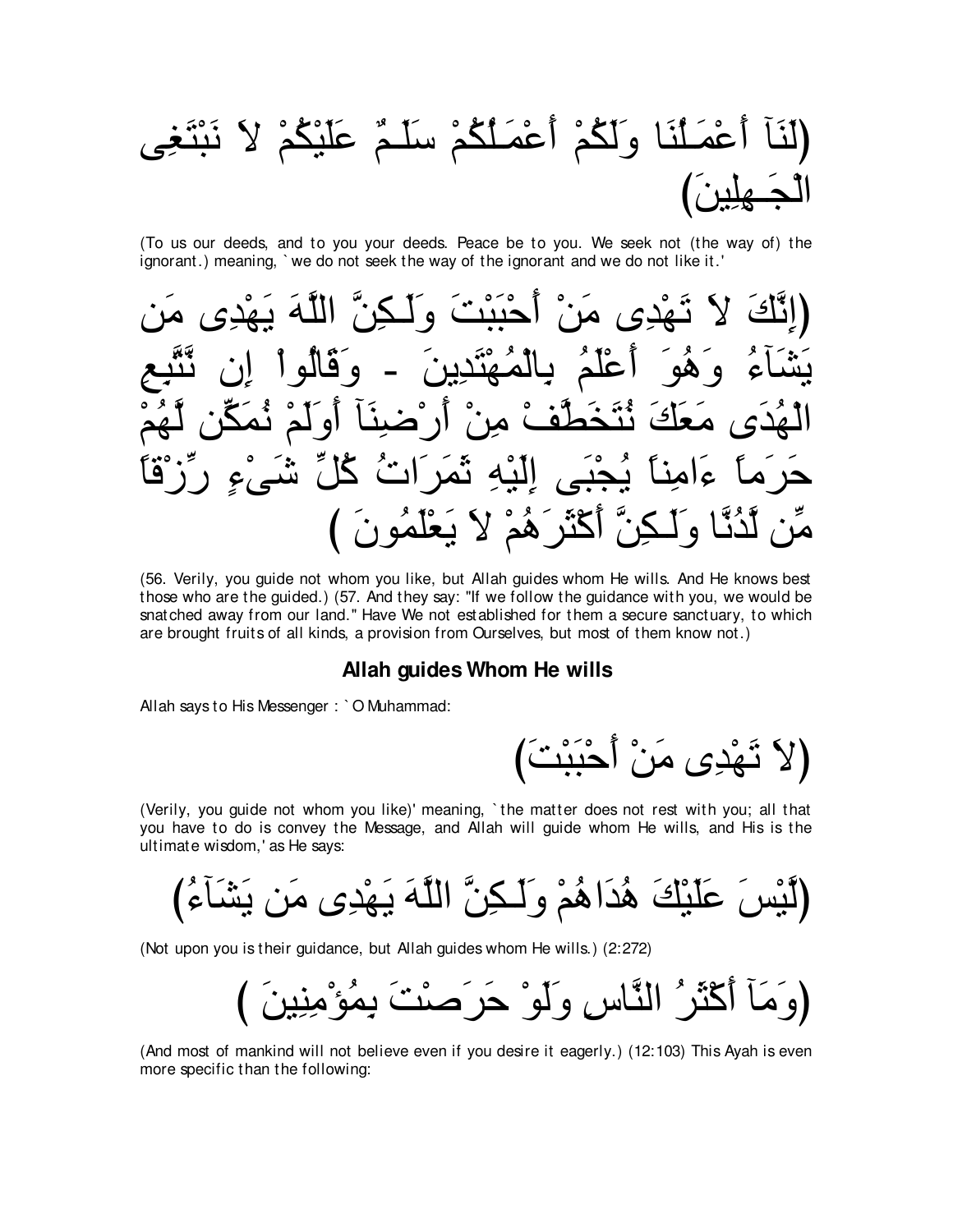(لَنَآ أَعْمَـلُنَا وَلَكُمْ أَعْمَـلُكُمْ سَلَـمٌ عَلَيْكُمْ لاَ نَبْتَغِى الْجَـهِلِينَ)

(To us our deeds, and to you your deeds. Peace be to you. We seek not (the way of) the ignorant.) meaning, `we do not seek the way of the ignorant and we do not like it.'

(إِنَّكَ لاَ تَهْدِى مَنْ أَحْبَبْتَ وَلَـكِنَّ اللَّهَ يَهْدِى مَن يَشَآءُ وَهُوَ أَعْلَمُ بِالْمُهْتَدِينَ - وَقَالُواْ إِن نَّتَّبِعِ الْهُدَى مَعَكَ نُتَخَطَّفْ مِنْ أَرْضِنَآ أَوَلَمْ نُمَكِّن لَّهُمْ حَرَماً ءَامِناً يُجْبَى إِلَيْهِ ثَمَرَاتُ كُلِّ شَىْءٍ رِّزْقاً مِّن لَّدُنَّا وَلَـكِنَّ أَكْثَرَهُمْ لاَ يَعْلَمُونَ )

(56. Verily, you guide not whom you like, but Allah guides whom He wills. And He knows best those who are the guided.) (57. And they say: "If we follow the guidance with you, we would be snatched away from our land." Have We not established for them a secure sanctuary, to which are brought fruits of all kinds, a provision from Ourselves, but most of them know not.)

### Allah guides Whom He wills

Allah says to His Messenger : `O Muhammad:

(لاَ تَهْدِى مَنْ أَحْبَبْتَ)

(Verily, you guide not whom you like)' meaning, `the matter does not rest with you; all that you have to do is convey the Message, and Allah will guide whom He wills, and His is the ultimate wisdom,' as He says:

(لَّيْسَ عَلَيْكَ هُدَاهُمْ وَلَـكِنَّ اللَّهَ يَهْدِى مَن يَشَآءُ)

(Not upon you is their guidance, but Allah guides whom He wills.) (2:272)

(وَمَآ أَكْثَرُ النَّاسِ وَلَوْ حَرَصْتَ بِمُؤْمِنِينَ )

(And most of mankind will not believe even if you desire it eagerly.) (12:103) This Ayah is even more specific than the following: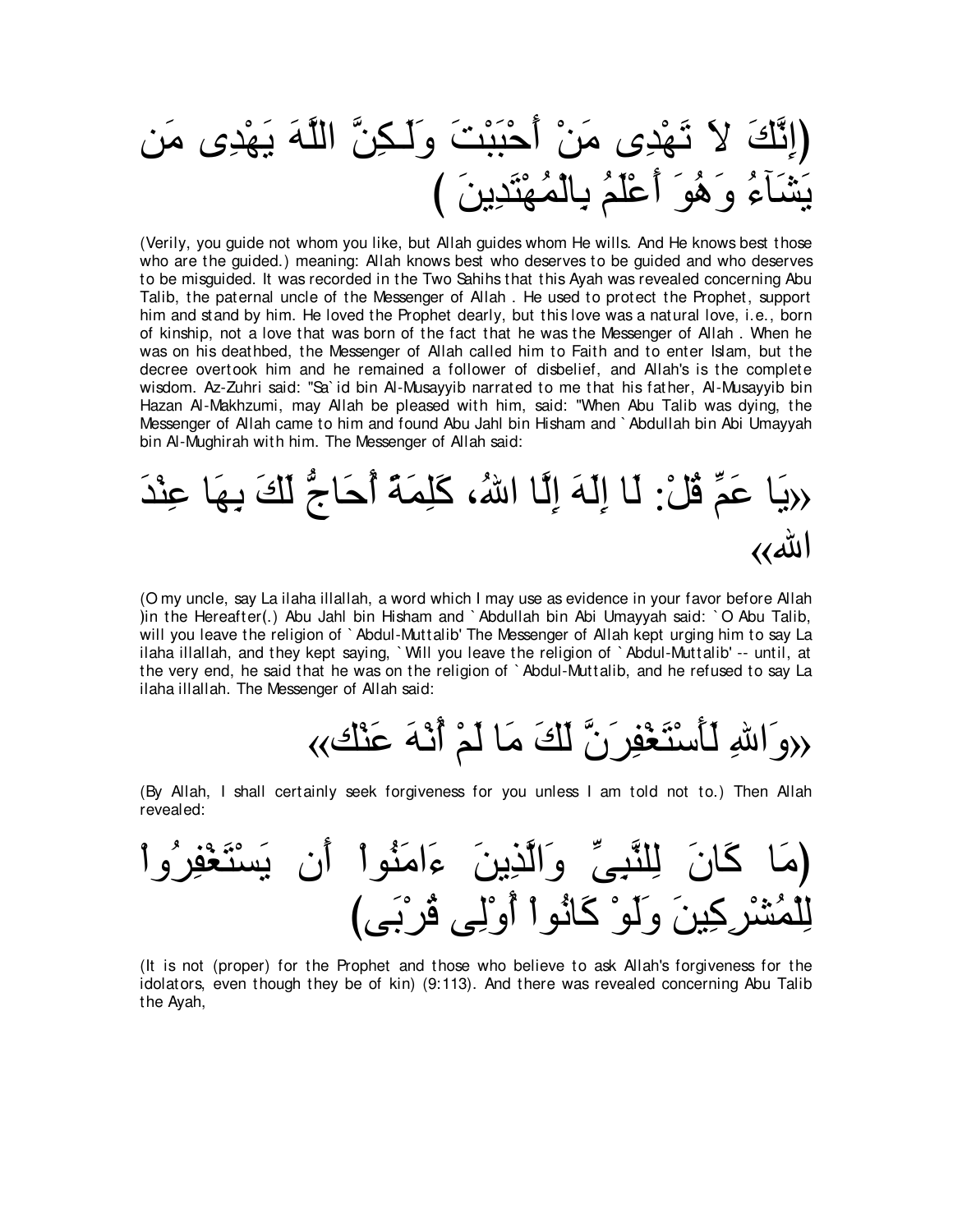(إِنَّكَ لاَ تَهْدِى مَنْ أَحْبَبْتَ وَلَـكِنَّ اللَّهَ يَهْدِى مَن يَشَآءُ وَهُوَ أَعْلَمُ بِالْمُهْتَدِينَ )

(Verily, you guide not whom you like, but Allah guides whom He wills. And He knows best those who are the guided.) meaning: Allah knows best who deserves to be guided and who deserves to be misguided. It was recorded in the Two Sahihs that this Ayah was revealed concerning Abu Talib, the paternal uncle of the Messenger of Allah . He used to protect the Prophet, support him and stand by him. He loved the Prophet dearly, but this love was a natural love, i.e., born of kinship, not a love that was born of the fact that he was the Messenger of Allah . When he was on his deathbed, the Messenger of Allah called him to Faith and to enter Islam, but the decree overtook him and he remained a follower of disbelief, and Allah's is the complete wisdom. Az-Zuhri said: "Sa`id bin Al-Musayyib narrated to me that his father, Al-Musayyib bin Hazan Al-Makhzumi, may Allah be pleased with him, said: "When Abu Talib was dying, the Messenger of Allah came to him and found Abu Jahl bin Hisham and `Abdullah bin Abi Umayyah bin Al-Mughirah with him. The Messenger of Allah said:

«يَا عَمِّ قُلْ: لَا إِلَهَ إِلَّا اللهُ، كَلِمَةً أُحَاجُّ لَكَ بِهَا عِنْدَ اللهِ»

(O my uncle, say La ilaha illallah, a word which I may use as evidence in your favor before Allah )in the Hereafter(.) Abu Jahl bin Hisham and `Abdullah bin Abi Umayyah said: `O Abu Talib, will you leave the religion of `Abdul-Muttalib' The Messenger of Allah kept urging him to say La ilaha illallah, and they kept saying, `Will you leave the religion of `Abdul-Muttalib' -- until, at the very end, he said that he was on the religion of `Abdul-Muttalib, and he refused to say La ilaha illallah. The Messenger of Allah said:

«وَاللهِ لَأَسْتَغْفِرَنَّ لَكَ مَا لَمْ أُنْهَ عَنْك»

(By Allah, I shall certainly seek forgiveness for you unless I am told not to.) Then Allah revealed:

(مَا كَانَ لِلنَّبِىِّ وَالَّذِينَ ءَامَنُواْ أَن يَسْتَغْفِرُواْ لِلْمُشْرِكِينَ وَلَوْ كَانُواْ أُوْلِى قُرْبَى)

(It is not (proper) for the Prophet and those who believe to ask Allah's forgiveness for the idolators, even though they be of kin) (9:113). And there was revealed concerning Abu Talib the Ayah,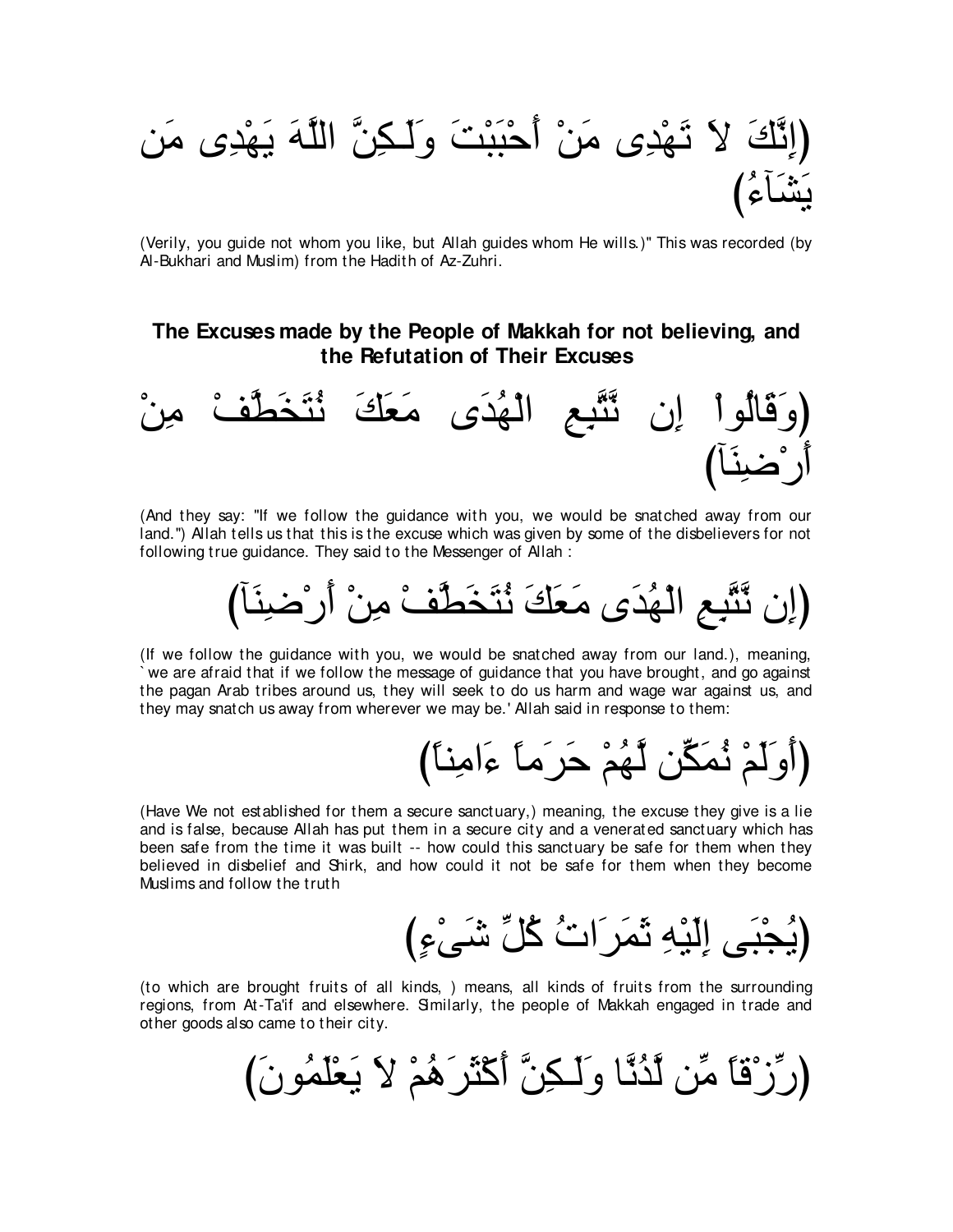(إِنَّكَ لاَ تَهْدِى مَنْ أَحْبَبْتَ وَلَـكِنَّ اللَّهَ يَهْدِى مَن يَشَآءُ)

(Verily, you guide not whom you like, but Allah guides whom He wills.)" This was recorded (by Al-Bukhari and Muslim) from the Hadith of Az-Zuhri.

## The Excuses made by the People of Makkah for not believing, and the Refutation of Their Excuses

(وَقَالُواْ إِن نَّتَّبِعِ الْهُدَى مَعَكَ نُتَخَطَّفْ مِنْ أَرْضِنَآ)

(And they say: "If we follow the guidance with you, we would be snatched away from our land.") Allah tells us that this is the excuse which was given by some of the disbelievers for not following true guidance. They said to the Messenger of Allah :

(إِن نَّتَّبِعِ الْهُدَى مَعَكَ نُتَخَطَّفْ مِنْ أَرْضِنَآ)

(If we follow the guidance with you, we would be snatched away from our land.), meaning, `we are afraid that if we follow the message of guidance that you have brought, and go against the pagan Arab tribes around us, they will seek to do us harm and wage war against us, and they may snatch us away from wherever we may be.' Allah said in response to them:

(أَوَلَمْ نُمَكِّن لَّهُمْ حَرَماً ءَامِناً)

(Have We not established for them a secure sanctuary,) meaning, the excuse they give is a lie and is false, because Allah has put them in a secure city and a venerated sanctuary which has been safe from the time it was built -- how could this sanctuary be safe for them when they believed in disbelief and Shirk, and how could it not be safe for them when they become Muslims and follow the truth

(يُجْبَى إِلَيْهِ ثَمَرَاتُ كُلِّ شَىْءٍ)

(to which are brought fruits of all kinds, ) means, all kinds of fruits from the surrounding regions, from At-Ta'if and elsewhere. Similarly, the people of Makkah engaged in trade and other goods also came to their city.

(رِّزْقاً مِّن لَّدُنَّا وَلَـكِنَّ أَكْثَرَهُمْ لاَ يَعْلَمُونَ)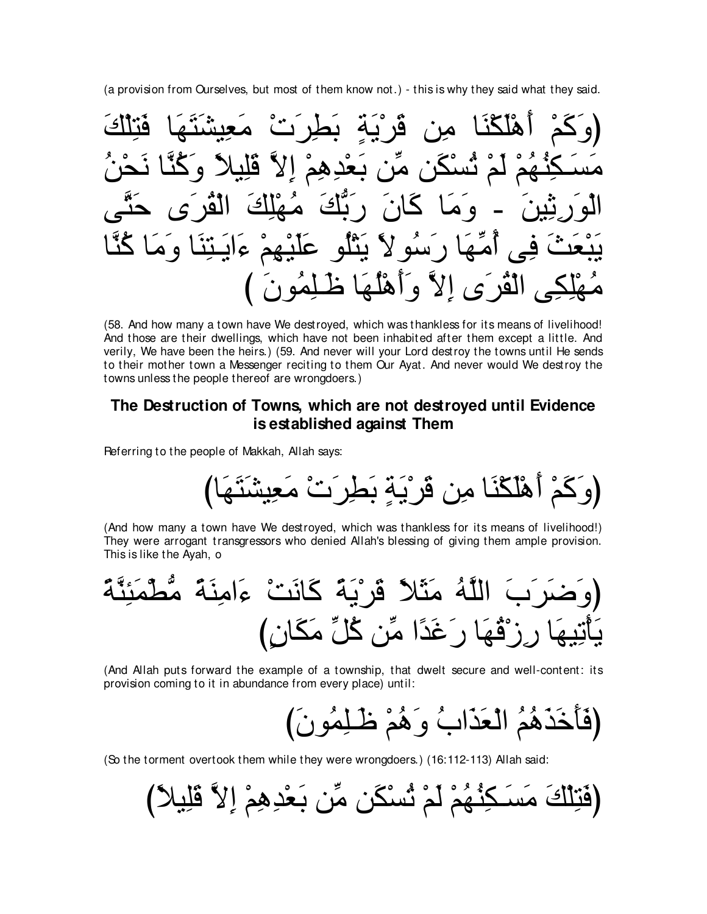(a provision from Ourselves, but most of them know not.) - this is why they said what they said.

(وَكَمْ أَهْلَكْنَا مِن قَرْيَةٍ بَطِرَتْ مَعِيشَتَهَا فَتِلْكَ مَسَـكِنُهُمْ لَمْ تُسْكَن مِّن بَعْدِهِمْ إِلاَّ قَلِيلاً وَكُنَّا نَحْنُ الْوَرِثِينَ - وَمَا كَانَ رَبُّكَ مُهْلِكَ الْقُرَى حَتَّى يَبْعَثَ فِى أُمِّهَا رَسُولاً يَتْلُو عَلَيْهِمْ ءَايَـتِنَا وَمَا كُنَّا مُهْلِكِى الْقُرَى إِلاَّ وَأَهْلُهَا ظَـلِمُونَ )

(58. And how many a town have We destroyed, which was thankless for its means of livelihood! And those are their dwellings, which have not been inhabited after them except a little. And verily, We have been the heirs.) (59. And never will your Lord destroy the towns until He sends to their mother town a Messenger reciting to them Our Ayat. And never would We destroy the towns unless the people thereof are wrongdoers.)

### The Destruction of Towns, which are not destroyed until Evidence is established against Them

Referring to the people of Makkah, Allah says:

(وَكَمْ أَهْلَكْنَا مِن قَرْيَةٍ بَطِرَتْ مَعِيشَتَهَا)

(And how many a town have We destroyed, which was thankless for its means of livelihood!) They were arrogant transgressors who denied Allah's blessing of giving them ample provision. This is like the Ayah, o

(وَضَرَبَ اللَّهُ مَثَلاً قَرْيَةً كَانَتْ ءَامِنَةً مُّطْمَئِنَّةً يَأْتِيهَا رِزْقُهَا رَغَدًا مِّن كُلِّ مَكَانٍ)

(And Allah puts forward the example of a township, that dwelt secure and well-content: its provision coming to it in abundance from every place) until:

(فَأَخَذَهُمُ الْعَذَابُ وَهُمْ ظَـلِمُونَ)

(So the torment overtook them while they were wrongdoers.) (16:112-113) Allah said:

(فَتِلْكَ مَسَـكِنُهُمْ لَمْ تُسْكَن مِّن بَعْدِهِمْ إِلاَّ قَلِيلاً)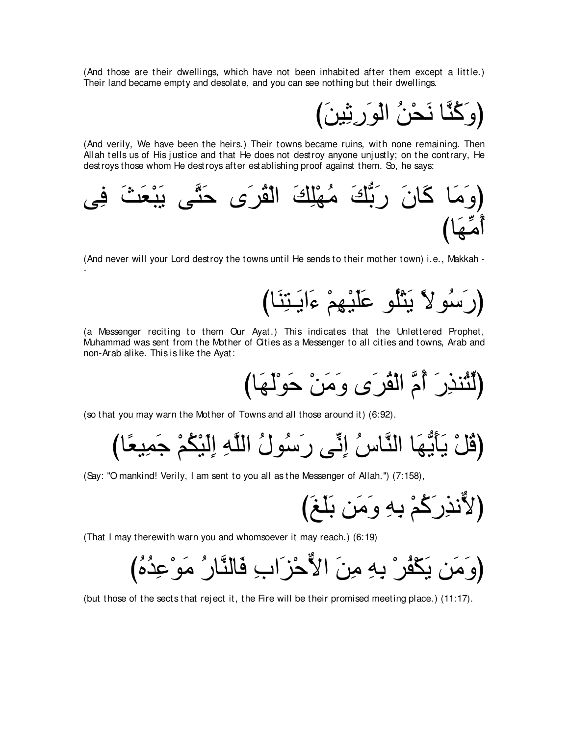(And those are their dwellings, which have not been inhabited after them except a little.) Their land became empty and desolate, and you can see nothing but their dwellings.

(وَكُنَّا نَحْنُ الْوَرِثِينَ)

(And verily, We have been the heirs.) Their towns became ruins, with none remaining. Then Allah tells us of His justice and that He does not destroy anyone unjustly; on the contrary, He destroys those whom He destroys after establishing proof against them. So, he says:

(وَمَا كَانَ رَبُّكَ مُهْلِكَ الْقُرَى حَتَّى يَبْعَثَ فِى أُمِّهَا)

(And never will your Lord destroy the towns until He sends to their mother town) i.e., Makkah --

(رَسُولاً يَتْلُو عَلَيْهِمْ ءَايَـتِنَا)

(a Messenger reciting to them Our Ayat.) This indicates that the Unlettered Prophet, Muhammad was sent from the Mother of Cities as a Messenger to all cities and towns, Arab and non-Arab alike. This is like the Ayat:

(لِّتُنذِرَ أُمَّ الْقُرَى وَمَنْ حَوْلَهَا)

(so that you may warn the Mother of Towns and all those around it) (6:92).

(قُلْ يَأَيُّهَا النَّاسُ إِنِّى رَسُولُ اللَّهِ إِلَيْكُمْ جَمِيعًا)

(Say: "O mankind! Verily, I am sent to you all as the Messenger of Allah.") (7:158),

(لأُنذِرَكُمْ بِهِ وَمَن بَلَغَ)

(That I may therewith warn you and whomsoever it may reach.) (6:19)

(وَمَن يَكْفُرْ بِهِ مِنَ الأَحْزَابِ فَالنَّارُ مَوْعِدُهُ)

(but those of the sects that reject it, the Fire will be their promised meeting place.) (11:17).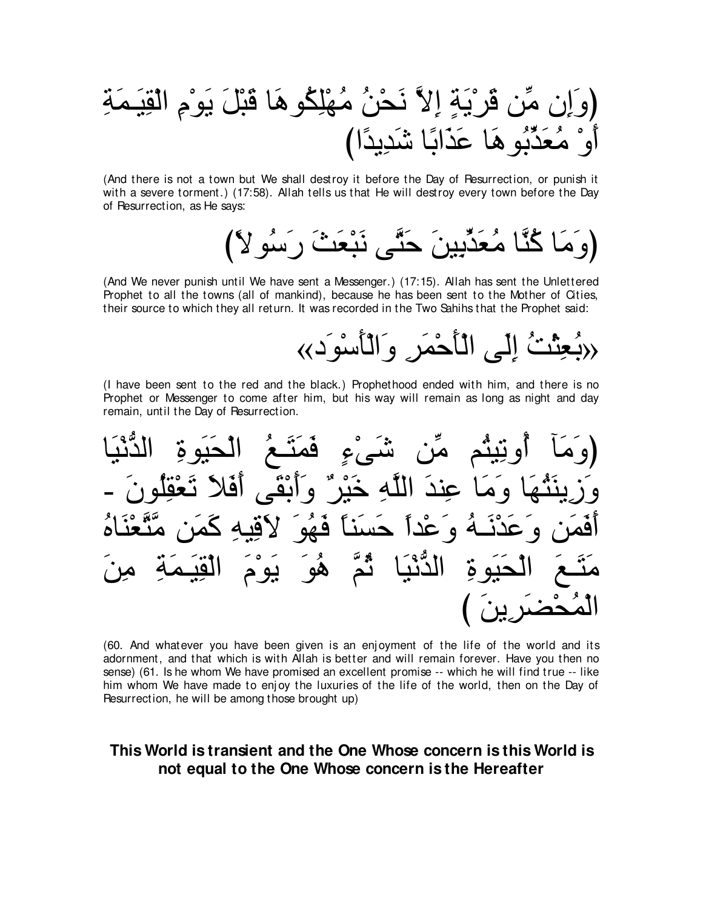(وَإِن مِّن قَرْيَةٍ إِلاَّ نَحْنُ مُهْلِكُوهَا قَبْلَ يَوْمِ الْقِيَـمَةِ أَوْ مُعَذِّبُوهَا عَذَابًا شَدِيدًا)

(And there is not a town but We shall destroy it before the Day of Resurrection, or punish it with a severe torment.) (17:58). Allah tells us that He will destroy every town before the Day of Resurrection, as He says:

(وَمَا كُنَّا مُعَذِّبِينَ حَتَّى نَبْعَثَ رَسُولاً)

(And We never punish until We have sent a Messenger.) (17:15). Allah has sent the Unlettered Prophet to all the towns (all of mankind), because he has been sent to the Mother of Cities, their source to which they all return. It was recorded in the Two Sahihs that the Prophet said:

«بُعِثْتُ إِلَى الْأَحْمَرِ وَالْأَسْوَد»

(I have been sent to the red and the black.) Prophethood ended with him, and there is no Prophet or Messenger to come after him, but his way will remain as long as night and day remain, until the Day of Resurrection.

(وَمَآ أُوتِيتُم مِّن شَىْءٍ فَمَتَـعُ الْحَيَوةِ الدُّنْيَا وَزِينَتُهَا وَمَا عِندَ اللَّهِ خَيْرٌ وَأَبْقَى أَفَلاَ تَعْقِلُونَ - أَفَمَن وَعَدْنَـهُ وَعْداً حَسَناً فَهُوَ لاَقِيهِ كَمَن مَّتَّعْنَاهُ مَتَـعَ الْحَيَوةِ الدُّنْيَا ثُمَّ هُوَ يَوْمَ الْقِيَـمَةِ مِنَ الْمُحْضَرِينَ )

(60. And whatever you have been given is an enjoyment of the life of the world and its adornment, and that which is with Allah is better and will remain forever. Have you then no sense) (61. Is he whom We have promised an excellent promise -- which he will find true -- like him whom We have made to enjoy the luxuries of the life of the world, then on the Day of Resurrection, he will be among those brought up)

## This World is transient and the One Whose concern is this World is not equal to the One Whose concern is the Hereafter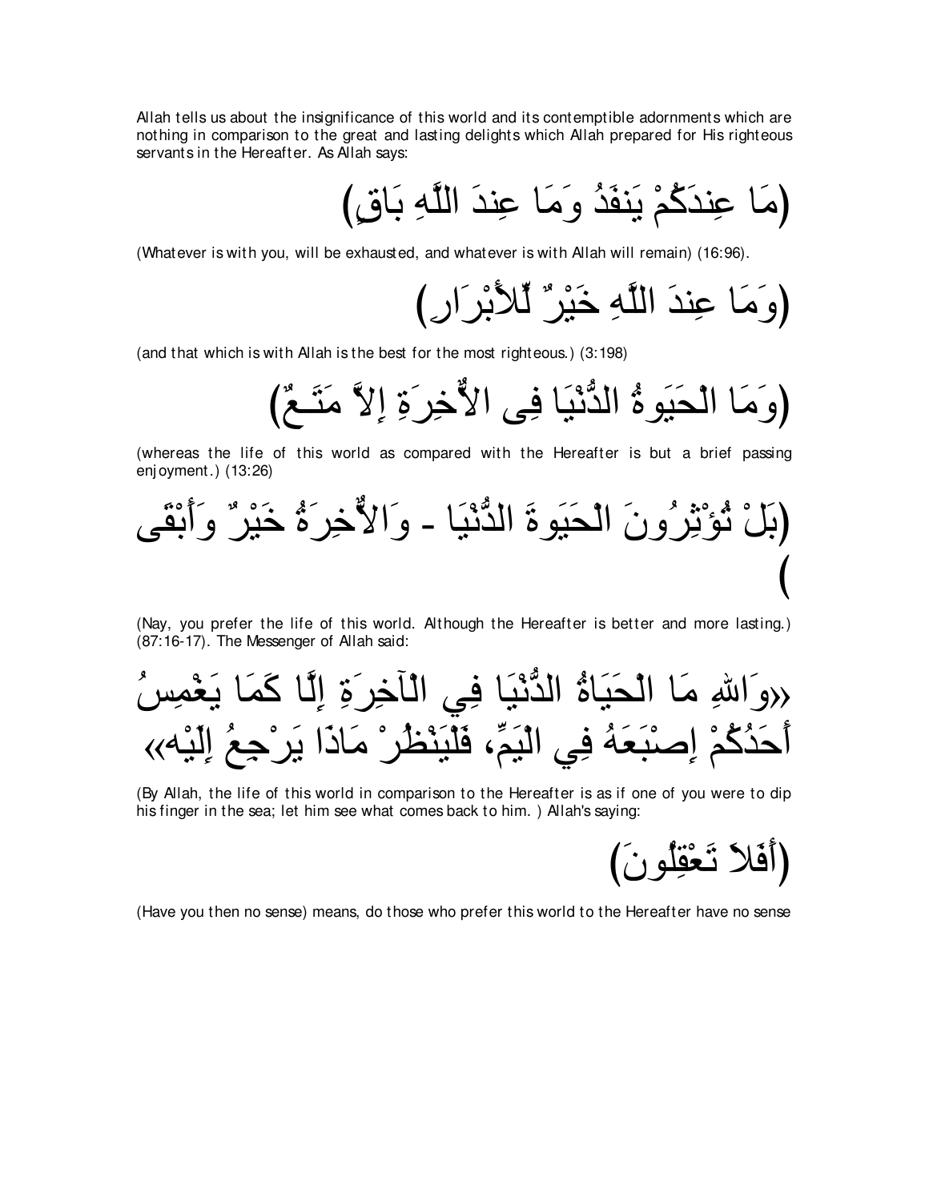Allah tells us about the insignificance of this world and its contemptible adornments which are nothing in comparison to the great and lasting delights which Allah prepared for His righteous servants in the Hereafter. As Allah says:

(مَا عِندَكُمْ يَنفَدُ وَمَا عِندَ اللَّهِ بَاقٍ)

(Whatever is with you, will be exhausted, and whatever is with Allah will remain) (16:96).

(وَمَا عِندَ اللَّهِ خَيْرٌ لِّلأَبْرَارِ)

(and that which is with Allah is the best for the most righteous.) (3:198)

(وَمَا الْحَيَوةُ الدُّنْيَا فِى الاٌّخِرَةِ إِلاَّ مَتَـعٌ)

(whereas the life of this world as compared with the Hereafter is but a brief passing enjoyment.) (13:26)

(بَلْ تُؤْثِرُونَ الْحَيَوةَ الدُّنْيَا - وَالاٌّخِرَةُ خَيْرٌ وَأَبْقَى)

(Nay, you prefer the life of this world. Although the Hereafter is better and more lasting.) (87:16-17). The Messenger of Allah said:

«وَاللهِ مَا الْحَيَاةُ الدُّنْيَا فِي الْآخِرَةِ إِلَّا كَمَا يَغْمِسُ أَحَدُكُمْ إِصْبَعَهُ فِي الْيَمِّ، فَلْيَنْظُرْ مَاذَا يَرْجِعُ إِلَيْه»

(By Allah, the life of this world in comparison to the Hereafter is as if one of you were to dip his finger in the sea; let him see what comes back to him. ) Allah's saying:

(أَفَلاَ تَعْقِلُونَ)

(Have you then no sense) means, do those who prefer this world to the Hereafter have no sense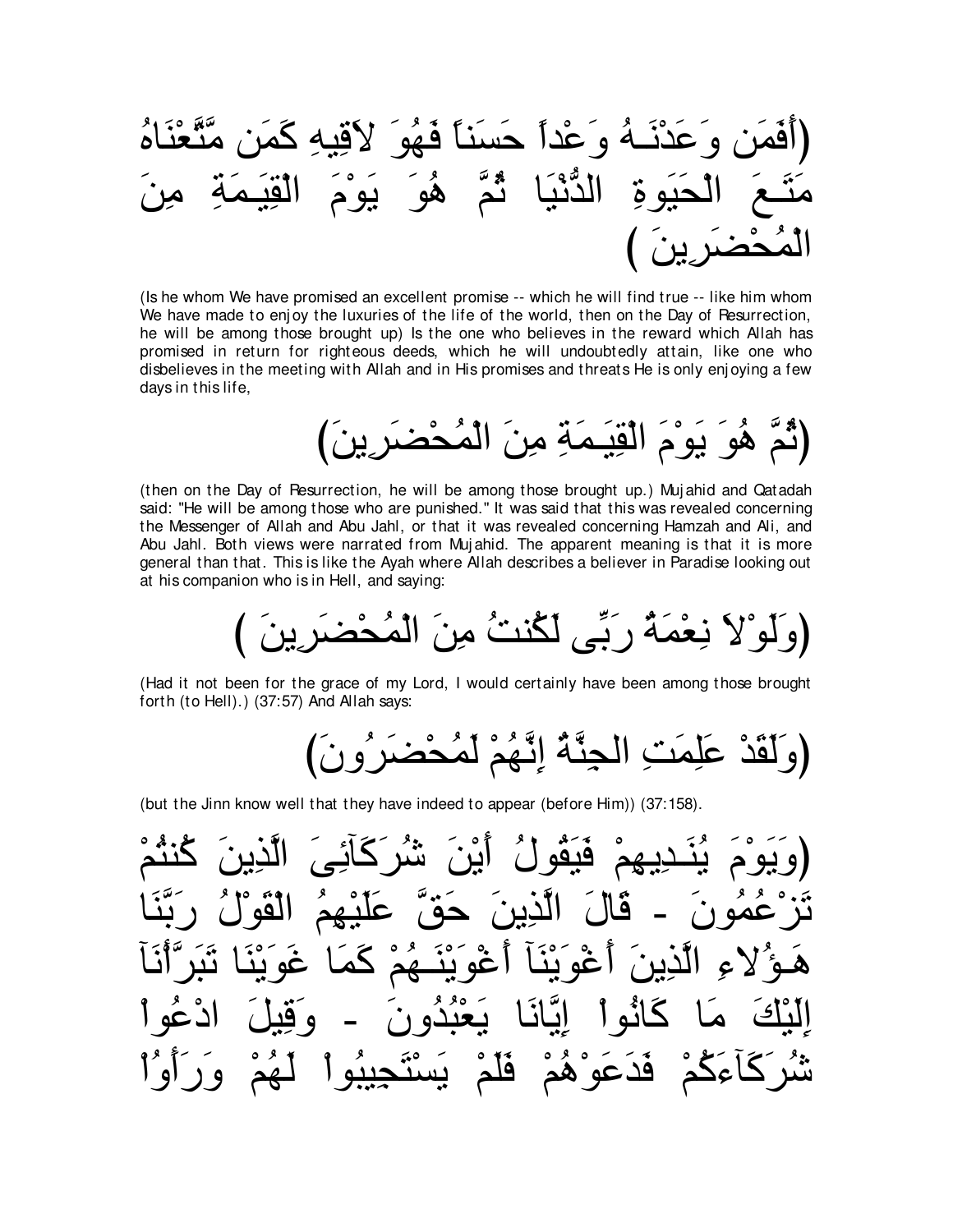(أَفَمَن وَعَدْنَـهُ وَعْداً حَسَناً فَهُوَ لاَقِيهِ كَمَن مَّتَّعْنَاهُ مَتَـعَ الْحَيَوةِ الدُّنْيَا ثُمَّ هُوَ يَوْمَ الْقِيَـمَةِ مِنَ الْمُحْضَرِينَ )

(Is he whom We have promised an excellent promise -- which he will find true -- like him whom We have made to enjoy the luxuries of the life of the world, then on the Day of Resurrection, he will be among those brought up) Is the one who believes in the reward which Allah has promised in return for righteous deeds, which he will undoubtedly attain, like one who disbelieves in the meeting with Allah and in His promises and threats He is only enjoying a few days in this life,

(ثُمَّ هُوَ يَوْمَ الْقِيَـمَةِ مِنَ الْمُحْضَرِينَ)

(then on the Day of Resurrection, he will be among those brought up.) Mujahid and Qatadah said: "He will be among those who are punished." It was said that this was revealed concerning the Messenger of Allah and Abu Jahl, or that it was revealed concerning Hamzah and Ali, and Abu Jahl. Both views were narrated from Mujahid. The apparent meaning is that it is more general than that. This is like the Ayah where Allah describes a believer in Paradise looking out at his companion who is in Hell, and saying:

(وَلَوْلاَ نِعْمَةُ رَبِّى لَكُنتُ مِنَ الْمُحْضَرِينَ )

(Had it not been for the grace of my Lord, I would certainly have been among those brought forth (to Hell).) (37:57) And Allah says:

(وَلَقَدْ عَلِمَتِ الجِنَّةُ إِنَّهُمْ لَمُحْضَرُونَ)

(but the Jinn know well that they have indeed to appear (before Him)) (37:158).

(وَيَوْمَ يُنَـدِيهِمْ فَيَقُولُ أَيْنَ شُرَكَآئِىَ الَّذِينَ كُنتُمْ تَزْعُمُونَ - قَالَ الَّذِينَ حَقَّ عَلَيْهِمُ الْقَوْلُ رَبَّنَا هَـؤُلاءِ الَّذِينَ أَغْوَيْنَآ أَغْوَيْنَـهُمْ كَمَا غَوَيْنَا تَبَرَّأْنَآ إِلَيْكَ مَا كَانُواْ إِيَّانَا يَعْبُدُونَ - وَقِيلَ ادْعُواْ شُرَكَآءَكُمْ فَدَعَوْهُمْ فَلَمْ يَسْتَجِيبُواْ لَهُمْ وَرَأَوُاْ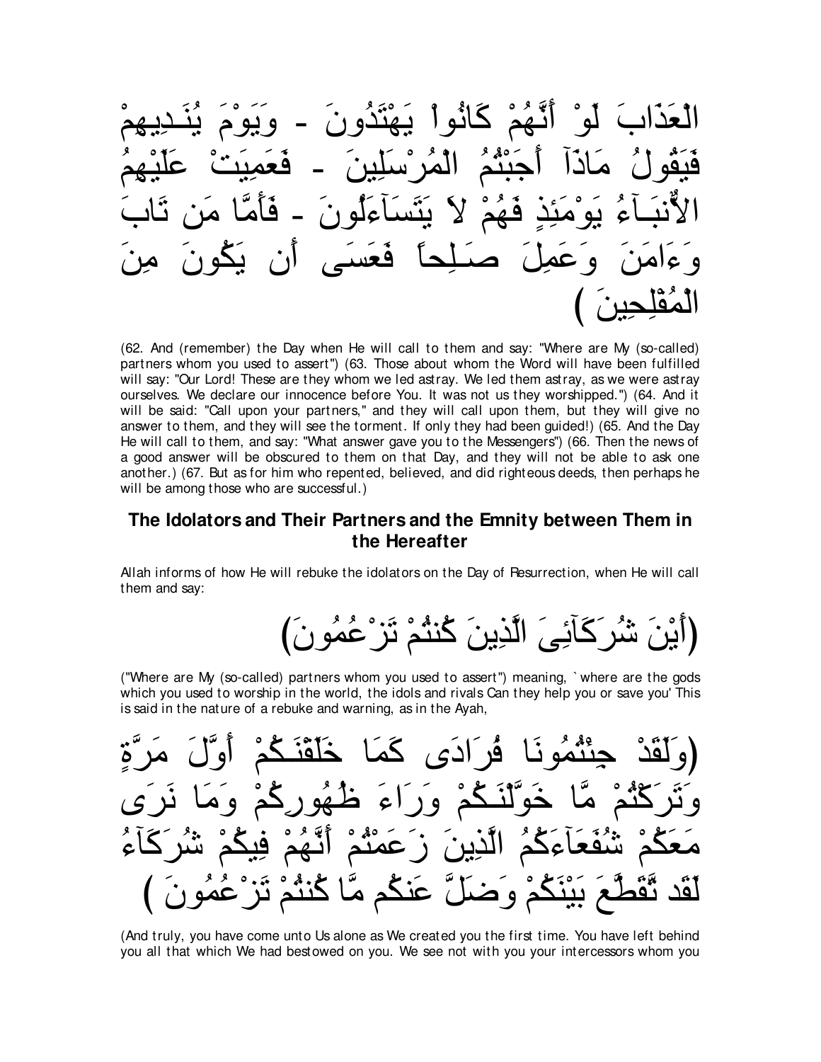الْعَذَابَ لَوْ أَنَّهُمْ كَانُواْ يَهْتَدُونَ - وَيَوْمَ يُنَـدِيهِمْ فَيَقُولُ مَاذَآ أَجَبْتُمُ الْمُرْسَلِينَ - فَعَمِيَتْ عَلَيْهِمُ الأُنبَـآءُ يَوْمَئِذٍ فَهُمْ لاَ يَتَسَآءَلُونَ - فَأَمَّا مَن تَابَ وَءَامَنَ وَعَمِلَ صَـلِحاً فَعَسَى أَن يَكُونَ مِنَ الْمُفْلِحِينَ )

(62. And (remember) the Day when He will call to them and say: "Where are My (so-called) partners whom you used to assert") (63. Those about whom the Word will have been fulfilled will say: "Our Lord! These are they whom we led astray. We led them astray, as we were astray ourselves. We declare our innocence before You. It was not us they worshipped.") (64. And it will be said: "Call upon your partners," and they will call upon them, but they will give no answer to them, and they will see the torment. If only they had been guided!) (65. And the Day He will call to them, and say: "What answer gave you to the Messengers") (66. Then the news of a good answer will be obscured to them on that Day, and they will not be able to ask one another.) (67. But as for him who repented, believed, and did righteous deeds, then perhaps he will be among those who are successful.)

## The Idolators and Their Partners and the Emnity between Them in the Hereafter

Allah informs of how He will rebuke the idolators on the Day of Resurrection, when He will call them and say:

(أَيْنَ شُرَكَآئِىَ الَّذِينَ كُنتُمْ تَزْعُمُونَ)

("Where are My (so-called) partners whom you used to assert") meaning, `where are the gods which you used to worship in the world, the idols and rivals Can they help you or save you' This is said in the nature of a rebuke and warning, as in the Ayah,

(وَلَقَدْ جِئْتُمُونَا فُرَادَى كَمَا خَلَقْنَـكُمْ أَوَّلَ مَرَّةٍ وَتَرَكْتُمْ مَّا خَوَّلْنَـكُمْ وَرَاءَ ظُهُورِكُمْ وَمَا نَرَى مَعَكُمْ شُفَعَآءَكُمُ الَّذِينَ زَعَمْتُمْ أَنَّهُمْ فِيكُمْ شُرَكَآءُ لَقَد تَّقَطَّعَ بَيْنَكُمْ وَضَلَّ عَنكُم مَّا كُنتُمْ تَزْعُمُونَ )

(And truly, you have come unto Us alone as We created you the first time. You have left behind you all that which We had bestowed on you. We see not with you your intercessors whom you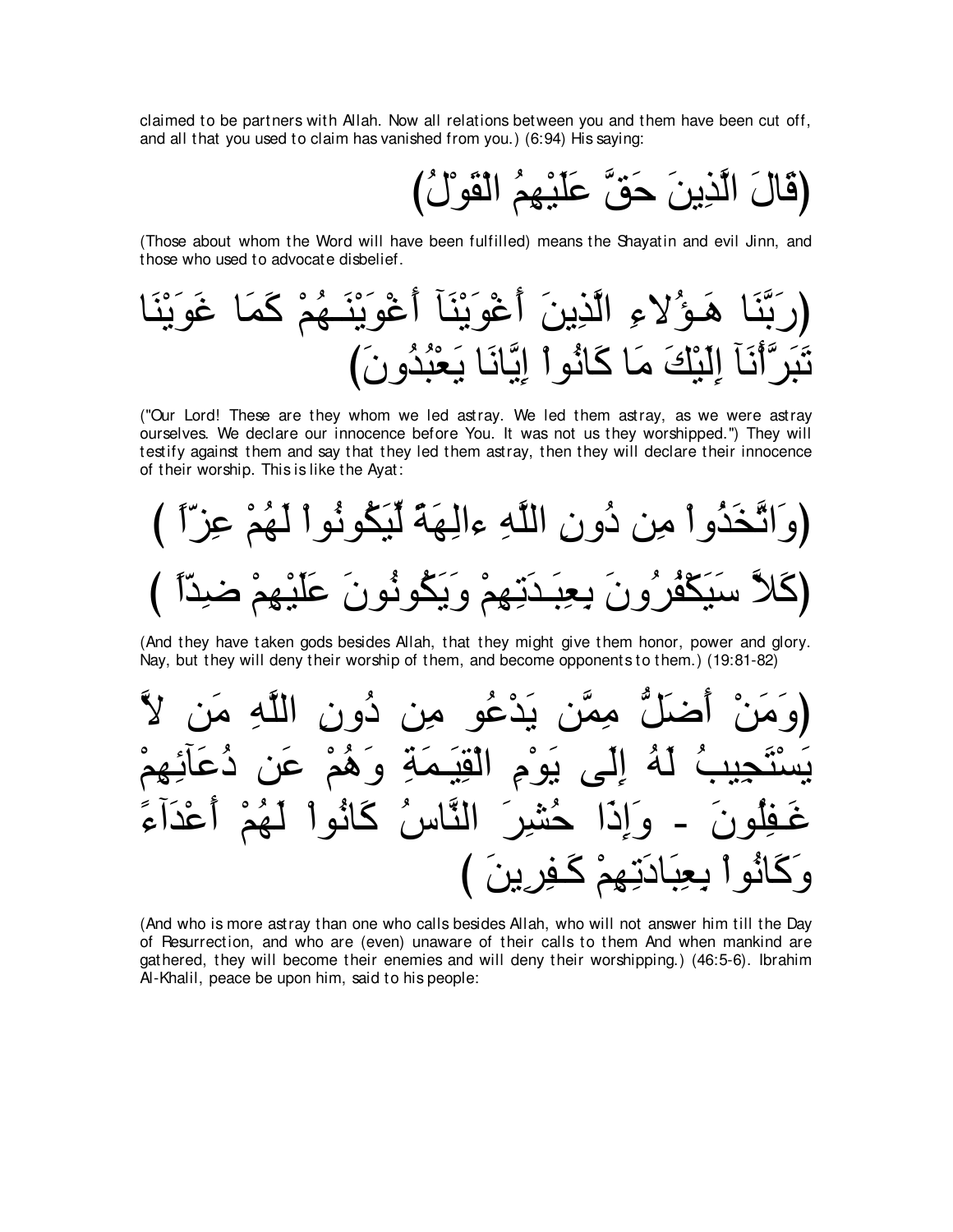claimed to be partners with Allah. Now all relations between you and them have been cut off, and all that you used to claim has vanished from you.) (6:94) His saying:

(قَالَ الَّذِينَ حَقَّ عَلَيْهِمُ الْقَوْلُ)

(Those about whom the Word will have been fulfilled) means the Shayatin and evil Jinn, and those who used to advocate disbelief.

(رَبَّنَا هَـؤُلاءِ الَّذِينَ أَغْوَيْنَآ أَغْوَيْنَـهُمْ كَمَا غَوَيْنَا تَبَرَّأْنَآ إِلَيْكَ مَا كَانُواْ إِيَّانَا يَعْبُدُونَ)

("Our Lord! These are they whom we led astray. We led them astray, as we were astray ourselves. We declare our innocence before You. It was not us they worshipped.") They will testify against them and say that they led them astray, then they will declare their innocence of their worship. This is like the Ayat:

(وَاتَّخَذُواْ مِن دُونِ اللَّهِ ءالِهَةً لِّيَكُونُواْ لَهُمْ عِزّاً )

(كَلاَّ سَيَكْفُرُونَ بِعِبَـدَتِهِمْ وَيَكُونُونَ عَلَيْهِمْ ضِدّاً )

(And they have taken gods besides Allah, that they might give them honor, power and glory. Nay, but they will deny their worship of them, and become opponents to them.) (19:81-82)

(وَمَنْ أَضَلُّ مِمَّن يَدْعُو مِن دُونِ اللَّهِ مَن لاَّ يَسْتَجِيبُ لَهُ إِلَى يَوْمِ الْقِيَـمَةِ وَهُمْ عَن دُعَآئِهِمْ غَـفِلُونَ - وَإِذَا حُشِرَ النَّاسُ كَانُواْ لَهُمْ أَعْدَآءً وَكَانُواْ بِعِبَادَتِهِمْ كَـفِرِينَ )

(And who is more astray than one who calls besides Allah, who will not answer him till the Day of Resurrection, and who are (even) unaware of their calls to them And when mankind are gathered, they will become their enemies and will deny their worshipping.) (46:5-6). Ibrahim Al-Khalil, peace be upon him, said to his people: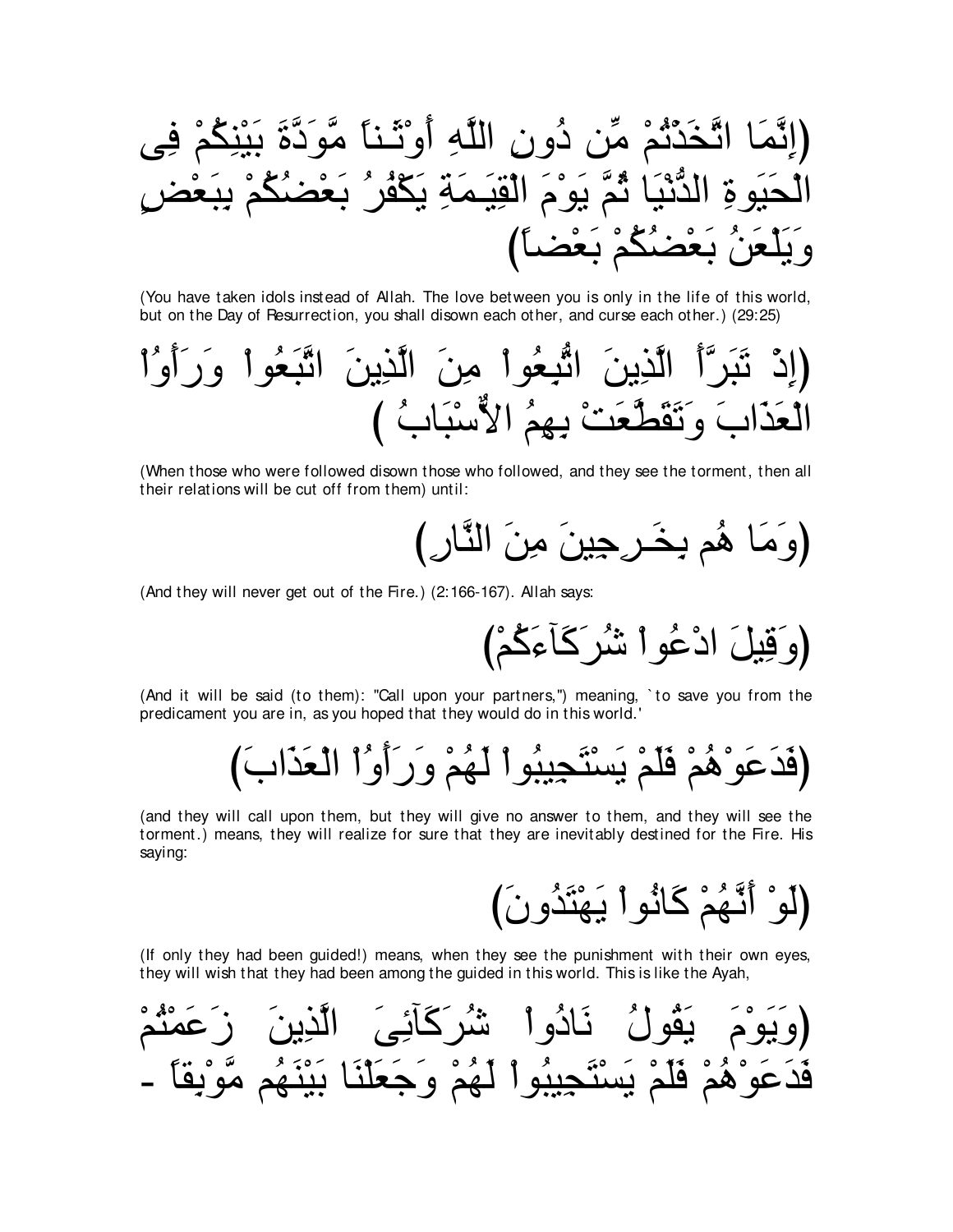(إِنَّمَا اتَّخَذْتُمْ مِّن دُونِ اللَّهِ أَوْثَـناً مَّوَدَّةَ بَيْنِكُمْ فِى الْحَيَوةِ الدُّنْيَا ثُمَّ يَوْمَ الْقِيَـمَةِ يَكْفُرُ بَعْضُكُمْ بِبَعْضٍ وَيَلْعَنُ بَعْضُكُمْ بَعْضاً)

(You have taken idols instead of Allah. The love between you is only in the life of this world, but on the Day of Resurrection, you shall disown each other, and curse each other.) (29:25)

(إِذْ تَبَرَّأَ الَّذِينَ اتُّبِعُواْ مِنَ الَّذِينَ اتَّبَعُواْ وَرَأَوُاْ الْعَذَابَ وَتَقَطَّعَتْ بِهِمُ الاٌّسْبَابُ )

(When those who were followed disown those who followed, and they see the torment, then all their relations will be cut off from them) until:

(وَمَا هُم بِخَـرِجِينَ مِنَ النَّارِ)

(And they will never get out of the Fire.) (2:166-167). Allah says:

(وَقِيلَ ادْعُواْ شُرَكَآءَكُمْ)

(And it will be said (to them): "Call upon your partners,") meaning, `to save you from the predicament you are in, as you hoped that they would do in this world.'

(فَدَعَوْهُمْ فَلَمْ يَسْتَجِيبُواْ لَهُمْ وَرَأَوُاْ الْعَذَابَ)

(and they will call upon them, but they will give no answer to them, and they will see the torment.) means, they will realize for sure that they are inevitably destined for the Fire. His saying:

(لَوْ أَنَّهُمْ كَانُواْ يَهْتَدُونَ)

(If only they had been guided!) means, when they see the punishment with their own eyes, they will wish that they had been among the guided in this world. This is like the Ayah,

(وَيَوْمَ يَقُولُ نَادُواْ شُرَكَآئِىَ الَّذِينَ زَعَمْتُمْ فَدَعَوْهُمْ فَلَمْ يَسْتَجِيبُواْ لَهُمْ وَجَعَلْنَا بَيْنَهُم مَّوْبِقاً -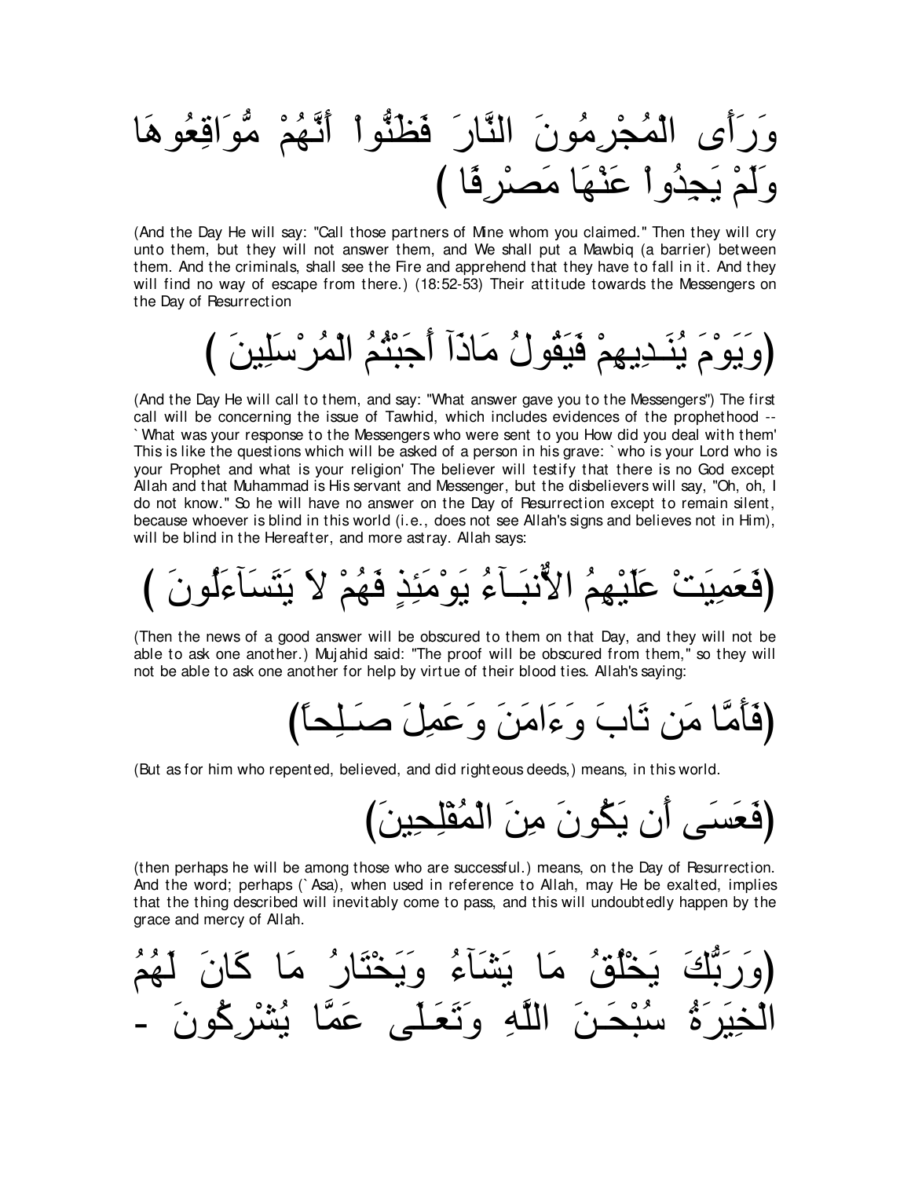وَرَأَى الْمُجْرِمُونَ النَّارَ فَظَنُّوا أَنَّهُمْ مُّوَاقِعُوهَا وَلَمْ يَجِدُوا عَنْهَا مَصْرِفًا )

(And the Day He will say: "Call those partners of Mine whom you claimed." Then they will cry unto them, but they will not answer them, and We shall put a Mawbiq (a barrier) between them. And the criminals, shall see the Fire and apprehend that they have to fall in it. And they will find no way of escape from there.) (18:52-53) Their attitude towards the Messengers on the Day of Resurrection

(وَيَوْمَ يُنَادِيهِمْ فَيَقُولُ مَاذَآ أَجَبْتُمُ الْمُرْسَلِينَ )

(And the Day He will call to them, and say: "What answer gave you to the Messengers") The first call will be concerning the issue of Tawhid, which includes evidences of the prophethood -- `What was your response to the Messengers who were sent to you How did you deal with them' This is like the questions which will be asked of a person in his grave: `who is your Lord who is your Prophet and what is your religion' The believer will testify that there is no God except Allah and that Muhammad is His servant and Messenger, but the disbelievers will say, "Oh, oh, I do not know." So he will have no answer on the Day of Resurrection except to remain silent, because whoever is blind in this world (i.e., does not see Allah's signs and believes not in Him), will be blind in the Hereafter, and more astray. Allah says:

(فَعَمِيَتْ عَلَيْهِمُ الأَنبَآءُ يَوْمَئِذٍ فَهُمْ لاَ يَتَسَآءَلُونَ )

(Then the news of a good answer will be obscured to them on that Day, and they will not be able to ask one another.) Mujahid said: "The proof will be obscured from them," so they will not be able to ask one another for help by virtue of their blood ties. Allah's saying:

(فَأَمَّا مَن تَابَ وَءَامَنَ وَعَمِلَ صَـلِحاً)

(But as for him who repented, believed, and did righteous deeds,) means, in this world.

(فَعَسَى أَن يَكُونَ مِنَ الْمُفْلِحِينَ)

(then perhaps he will be among those who are successful.) means, on the Day of Resurrection. And the word; perhaps (`Asa), when used in reference to Allah, may He be exalted, implies that the thing described will inevitably come to pass, and this will undoubtedly happen by the grace and mercy of Allah.

(وَرَبُّكَ يَخْلُقُ مَا يَشَآءُ وَيَخْتَارُ مَا كَانَ لَهُمُ الْخِيَرَةُ سُبْحَـنَ اللَّهِ وَتَعَـلَى عَمَّا يُشْرِكُونَ -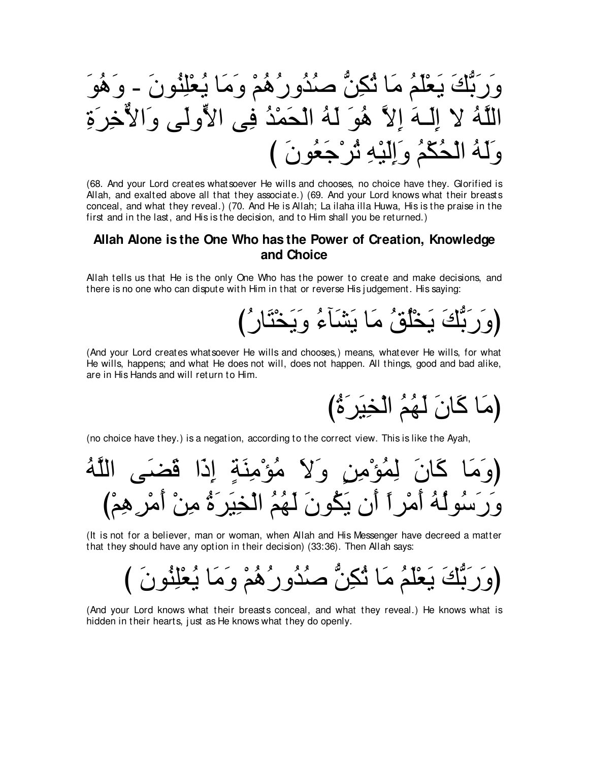وَرَبُّكَ يَعْلَمُ مَا تُكِنُّ صُدُورُهُمْ وَمَا يُعْلِنُونَ - وَهُوَ اللَّهُ لا إِلَـهَ إِلاَّ هُوَ لَهُ الْحَمْدُ فِى الاٍّولَى وَالاٌّخِرَةِ وَلَهُ الْحُكْمُ وَإِلَيْهِ تُرْجَعُونَ )

(68. And your Lord creates whatsoever He wills and chooses, no choice have they. Glorified is Allah, and exalted above all that they associate.) (69. And your Lord knows what their breasts conceal, and what they reveal.) (70. And He is Allah; La ilaha illa Huwa, His is the praise in the first and in the last, and His is the decision, and to Him shall you be returned.)

## Allah Alone is the One Who has the Power of Creation, Knowledge and Choice

Allah tells us that He is the only One Who has the power to create and make decisions, and there is no one who can dispute with Him in that or reverse His judgement. His saying:

(وَرَبُّكَ يَخْلُقُ مَا يَشَآءُ وَيَخْتَارُ)

(And your Lord creates whatsoever He wills and chooses,) means, whatever He wills, for what He wills, happens; and what He does not will, does not happen. All things, good and bad alike, are in His Hands and will return to Him.

(مَا كَانَ لَهُمُ الْخِيَرَةُ)

(no choice have they.) is a negation, according to the correct view. This is like the Ayah,

(وَمَا كَانَ لِمُؤْمِنٍ وَلاَ مُؤْمِنَةٍ إِذَا قَضَى اللَّهُ وَرَسُولُهُ أَمْراً أَن يَكُونَ لَهُمُ الْخِيَرَةُ مِنْ أَمْرِهِمْ)

(It is not for a believer, man or woman, when Allah and His Messenger have decreed a matter that they should have any option in their decision) (33:36). Then Allah says:

(وَرَبُّكَ يَعْلَمُ مَا تُكِنُّ صُدُورُهُمْ وَمَا يُعْلِنُونَ )

(And your Lord knows what their breasts conceal, and what they reveal.) He knows what is hidden in their hearts, just as He knows what they do openly.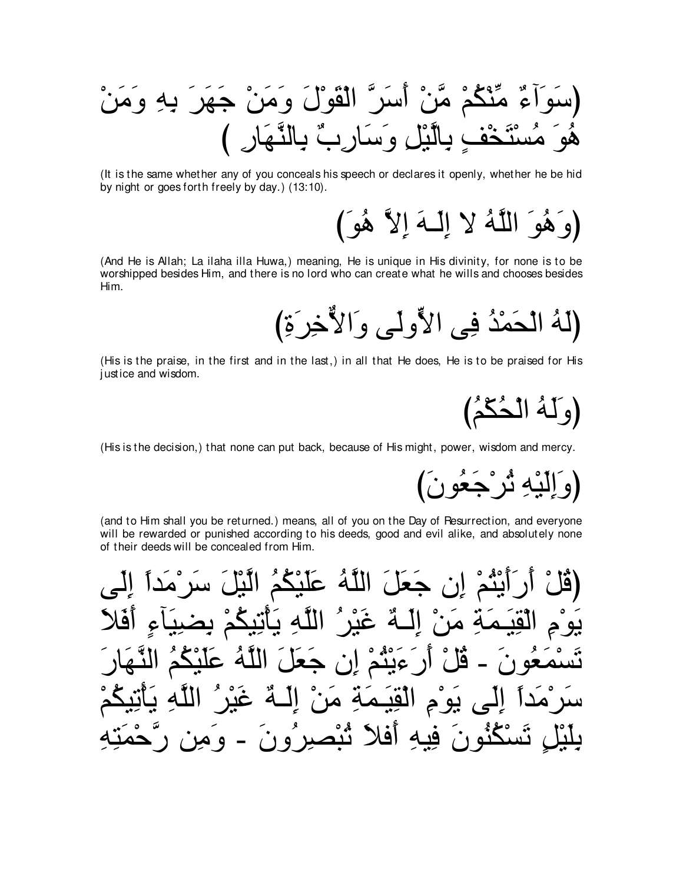(سَوَآءٌ مِّنْكُمْ مَّنْ أَسَرَّ الْقَوْلَ وَمَنْ جَهَرَ بِهِ وَمَنْ هُوَ مُسْتَخْفٍ بِالَّيْلِ وَسَارِبٌ بِالنَّهَارِ )

(It is the same whether any of you conceals his speech or declares it openly, whether he be hid by night or goes forth freely by day.) (13:10).

(وَهُوَ اللَّهُ لا إِلَـهَ إِلاَّ هُوَ)

(And He is Allah; La ilaha illa Huwa,) meaning, He is unique in His divinity, for none is to be worshipped besides Him, and there is no lord who can create what he wills and chooses besides Him.

(لَهُ الْحَمْدُ فِى الاٍّولَى وَالاٌّخِرَةِ)

(His is the praise, in the first and in the last,) in all that He does, He is to be praised for His justice and wisdom.

(وَلَهُ الْحُكْمُ)

(His is the decision,) that none can put back, because of His might, power, wisdom and mercy.

(وَإِلَيْهِ تُرْجَعُونَ)

(and to Him shall you be returned.) means, all of you on the Day of Resurrection, and everyone will be rewarded or punished according to his deeds, good and evil alike, and absolutely none of their deeds will be concealed from Him.

(قُلْ أَرَأَيْتُمْ إِن جَعَلَ اللَّهُ عَلَيْكُمُ الَّيْلَ سَرْمَداً إِلَى يَوْمِ الْقِيَـمَةِ مَنْ إِلَـهٌ غَيْرُ اللَّهِ يَأْتِيكُمْ بِضِيَآءٍ أَفَلاَ تَسْمَعُونَ - قُلْ أَرَءَيْتُمْ إِن جَعَلَ اللَّهُ عَلَيْكُمُ النَّهَارَ سَرْمَداً إِلَى يَوْمِ الْقِيَـمَةِ مَنْ إِلَـهٌ غَيْرُ اللَّهِ يَأْتِيكُمْ بِلَيْلٍ تَسْكُنُونَ فِيهِ أَفلاَ تُبْصِرُونَ - وَمِن رَّحْمَتِهِ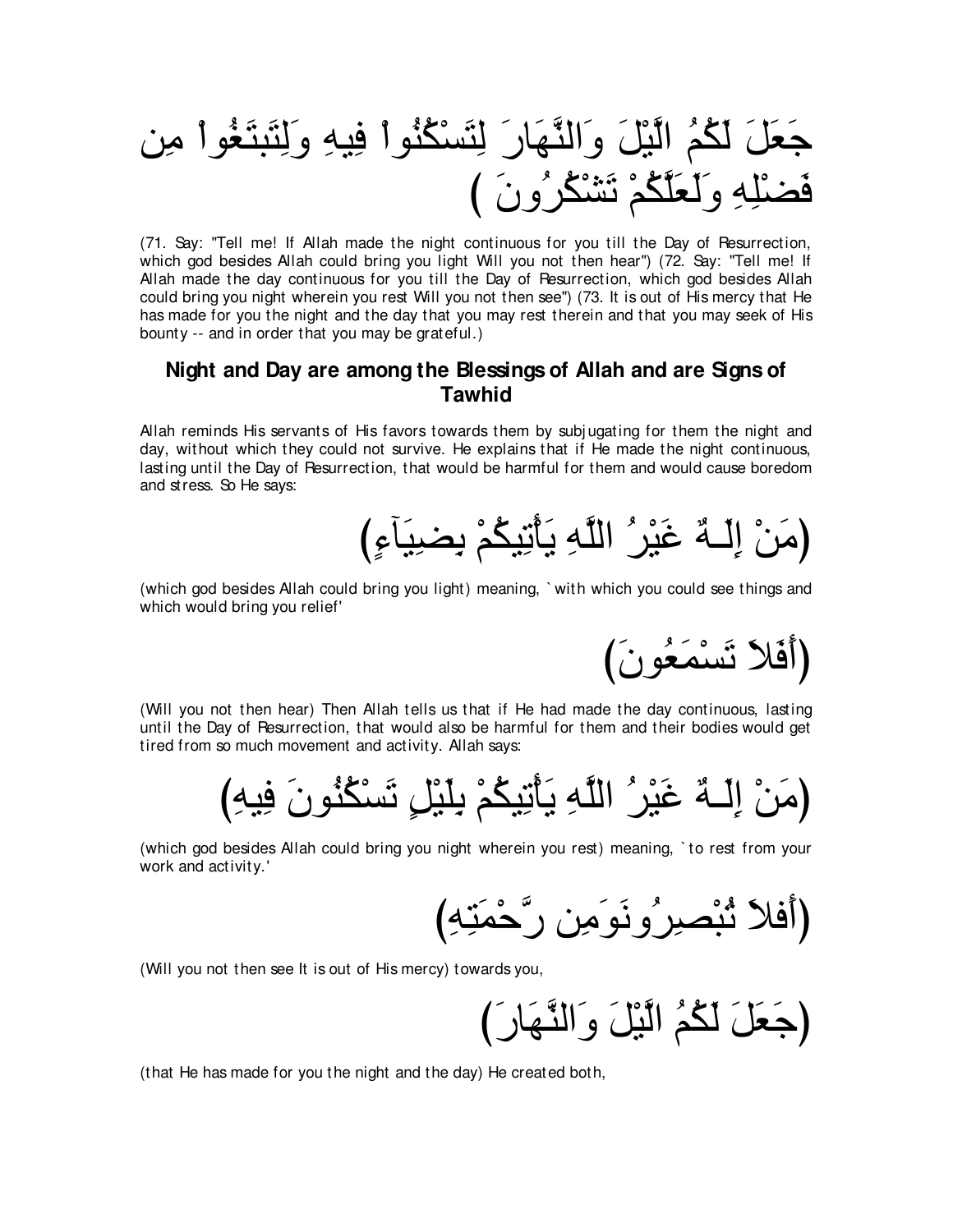جَعَلَ لَكُمُ الَّيْلَ وَالنَّهَارَ لِتَسْكُنُواْ فِيهِ وَلِتَبْتَغُواْ مِن فَضْلِهِ وَلَعَلَّكُمْ تَشْكُرُونَ )

(71. Say: "Tell me! If Allah made the night continuous for you till the Day of Resurrection, which god besides Allah could bring you light Will you not then hear") (72. Say: "Tell me! If Allah made the day continuous for you till the Day of Resurrection, which god besides Allah could bring you night wherein you rest Will you not then see") (73. It is out of His mercy that He has made for you the night and the day that you may rest therein and that you may seek of His bounty -- and in order that you may be grateful.)

## Night and Day are among the Blessings of Allah and are Signs of Tawhid

Allah reminds His servants of His favors towards them by subjugating for them the night and day, without which they could not survive. He explains that if He made the night continuous, lasting until the Day of Resurrection, that would be harmful for them and would cause boredom and stress. So He says:

(مَنْ إِلَـهٌ غَيْرُ اللَّهِ يَأْتِيكُمْ بِضِيَآءٍ)

(which god besides Allah could bring you light) meaning, `with which you could see things and which would bring you relief'

(أَفَلاَ تَسْمَعُونَ)

(Will you not then hear) Then Allah tells us that if He had made the day continuous, lasting until the Day of Resurrection, that would also be harmful for them and their bodies would get tired from so much movement and activity. Allah says:

(مَنْ إِلَـهٌ غَيْرُ اللَّهِ يَأْتِيكُمْ بِلَيْلٍ تَسْكُنُونَ فِيهِ)

(which god besides Allah could bring you night wherein you rest) meaning, `to rest from your work and activity.'

(أَفلاَ تُبْصِرُونَوَمِن رَّحْمَتِهِ)

(Will you not then see It is out of His mercy) towards you,

(جَعَلَ لَكُمُ الَّيْلَ وَالنَّهَارَ)

(that He has made for you the night and the day) He created both,